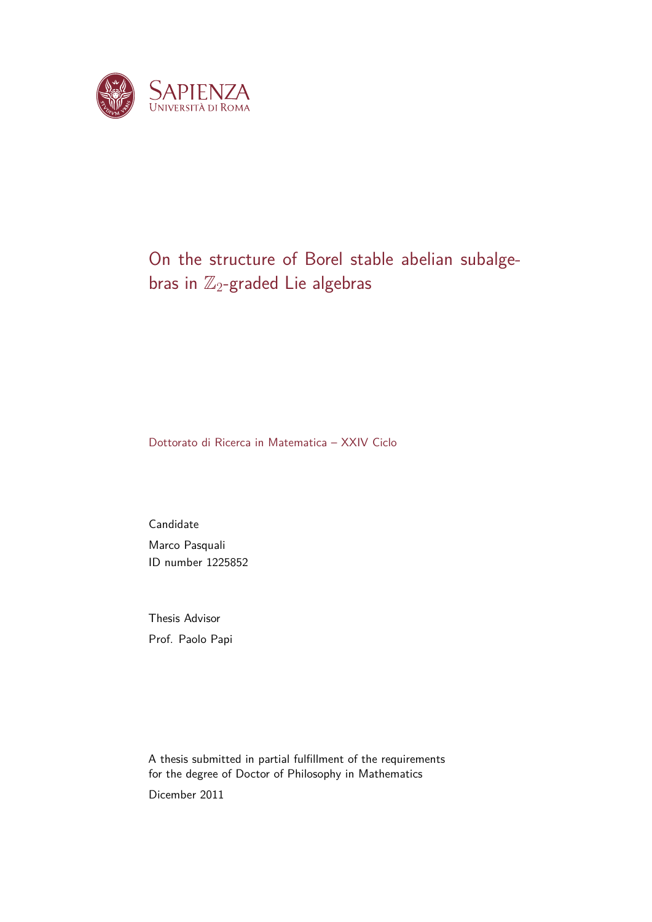SAPIENZA
UNIVERSITÀ DI ROMA

# On the structure of Borel stable abelian subalgebras in $\mathbb{Z}_2$-graded Lie algebras

Dottorato di Ricerca in Matematica – XXIV Ciclo

Candidate
Marco Pasquali
ID number 1225852

Thesis Advisor
Prof. Paolo Papi

A thesis submitted in partial fulfillment of the requirements
for the degree of Doctor of Philosophy in Mathematics

Dicember 2011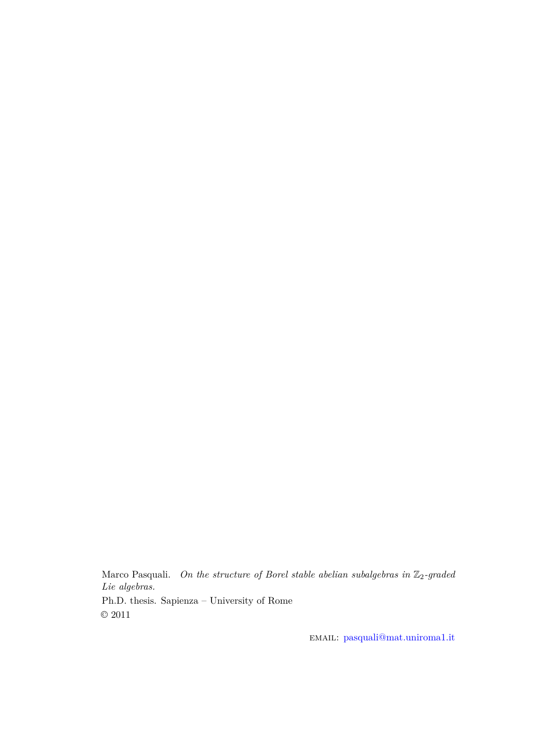Marco Pasquali. *On the structure of Borel stable abelian subalgebras in $\mathbb{Z}_2$-graded Lie algebras.*

Ph.D. thesis. Sapienza – University of Rome

© 2011

EMAIL: pasquali@mat.uniroma1.it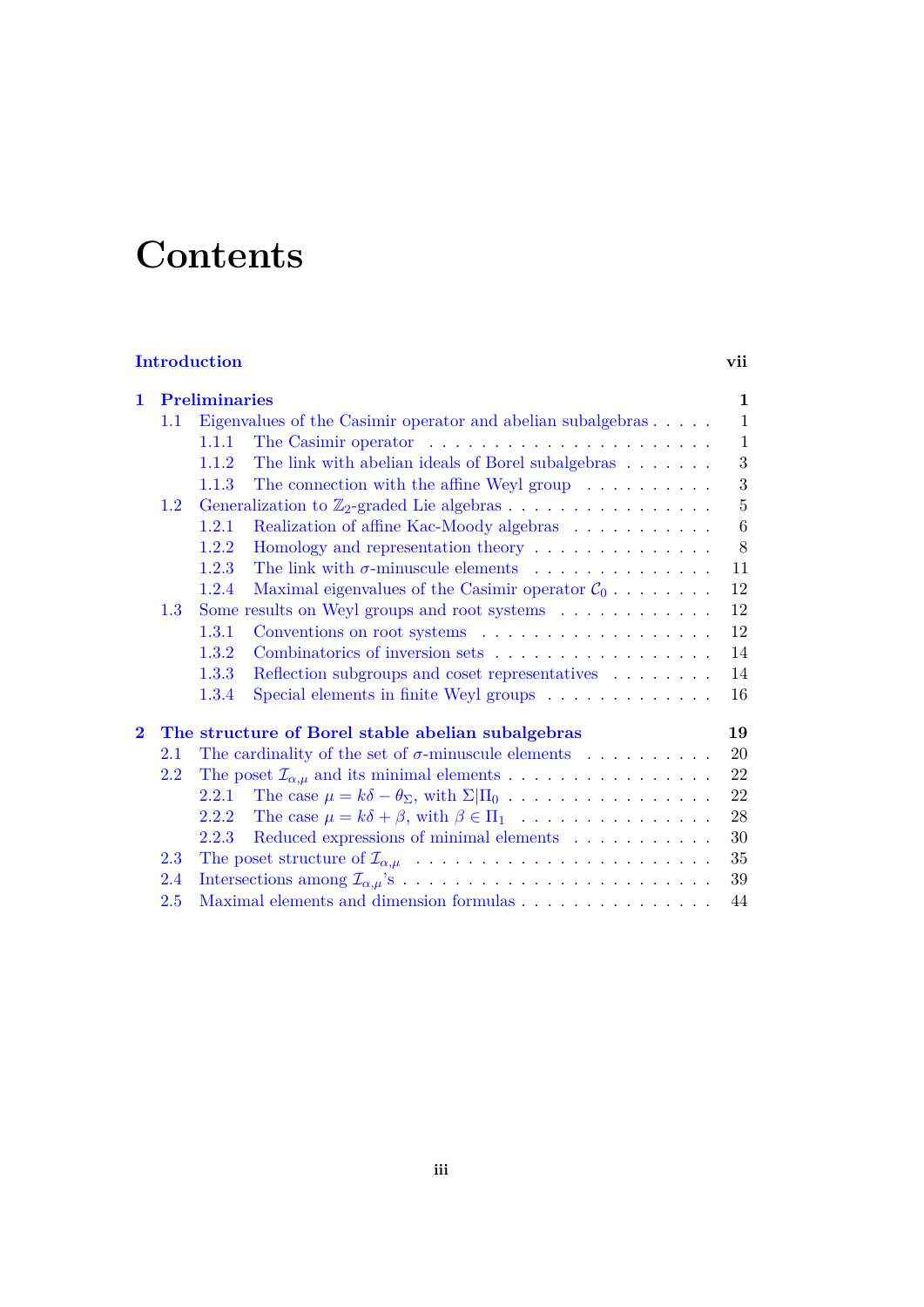# Contents

**Introduction** **vii**

**1 Preliminaries** **1**

- 1.1 Eigenvalues of the Casimir operator and abelian subalgebras . . . . . 1
  - 1.1.1 The Casimir operator . . . . . . . . . . . . . . . . . . . . 1
  - 1.1.2 The link with abelian ideals of Borel subalgebras . . . . . . . 3
  - 1.1.3 The connection with the affine Weyl group . . . . . . . . . . 3
- 1.2 Generalization to $\mathbb{Z}_2$-graded Lie algebras . . . . . . . . . . . . . . . 5
  - 1.2.1 Realization of affine Kac-Moody algebras . . . . . . . . . . . 6
  - 1.2.2 Homology and representation theory . . . . . . . . . . . . . 8
  - 1.2.3 The link with $\sigma$-minuscule elements . . . . . . . . . . . . . 11
  - 1.2.4 Maximal eigenvalues of the Casimir operator $\mathcal{C}_0$ . . . . . . . . 12
- 1.3 Some results on Weyl groups and root systems . . . . . . . . . . . . 12
  - 1.3.1 Conventions on root systems . . . . . . . . . . . . . . . . . 12
  - 1.3.2 Combinatorics of inversion sets . . . . . . . . . . . . . . . . 14
  - 1.3.3 Reflection subgroups and coset representatives . . . . . . . . 14
  - 1.3.4 Special elements in finite Weyl groups . . . . . . . . . . . . . 16

**2 The structure of Borel stable abelian subalgebras** **19**

- 2.1 The cardinality of the set of $\sigma$-minuscule elements . . . . . . . . . . 20
- 2.2 The poset $\mathcal{I}_{\alpha,\mu}$ and its minimal elements . . . . . . . . . . . . . . . 22
  - 2.2.1 The case $\mu = k\delta - \theta_\Sigma$, with $\Sigma|\Pi_0$ . . . . . . . . . . . . . . . 22
  - 2.2.2 The case $\mu = k\delta + \beta$, with $\beta \in \Pi_1$ . . . . . . . . . . . . . . . 28
  - 2.2.3 Reduced expressions of minimal elements . . . . . . . . . . . 30
- 2.3 The poset structure of $\mathcal{I}_{\alpha,\mu}$ . . . . . . . . . . . . . . . . . . . . . 35
- 2.4 Intersections among $\mathcal{I}_{\alpha,\mu}$'s . . . . . . . . . . . . . . . . . . . . . . 39
- 2.5 Maximal elements and dimension formulas . . . . . . . . . . . . . . . 44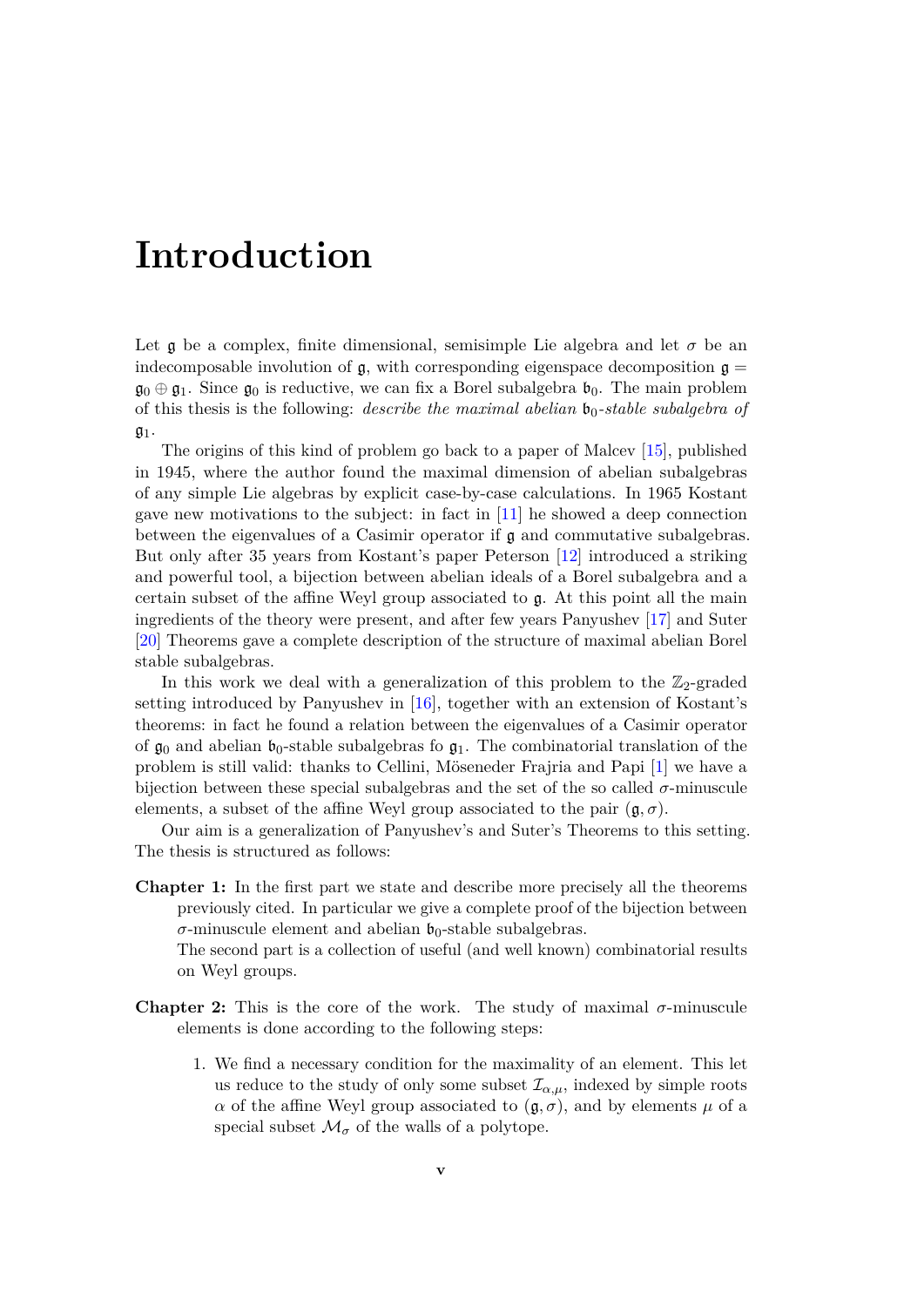# Introduction

Let $\mathfrak{g}$ be a complex, finite dimensional, semisimple Lie algebra and let $\sigma$ be an indecomposable involution of $\mathfrak{g}$, with corresponding eigenspace decomposition $\mathfrak{g} = \mathfrak{g}_0 \oplus \mathfrak{g}_1$. Since $\mathfrak{g}_0$ is reductive, we can fix a Borel subalgebra $\mathfrak{b}_0$. The main problem of this thesis is the following: *describe the maximal abelian $\mathfrak{b}_0$-stable subalgebra of $\mathfrak{g}_1$.*

The origins of this kind of problem go back to a paper of Malcev [15], published in 1945, where the author found the maximal dimension of abelian subalgebras of any simple Lie algebras by explicit case-by-case calculations. In 1965 Kostant gave new motivations to the subject: in fact in [11] he showed a deep connection between the eigenvalues of a Casimir operator if $\mathfrak{g}$ and commutative subalgebras. But only after 35 years from Kostant's paper Peterson [12] introduced a striking and powerful tool, a bijection between abelian ideals of a Borel subalgebra and a certain subset of the affine Weyl group associated to $\mathfrak{g}$. At this point all the main ingredients of the theory were present, and after few years Panyushev [17] and Suter [20] Theorems gave a complete description of the structure of maximal abelian Borel stable subalgebras.

In this work we deal with a generalization of this problem to the $\mathbb{Z}_2$-graded setting introduced by Panyushev in [16], together with an extension of Kostant's theorems: in fact he found a relation between the eigenvalues of a Casimir operator of $\mathfrak{g}_0$ and abelian $\mathfrak{b}_0$-stable subalgebras fo $\mathfrak{g}_1$. The combinatorial translation of the problem is still valid: thanks to Cellini, Möseneder Frajria and Papi [1] we have a bijection between these special subalgebras and the set of the so called $\sigma$-minuscule elements, a subset of the affine Weyl group associated to the pair $(\mathfrak{g}, \sigma)$.

Our aim is a generalization of Panyushev's and Suter's Theorems to this setting. The thesis is structured as follows:

**Chapter 1:** In the first part we state and describe more precisely all the theorems previously cited. In particular we give a complete proof of the bijection between $\sigma$-minuscule element and abelian $\mathfrak{b}_0$-stable subalgebras.
The second part is a collection of useful (and well known) combinatorial results on Weyl groups.

**Chapter 2:** This is the core of the work. The study of maximal $\sigma$-minuscule elements is done according to the following steps:

1. We find a necessary condition for the maximality of an element. This let us reduce to the study of only some subset $\mathcal{I}_{\alpha,\mu}$, indexed by simple roots $\alpha$ of the affine Weyl group associated to $(\mathfrak{g}, \sigma)$, and by elements $\mu$ of a special subset $\mathcal{M}_\sigma$ of the walls of a polytope.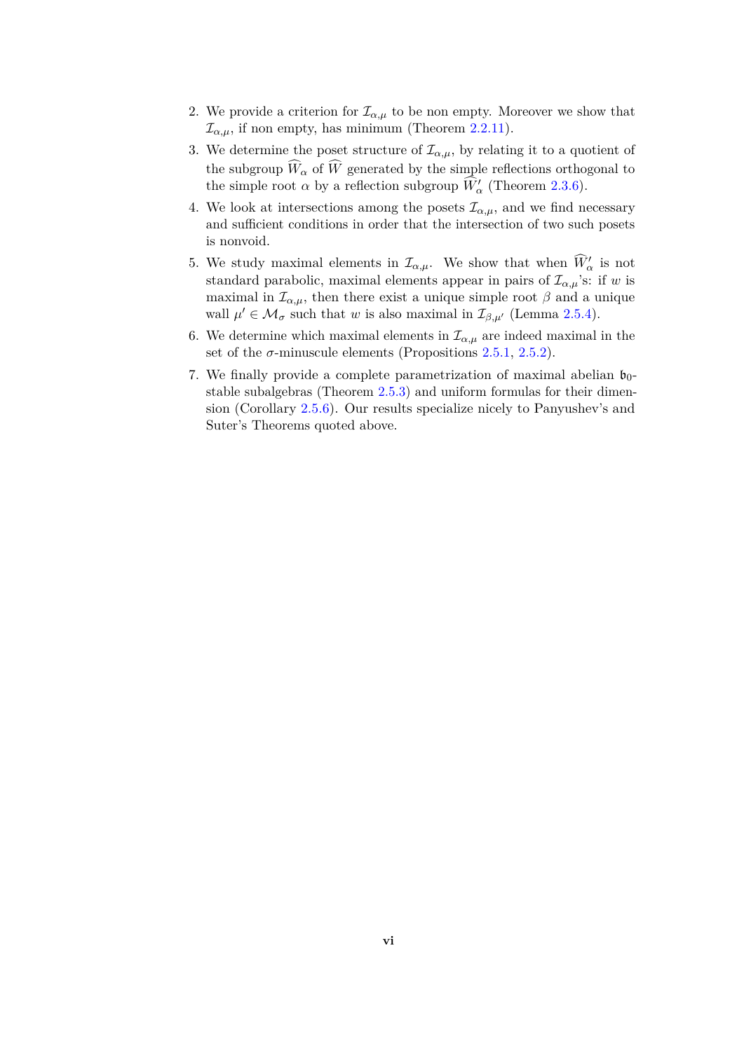2. We provide a criterion for $\mathcal{I}_{\alpha,\mu}$ to be non empty. Moreover we show that $\mathcal{I}_{\alpha,\mu}$, if non empty, has minimum (Theorem 2.2.11).
3. We determine the poset structure of $\mathcal{I}_{\alpha,\mu}$, by relating it to a quotient of the subgroup $\widehat{W}_\alpha$ of $\widehat{W}$ generated by the simple reflections orthogonal to the simple root $\alpha$ by a reflection subgroup $\widehat{W}'_\alpha$ (Theorem 2.3.6).
4. We look at intersections among the posets $\mathcal{I}_{\alpha,\mu}$, and we find necessary and sufficient conditions in order that the intersection of two such posets is nonvoid.
5. We study maximal elements in $\mathcal{I}_{\alpha,\mu}$. We show that when $\widehat{W}'_\alpha$ is not standard parabolic, maximal elements appear in pairs of $\mathcal{I}_{\alpha,\mu}$'s: if $w$ is maximal in $\mathcal{I}_{\alpha,\mu}$, then there exist a unique simple root $\beta$ and a unique wall $\mu' \in \mathcal{M}_\sigma$ such that $w$ is also maximal in $\mathcal{I}_{\beta,\mu'}$ (Lemma 2.5.4).
6. We determine which maximal elements in $\mathcal{I}_{\alpha,\mu}$ are indeed maximal in the set of the $\sigma$-minuscule elements (Propositions 2.5.1, 2.5.2).
7. We finally provide a complete parametrization of maximal abelian $\mathfrak{b}_0$-stable subalgebras (Theorem 2.5.3) and uniform formulas for their dimension (Corollary 2.5.6). Our results specialize nicely to Panyushev's and Suter's Theorems quoted above.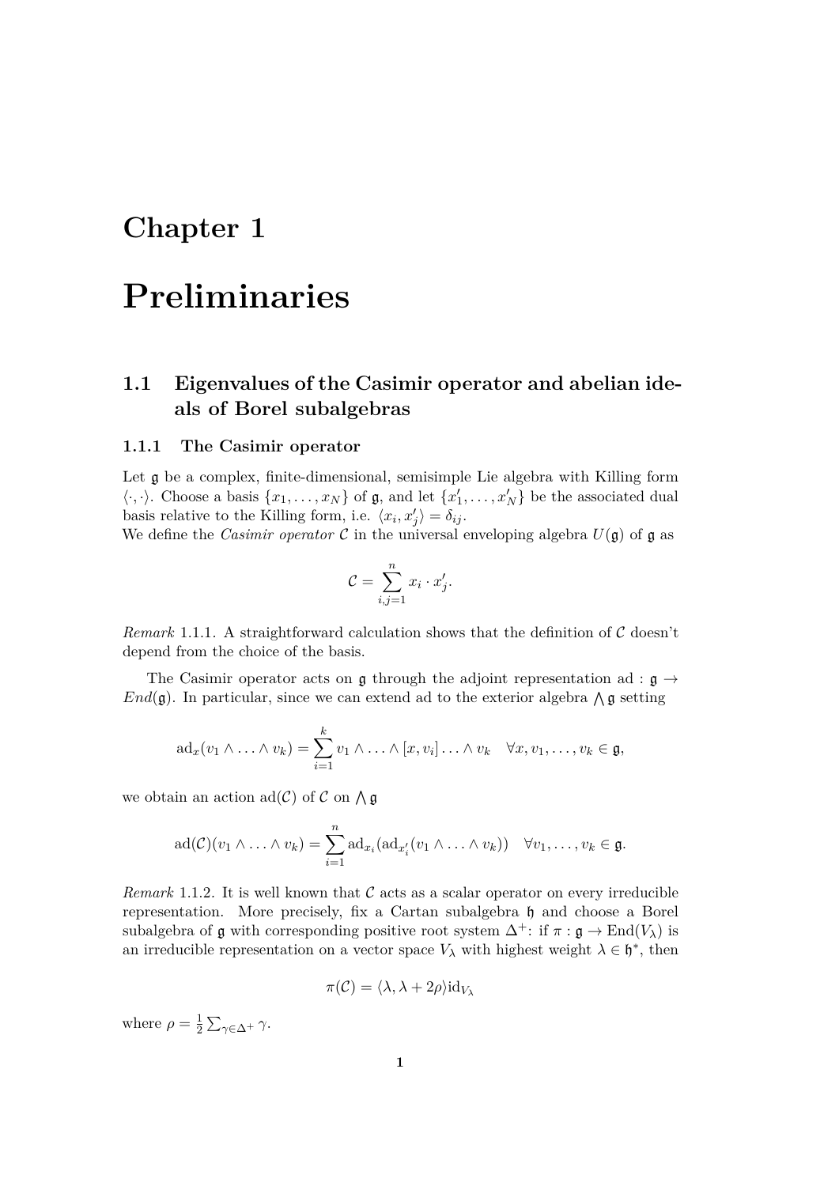# Chapter 1

# Preliminaries

## 1.1 Eigenvalues of the Casimir operator and abelian ideals of Borel subalgebras

### 1.1.1 The Casimir operator

Let $\mathfrak{g}$ be a complex, finite-dimensional, semisimple Lie algebra with Killing form $\langle \cdot, \cdot \rangle$. Choose a basis $\{x_1, \ldots, x_N\}$ of $\mathfrak{g}$, and let $\{x'_1, \ldots, x'_N\}$ be the associated dual basis relative to the Killing form, i.e. $\langle x_i, x'_j \rangle = \delta_{ij}$.
We define the *Casimir operator* $\mathcal{C}$ in the universal enveloping algebra $U(\mathfrak{g})$ of $\mathfrak{g}$ as

$$\mathcal{C} = \sum_{i,j=1}^{n} x_i \cdot x'_j.$$

*Remark* 1.1.1. A straightforward calculation shows that the definition of $\mathcal{C}$ doesn't depend from the choice of the basis.

The Casimir operator acts on $\mathfrak{g}$ through the adjoint representation $\mathrm{ad} : \mathfrak{g} \to End(\mathfrak{g})$. In particular, since we can extend ad to the exterior algebra $\bigwedge \mathfrak{g}$ setting

$$\mathrm{ad}_x(v_1 \wedge \ldots \wedge v_k) = \sum_{i=1}^{k} v_1 \wedge \ldots \wedge [x, v_i] \ldots \wedge v_k \quad \forall x, v_1, \ldots, v_k \in \mathfrak{g},$$

we obtain an action $\mathrm{ad}(\mathcal{C})$ of $\mathcal{C}$ on $\bigwedge \mathfrak{g}$

$$\mathrm{ad}(\mathcal{C})(v_1 \wedge \ldots \wedge v_k) = \sum_{i=1}^{n} \mathrm{ad}_{x_i}(\mathrm{ad}_{x'_i}(v_1 \wedge \ldots \wedge v_k)) \quad \forall v_1, \ldots, v_k \in \mathfrak{g}.$$

*Remark* 1.1.2. It is well known that $\mathcal{C}$ acts as a scalar operator on every irreducible representation. More precisely, fix a Cartan subalgebra $\mathfrak{h}$ and choose a Borel subalgebra of $\mathfrak{g}$ with corresponding positive root system $\Delta^+$: if $\pi : \mathfrak{g} \to \mathrm{End}(V_\lambda)$ is an irreducible representation on a vector space $V_\lambda$ with highest weight $\lambda \in \mathfrak{h}^*$, then

$$\pi(\mathcal{C}) = \langle \lambda, \lambda + 2\rho \rangle \mathrm{id}_{V_\lambda}$$

where $\rho = \frac{1}{2} \sum_{\gamma \in \Delta^+} \gamma$.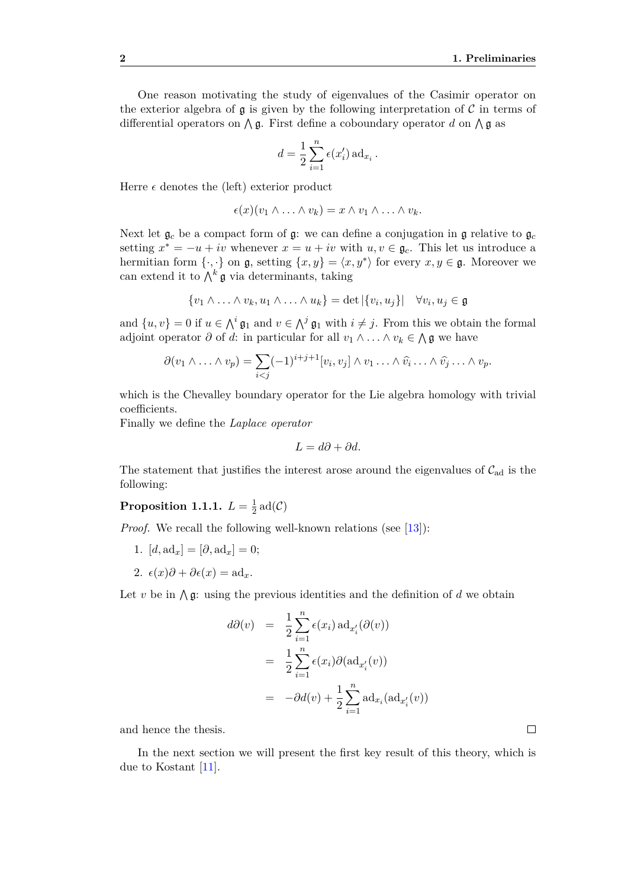One reason motivating the study of eigenvalues of the Casimir operator on the exterior algebra of $\mathfrak{g}$ is given by the following interpretation of $\mathcal{C}$ in terms of differential operators on $\bigwedge \mathfrak{g}$. First define a coboundary operator $d$ on $\bigwedge \mathfrak{g}$ as

$$d = \frac{1}{2}\sum_{i=1}^{n} \epsilon(x_i') \operatorname{ad}_{x_i}.$$

Herre $\epsilon$ denotes the (left) exterior product

$$\epsilon(x)(v_1 \wedge \ldots \wedge v_k) = x \wedge v_1 \wedge \ldots \wedge v_k.$$

Next let $\mathfrak{g}_c$ be a compact form of $\mathfrak{g}$: we can define a conjugation in $\mathfrak{g}$ relative to $\mathfrak{g}_c$ setting $x^* = -u + iv$ whenever $x = u + iv$ with $u, v \in \mathfrak{g}_c$. This let us introduce a hermitian form $\{\cdot, \cdot\}$ on $\mathfrak{g}$, setting $\{x, y\} = \langle x, y^* \rangle$ for every $x, y \in \mathfrak{g}$. Moreover we can extend it to $\bigwedge^k \mathfrak{g}$ via determinants, taking

$$\{v_1 \wedge \ldots \wedge v_k, u_1 \wedge \ldots \wedge u_k\} = \det |\{v_i, u_j\}| \quad \forall v_i, u_j \in \mathfrak{g}$$

and $\{u, v\} = 0$ if $u \in \bigwedge^i \mathfrak{g}_1$ and $v \in \bigwedge^j \mathfrak{g}_1$ with $i \neq j$. From this we obtain the formal adjoint operator $\partial$ of $d$: in particular for all $v_1 \wedge \ldots \wedge v_k \in \bigwedge \mathfrak{g}$ we have

$$\partial(v_1 \wedge \ldots \wedge v_p) = \sum_{i<j} (-1)^{i+j+1} [v_i, v_j] \wedge v_1 \ldots \wedge \widehat{v}_i \ldots \wedge \widehat{v}_j \ldots \wedge v_p.$$

which is the Chevalley boundary operator for the Lie algebra homology with trivial coefficients.
Finally we define the *Laplace operator*

$$L = d\partial + \partial d.$$

The statement that justifies the interest arose around the eigenvalues of $\mathcal{C}_{\mathrm{ad}}$ is the following:

**Proposition 1.1.1.** $L = \frac{1}{2}\operatorname{ad}(\mathcal{C})$

*Proof.* We recall the following well-known relations (see [13]):

1. $[d, \operatorname{ad}_x] = [\partial, \operatorname{ad}_x] = 0$;
2. $\epsilon(x)\partial + \partial\epsilon(x) = \operatorname{ad}_x$.

Let $v$ be in $\bigwedge \mathfrak{g}$: using the previous identities and the definition of $d$ we obtain

$$\begin{aligned} d\partial(v) &= \frac{1}{2}\sum_{i=1}^{n} \epsilon(x_i) \operatorname{ad}_{x_i'}(\partial(v)) \\ &= \frac{1}{2}\sum_{i=1}^{n} \epsilon(x_i) \partial(\operatorname{ad}_{x_i'}(v)) \\ &= -\partial d(v) + \frac{1}{2}\sum_{i=1}^{n} \operatorname{ad}_{x_i}(\operatorname{ad}_{x_i'}(v)) \end{aligned}$$

and hence the thesis. ∎

In the next section we will present the first key result of this theory, which is due to Kostant [11].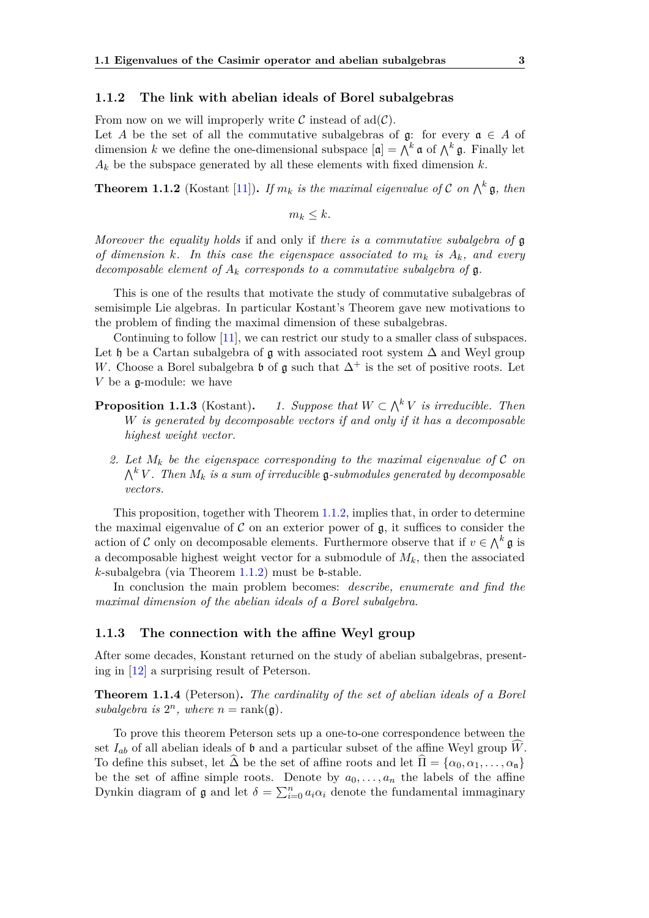### 1.1.2 The link with abelian ideals of Borel subalgebras

From now on we will improperly write $\mathcal{C}$ instead of $\mathrm{ad}(\mathcal{C})$.
Let $A$ be the set of all the commutative subalgebras of $\mathfrak{g}$: for every $\mathfrak{a} \in A$ of dimension $k$ we define the one-dimensional subspace $[\mathfrak{a}] = \bigwedge^k \mathfrak{a}$ of $\bigwedge^k \mathfrak{g}$. Finally let $A_k$ be the subspace generated by all these elements with fixed dimension $k$.

**Theorem 1.1.2** (Kostant [11])**.** *If $m_k$ is the maximal eigenvalue of $\mathcal{C}$ on $\bigwedge^k \mathfrak{g}$, then*

$$m_k \leq k.$$

*Moreover the equality holds* if and only if *there is a commutative subalgebra of* $\mathfrak{g}$ *of dimension $k$. In this case the eigenspace associated to $m_k$ is $A_k$, and every decomposable element of $A_k$ corresponds to a commutative subalgebra of* $\mathfrak{g}$.

This is one of the results that motivate the study of commutative subalgebras of semisimple Lie algebras. In particular Kostant's Theorem gave new motivations to the problem of finding the maximal dimension of these subalgebras.

Continuing to follow [11], we can restrict our study to a smaller class of subspaces. Let $\mathfrak{h}$ be a Cartan subalgebra of $\mathfrak{g}$ with associated root system $\Delta$ and Weyl group $W$. Choose a Borel subalgebra $\mathfrak{b}$ of $\mathfrak{g}$ such that $\Delta^+$ is the set of positive roots. Let $V$ be a $\mathfrak{g}$-module: we have

**Proposition 1.1.3** (Kostant)**.**

1. *Suppose that $W \subset \bigwedge^k V$ is irreducible. Then $W$ is generated by decomposable vectors if and only if it has a decomposable highest weight vector.*
2. *Let $M_k$ be the eigenspace corresponding to the maximal eigenvalue of $\mathcal{C}$ on $\bigwedge^k V$. Then $M_k$ is a sum of irreducible $\mathfrak{g}$-submodules generated by decomposable vectors.*

This proposition, together with Theorem 1.1.2, implies that, in order to determine the maximal eigenvalue of $\mathcal{C}$ on an exterior power of $\mathfrak{g}$, it suffices to consider the action of $\mathcal{C}$ only on decomposable elements. Furthermore observe that if $v \in \bigwedge^k \mathfrak{g}$ is a decomposable highest weight vector for a submodule of $M_k$, then the associated $k$-subalgebra (via Theorem 1.1.2) must be $\mathfrak{b}$-stable.

In conclusion the main problem becomes: *describe, enumerate and find the maximal dimension of the abelian ideals of a Borel subalgebra.*

### 1.1.3 The connection with the affine Weyl group

After some decades, Konstant returned on the study of abelian subalgebras, presenting in [12] a surprising result of Peterson.

**Theorem 1.1.4** (Peterson)**.** *The cardinality of the set of abelian ideals of a Borel subalgebra is $2^n$, where $n = \mathrm{rank}(\mathfrak{g})$.*

To prove this theorem Peterson sets up a one-to-one correspondence between the set $I_{ab}$ of all abelian ideals of $\mathfrak{b}$ and a particular subset of the affine Weyl group $\widehat{W}$. To define this subset, let $\widehat{\Delta}$ be the set of affine roots and let $\widehat{\Pi} = \{\alpha_0, \alpha_1, \ldots, \alpha_{\mathfrak{n}}\}$ be the set of affine simple roots. Denote by $a_0, \ldots, a_n$ the labels of the affine Dynkin diagram of $\mathfrak{g}$ and let $\delta = \sum_{i=0}^n a_i \alpha_i$ denote the fundamental immaginary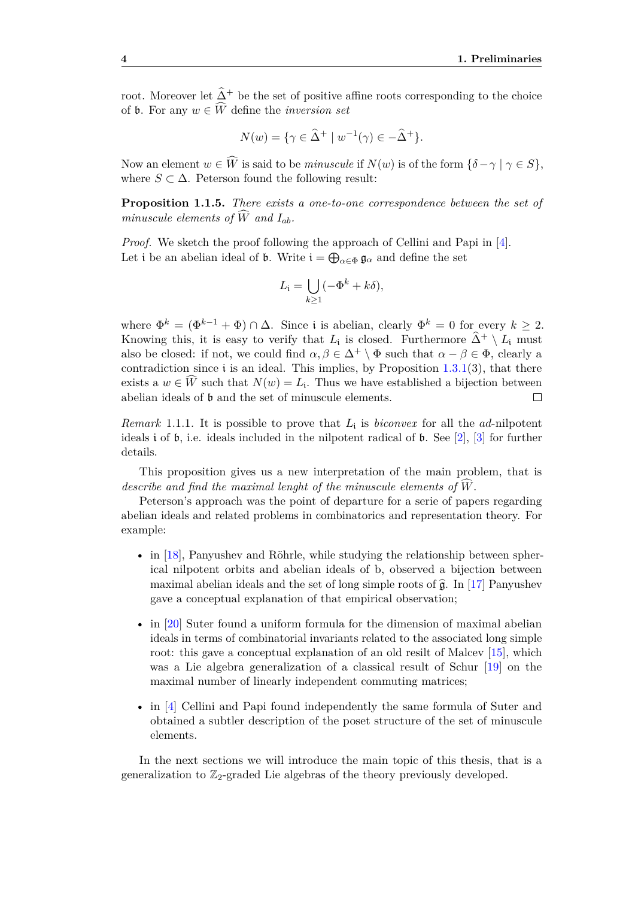root. Moreover let $\widehat{\Delta}^+$ be the set of positive affine roots corresponding to the choice of $\mathfrak{b}$. For any $w \in \widehat{W}$ define the *inversion set*

$$N(w) = \{\gamma \in \widehat{\Delta}^+ \mid w^{-1}(\gamma) \in -\widehat{\Delta}^+\}.$$

Now an element $w \in \widehat{W}$ is said to be *minuscule* if $N(w)$ is of the form $\{\delta - \gamma \mid \gamma \in S\}$, where $S \subset \Delta$. Peterson found the following result:

**Proposition 1.1.5.** *There exists a one-to-one correspondence between the set of minuscule elements of $\widehat{W}$ and $I_{ab}$.*

*Proof.* We sketch the proof following the approach of Cellini and Papi in [4]. Let $\mathfrak{i}$ be an abelian ideal of $\mathfrak{b}$. Write $\mathfrak{i} = \bigoplus_{\alpha \in \Phi} \mathfrak{g}_\alpha$ and define the set

$$L_{\mathfrak{i}} = \bigcup_{k \geq 1} (-\Phi^k + k\delta),$$

where $\Phi^k = (\Phi^{k-1} + \Phi) \cap \Delta$. Since $\mathfrak{i}$ is abelian, clearly $\Phi^k = 0$ for every $k \geq 2$. Knowing this, it is easy to verify that $L_{\mathfrak{i}}$ is closed. Furthermore $\widehat{\Delta}^+ \setminus L_{\mathfrak{i}}$ must also be closed: if not, we could find $\alpha, \beta \in \Delta^+ \setminus \Phi$ such that $\alpha - \beta \in \Phi$, clearly a contradiction since $\mathfrak{i}$ is an ideal. This implies, by Proposition 1.3.1(3), that there exists a $w \in \widehat{W}$ such that $N(w) = L_{\mathfrak{i}}$. Thus we have established a bijection between abelian ideals of $\mathfrak{b}$ and the set of minuscule elements. □

*Remark* 1.1.1. It is possible to prove that $L_{\mathfrak{i}}$ is *biconvex* for all the *ad*-nilpotent ideals $\mathfrak{i}$ of $\mathfrak{b}$, i.e. ideals included in the nilpotent radical of $\mathfrak{b}$. See [2], [3] for further details.

This proposition gives us a new interpretation of the main problem, that is *describe and find the maximal lenght of the minuscule elements of $\widehat{W}$.*

Peterson's approach was the point of departure for a serie of papers regarding abelian ideals and related problems in combinatorics and representation theory. For example:

- in [18], Panyushev and Röhrle, while studying the relationship between spherical nilpotent orbits and abelian ideals of b, observed a bijection between maximal abelian ideals and the set of long simple roots of $\widehat{\mathfrak{g}}$. In [17] Panyushev gave a conceptual explanation of that empirical observation;

- in [20] Suter found a uniform formula for the dimension of maximal abelian ideals in terms of combinatorial invariants related to the associated long simple root: this gave a conceptual explanation of an old resilt of Malcev [15], which was a Lie algebra generalization of a classical result of Schur [19] on the maximal number of linearly independent commuting matrices;

- in [4] Cellini and Papi found independently the same formula of Suter and obtained a subtler description of the poset structure of the set of minuscule elements.

In the next sections we will introduce the main topic of this thesis, that is a generalization to $\mathbb{Z}_2$-graded Lie algebras of the theory previously developed.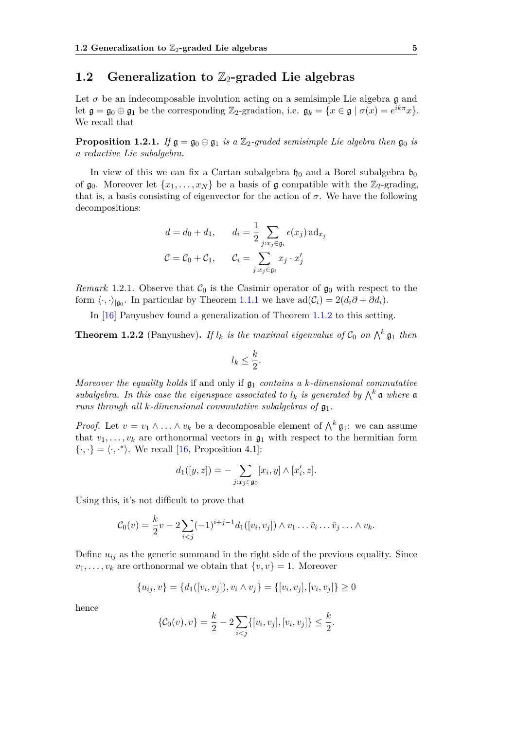## 1.2 Generalization to $\mathbb{Z}_2$-graded Lie algebras

Let $\sigma$ be an indecomposable involution acting on a semisimple Lie algebra $\mathfrak{g}$ and let $\mathfrak{g} = \mathfrak{g}_0 \oplus \mathfrak{g}_1$ be the corresponding $\mathbb{Z}_2$-gradation, i.e. $\mathfrak{g}_k = \{x \in \mathfrak{g} \mid \sigma(x) = e^{ik\pi}x\}$. We recall that

**Proposition 1.2.1.** *If $\mathfrak{g} = \mathfrak{g}_0 \oplus \mathfrak{g}_1$ is a $\mathbb{Z}_2$-graded semisimple Lie algebra then $\mathfrak{g}_0$ is a reductive Lie subalgebra.*

In view of this we can fix a Cartan subalgebra $\mathfrak{h}_0$ and a Borel subalgebra $\mathfrak{b}_0$ of $\mathfrak{g}_0$. Moreover let $\{x_1, \dots, x_N\}$ be a basis of $\mathfrak{g}$ compatible with the $\mathbb{Z}_2$-grading, that is, a basis consisting of eigenvector for the action of $\sigma$. We have the following decompositions:

$$d = d_0 + d_1, \qquad d_i = \frac{1}{2} \sum_{j: x_j \in \mathfrak{g}_i} \epsilon(x_j)\, \mathrm{ad}_{x_j}$$

$$\mathcal{C} = \mathcal{C}_0 + \mathcal{C}_1, \qquad \mathcal{C}_i = \sum_{j: x_j \in \mathfrak{g}_i} x_j \cdot x_j'$$

*Remark* 1.2.1. Observe that $\mathcal{C}_0$ is the Casimir operator of $\mathfrak{g}_0$ with respect to the form $\langle \cdot, \cdot \rangle_{|\mathfrak{g}_0}$. In particular by Theorem 1.1.1 we have $\mathrm{ad}(\mathcal{C}_i) = 2(d_i \partial + \partial d_i)$.

In [16] Panyushev found a generalization of Theorem 1.1.2 to this setting.

**Theorem 1.2.2** (Panyushev)**.** *If $l_k$ is the maximal eigenvalue of $\mathcal{C}_0$ on $\bigwedge^k \mathfrak{g}_1$ then*

$$l_k \leq \frac{k}{2}.$$

*Moreover the equality holds* if and only if *$\mathfrak{g}_1$ contains a $k$-dimensional commutative subalgebra. In this case the eigenspace associated to $l_k$ is generated by $\bigwedge^k \mathfrak{a}$ where $\mathfrak{a}$ runs through all $k$-dimensional commutative subalgebras of $\mathfrak{g}_1$.*

*Proof.* Let $v = v_1 \wedge \ldots \wedge v_k$ be a decomposable element of $\bigwedge^k \mathfrak{g}_1$: we can assume that $v_1, \dots, v_k$ are orthonormal vectors in $\mathfrak{g}_1$ with respect to the hermitian form $\{\cdot, \cdot\} = \langle \cdot, \cdot^* \rangle$. We recall [16, Proposition 4.1]:

$$d_1([y, z]) = - \sum_{j: x_j \in \mathfrak{g}_0} [x_i, y] \wedge [x_i', z].$$

Using this, it's not difficult to prove that

$$\mathcal{C}_0(v) = \frac{k}{2} v - 2 \sum_{i<j} (-1)^{i+j-1} d_1([v_i, v_j]) \wedge v_1 \ldots \hat{v}_i \ldots \hat{v}_j \ldots \wedge v_k.$$

Define $u_{ij}$ as the generic summand in the right side of the previous equality. Since $v_1, \dots, v_k$ are orthonormal we obtain that $\{v, v\} = 1$. Moreover

$$\{u_{ij}, v\} = \{d_1([v_i, v_j]), v_i \wedge v_j\} = \{[v_i, v_j], [v_i, v_j]\} \geq 0$$

hence

$$\{\mathcal{C}_0(v), v\} = \frac{k}{2} - 2 \sum_{i<j} \{[v_i, v_j], [v_i, v_j]\} \leq \frac{k}{2}.$$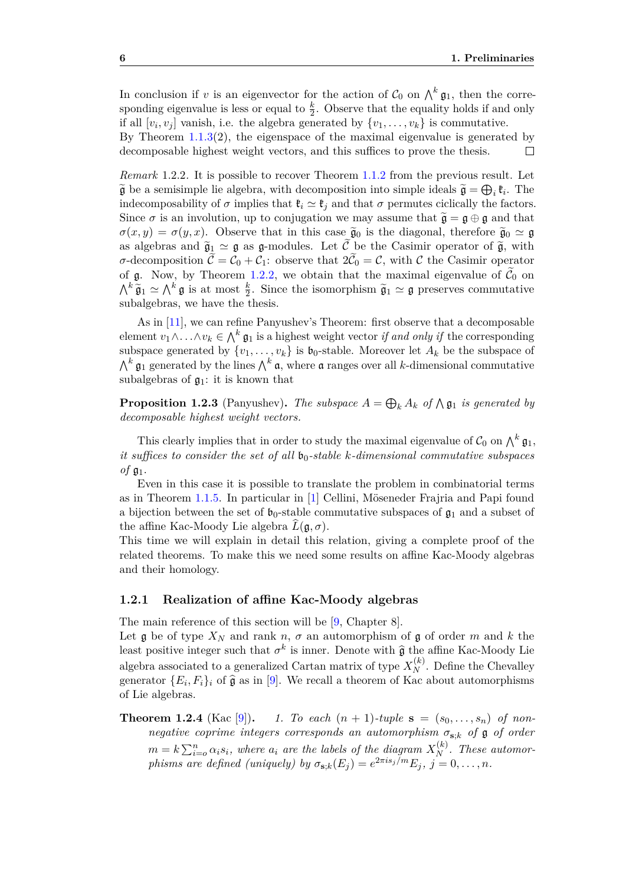In conclusion if $v$ is an eigenvector for the action of $\mathcal{C}_0$ on $\bigwedge^k \mathfrak{g}_1$, then the corresponding eigenvalue is less or equal to $\frac{k}{2}$. Observe that the equality holds if and only if all $[v_i, v_j]$ vanish, i.e. the algebra generated by $\{v_1, \ldots, v_k\}$ is commutative.
By Theorem 1.1.3(2), the eigenspace of the maximal eigenvalue is generated by decomposable highest weight vectors, and this suffices to prove the thesis. $\square$

*Remark* 1.2.2. It is possible to recover Theorem 1.1.2 from the previous result. Let $\widetilde{\mathfrak{g}}$ be a semisimple lie algebra, with decomposition into simple ideals $\widetilde{\mathfrak{g}} = \bigoplus_i \mathfrak{k}_i$. The indecomposability of $\sigma$ implies that $\mathfrak{k}_i \simeq \mathfrak{k}_j$ and that $\sigma$ permutes ciclically the factors. Since $\sigma$ is an involution, up to conjugation we may assume that $\widetilde{\mathfrak{g}} = \mathfrak{g} \oplus \mathfrak{g}$ and that $\sigma(x, y) = \sigma(y, x)$. Observe that in this case $\widetilde{\mathfrak{g}}_0$ is the diagonal, therefore $\widetilde{\mathfrak{g}}_0 \simeq \mathfrak{g}$ as algebras and $\widetilde{\mathfrak{g}}_1 \simeq \mathfrak{g}$ as $\mathfrak{g}$-modules. Let $\widetilde{\mathcal{C}}$ be the Casimir operator of $\widetilde{\mathfrak{g}}$, with $\sigma$-decomposition $\widetilde{\mathcal{C}} = \mathcal{C}_0 + \mathcal{C}_1$: observe that $2\widetilde{\mathcal{C}}_0 = \mathcal{C}$, with $\mathcal{C}$ the Casimir operator of $\mathfrak{g}$. Now, by Theorem 1.2.2, we obtain that the maximal eigenvalue of $\widetilde{\mathcal{C}}_0$ on $\bigwedge^k \widetilde{\mathfrak{g}}_1 \simeq \bigwedge^k \mathfrak{g}$ is at most $\frac{k}{2}$. Since the isomorphism $\widetilde{\mathfrak{g}}_1 \simeq \mathfrak{g}$ preserves commutative subalgebras, we have the thesis.

As in [11], we can refine Panyushev's Theorem: first observe that a decomposable element $v_1 \wedge \ldots \wedge v_k \in \bigwedge^k \mathfrak{g}_1$ is a highest weight vector *if and only if* the corresponding subspace generated by $\{v_1, \ldots, v_k\}$ is $\mathfrak{b}_0$-stable. Moreover let $A_k$ be the subspace of $\bigwedge^k \mathfrak{g}_1$ generated by the lines $\bigwedge^k \mathfrak{a}$, where $\mathfrak{a}$ ranges over all $k$-dimensional commutative subalgebras of $\mathfrak{g}_1$: it is known that

**Proposition 1.2.3** (Panyushev)**.** *The subspace $A = \bigoplus_k A_k$ of $\bigwedge \mathfrak{g}_1$ is generated by decomposable highest weight vectors.*

This clearly implies that in order to study the maximal eigenvalue of $\mathcal{C}_0$ on $\bigwedge^k \mathfrak{g}_1$, *it suffices to consider the set of all $\mathfrak{b}_0$-stable $k$-dimensional commutative subspaces of $\mathfrak{g}_1$*.

Even in this case it is possible to translate the problem in combinatorial terms as in Theorem 1.1.5. In particular in [1] Cellini, Möseneder Frajria and Papi found a bijection between the set of $\mathfrak{b}_0$-stable commutative subspaces of $\mathfrak{g}_1$ and a subset of the affine Kac-Moody Lie algebra $\widehat{L}(\mathfrak{g}, \sigma)$.
This time we will explain in detail this relation, giving a complete proof of the related theorems. To make this we need some results on affine Kac-Moody algebras and their homology.

### 1.2.1 Realization of affine Kac-Moody algebras

The main reference of this section will be [9, Chapter 8].
Let $\mathfrak{g}$ be of type $X_N$ and rank $n$, $\sigma$ an automorphism of $\mathfrak{g}$ of order $m$ and $k$ the least positive integer such that $\sigma^k$ is inner. Denote with $\widehat{\mathfrak{g}}$ the affine Kac-Moody Lie algebra associated to a generalized Cartan matrix of type $X_N^{(k)}$. Define the Chevalley generator $\{E_i, F_i\}_i$ of $\widehat{\mathfrak{g}}$ as in [9]. We recall a theorem of Kac about automorphisms of Lie algebras.

**Theorem 1.2.4** (Kac [9])**.** *1. To each $(n+1)$-tuple $\mathbf{s} = (s_0, \ldots, s_n)$ of non-negative coprime integers corresponds an automorphism $\sigma_{\mathbf{s};k}$ of $\mathfrak{g}$ of order $m = k \sum_{i=o}^{n} \alpha_i s_i$, where $a_i$ are the labels of the diagram $X_N^{(k)}$. These automorphisms are defined (uniquely) by $\sigma_{\mathbf{s};k}(E_j) = e^{2\pi i s_j/m} E_j$, $j = 0, \ldots, n$.*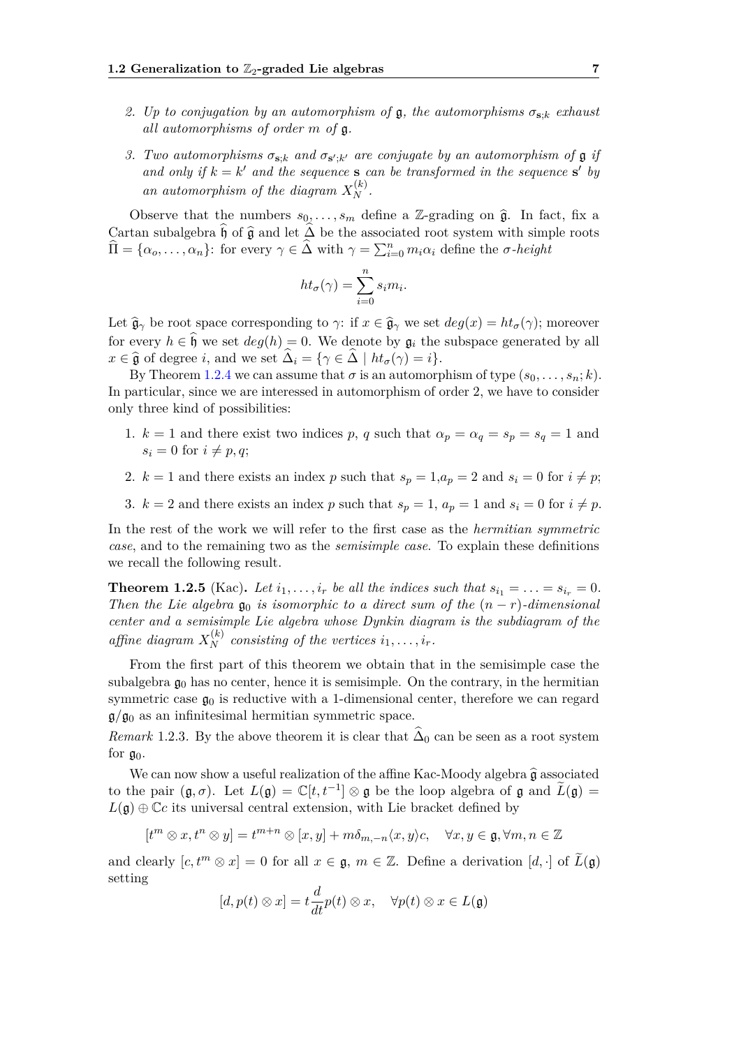2. *Up to conjugation by an automorphism of $\mathfrak{g}$, the automorphisms $\sigma_{\mathbf{s};k}$ exhaust all automorphisms of order $m$ of $\mathfrak{g}$.*

3. *Two automorphisms $\sigma_{\mathbf{s};k}$ and $\sigma_{\mathbf{s}';k'}$ are conjugate by an automorphism of $\mathfrak{g}$ if and only if $k = k'$ and the sequence $\mathbf{s}$ can be transformed in the sequence $\mathbf{s}'$ by an automorphism of the diagram $X_N^{(k)}$.*

Observe that the numbers $s_0, \ldots, s_m$ define a $\mathbb{Z}$-grading on $\widehat{\mathfrak{g}}$. In fact, fix a Cartan subalgebra $\widehat{\mathfrak{h}}$ of $\widehat{\mathfrak{g}}$ and let $\widehat{\Delta}$ be the associated root system with simple roots $\widehat{\Pi} = \{\alpha_o, \ldots, \alpha_n\}$: for every $\gamma \in \widehat{\Delta}$ with $\gamma = \sum_{i=0}^{n} m_i \alpha_i$ define the *$\sigma$-height*

$$ht_\sigma(\gamma) = \sum_{i=0}^{n} s_i m_i.$$

Let $\widehat{\mathfrak{g}}_\gamma$ be root space corresponding to $\gamma$: if $x \in \widehat{\mathfrak{g}}_\gamma$ we set $deg(x) = ht_\sigma(\gamma)$; moreover for every $h \in \widehat{\mathfrak{h}}$ we set $deg(h) = 0$. We denote by $\mathfrak{g}_i$ the subspace generated by all $x \in \widehat{\mathfrak{g}}$ of degree $i$, and we set $\widehat{\Delta}_i = \{\gamma \in \widehat{\Delta} \mid ht_\sigma(\gamma) = i\}$.

By Theorem 1.2.4 we can assume that $\sigma$ is an automorphism of type $(s_0, \ldots, s_n; k)$. In particular, since we are interested in automorphism of order 2, we have to consider only three kind of possibilities:

1. $k = 1$ and there exist two indices $p$, $q$ such that $\alpha_p = \alpha_q = s_p = s_q = 1$ and $s_i = 0$ for $i \neq p, q$;

2. $k = 1$ and there exists an index $p$ such that $s_p = 1, a_p = 2$ and $s_i = 0$ for $i \neq p$;

3. $k = 2$ and there exists an index $p$ such that $s_p = 1$, $a_p = 1$ and $s_i = 0$ for $i \neq p$.

In the rest of the work we will refer to the first case as the *hermitian symmetric case*, and to the remaining two as the *semisimple case*. To explain these definitions we recall the following result.

**Theorem 1.2.5** (Kac). *Let $i_1, \ldots, i_r$ be all the indices such that $s_{i_1} = \ldots = s_{i_r} = 0$. Then the Lie algebra $\mathfrak{g}_0$ is isomorphic to a direct sum of the $(n-r)$-dimensional center and a semisimple Lie algebra whose Dynkin diagram is the subdiagram of the affine diagram $X_N^{(k)}$ consisting of the vertices $i_1, \ldots, i_r$.*

From the first part of this theorem we obtain that in the semisimple case the subalgebra $\mathfrak{g}_0$ has no center, hence it is semisimple. On the contrary, in the hermitian symmetric case $\mathfrak{g}_0$ is reductive with a 1-dimensional center, therefore we can regard $\mathfrak{g}/\mathfrak{g}_0$ as an infinitesimal hermitian symmetric space.

*Remark* 1.2.3. By the above theorem it is clear that $\widehat{\Delta}_0$ can be seen as a root system for $\mathfrak{g}_0$.

We can now show a useful realization of the affine Kac-Moody algebra $\widehat{\mathfrak{g}}$ associated to the pair $(\mathfrak{g}, \sigma)$. Let $L(\mathfrak{g}) = \mathbb{C}[t, t^{-1}] \otimes \mathfrak{g}$ be the loop algebra of $\mathfrak{g}$ and $\widetilde{L}(\mathfrak{g}) = L(\mathfrak{g}) \oplus \mathbb{C}c$ its universal central extension, with Lie bracket defined by

$$[t^m \otimes x, t^n \otimes y] = t^{m+n} \otimes [x, y] + m\delta_{m,-n}\langle x, y\rangle c, \quad \forall x, y \in \mathfrak{g}, \forall m, n \in \mathbb{Z}$$

and clearly $[c, t^m \otimes x] = 0$ for all $x \in \mathfrak{g}$, $m \in \mathbb{Z}$. Define a derivation $[d, \cdot]$ of $\widetilde{L}(\mathfrak{g})$ setting

$$[d, p(t) \otimes x] = t\frac{d}{dt}p(t) \otimes x, \quad \forall p(t) \otimes x \in L(\mathfrak{g})$$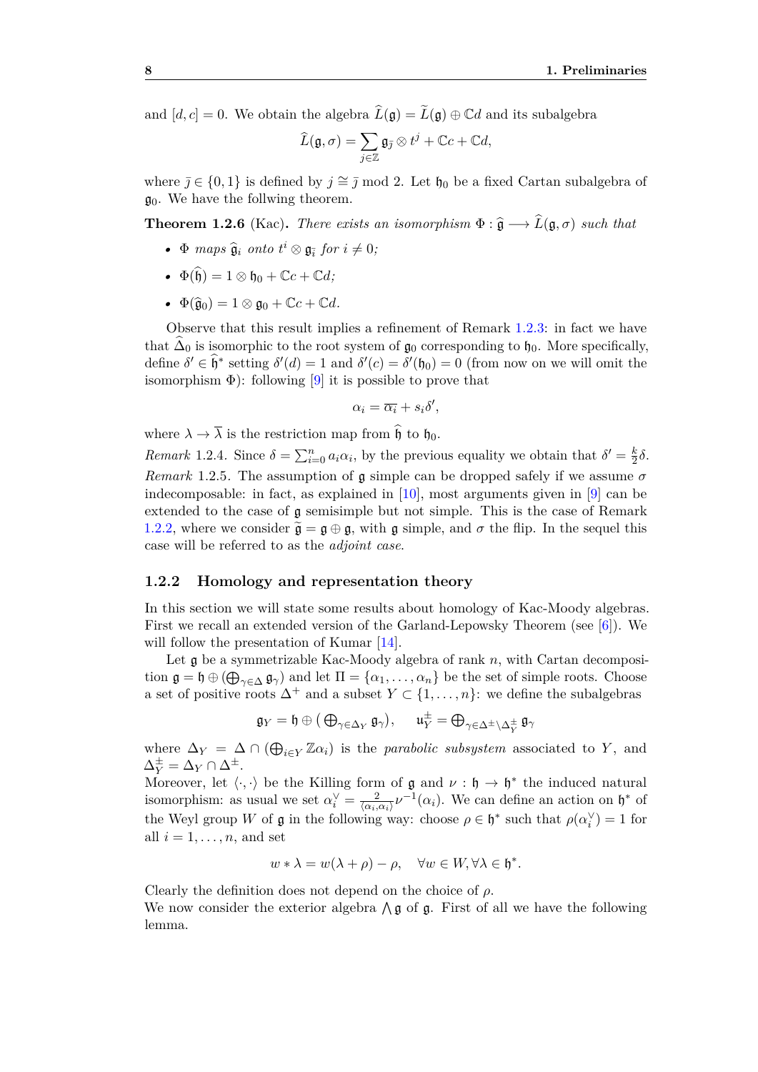and $[d, c] = 0$. We obtain the algebra $\widehat{L}(\mathfrak{g}) = \widetilde{L}(\mathfrak{g}) \oplus \mathbb{C}d$ and its subalgebra

$$\widehat{L}(\mathfrak{g}, \sigma) = \sum_{j \in \mathbb{Z}} \mathfrak{g}_{\bar{j}} \otimes t^j + \mathbb{C}c + \mathbb{C}d,$$

where $\bar{j} \in \{0, 1\}$ is defined by $j \cong \bar{j} \bmod 2$. Let $\mathfrak{h}_0$ be a fixed Cartan subalgebra of $\mathfrak{g}_0$. We have the follwing theorem.

**Theorem 1.2.6** (Kac). *There exists an isomorphism $\Phi : \widehat{\mathfrak{g}} \longrightarrow \widehat{L}(\mathfrak{g}, \sigma)$ such that*

- *$\Phi$ maps $\widehat{\mathfrak{g}}_i$ onto $t^i \otimes \mathfrak{g}_{\bar{i}}$ for $i \neq 0$;*
- *$\Phi(\widehat{\mathfrak{h}}) = 1 \otimes \mathfrak{h}_0 + \mathbb{C}c + \mathbb{C}d$;*
- *$\Phi(\widehat{\mathfrak{g}}_0) = 1 \otimes \mathfrak{g}_0 + \mathbb{C}c + \mathbb{C}d$.*

Observe that this result implies a refinement of Remark 1.2.3: in fact we have that $\widehat{\Delta}_0$ is isomorphic to the root system of $\mathfrak{g}_0$ corresponding to $\mathfrak{h}_0$. More specifically, define $\delta' \in \widehat{\mathfrak{h}}^*$ setting $\delta'(d) = 1$ and $\delta'(c) = \delta'(\mathfrak{h}_0) = 0$ (from now on we will omit the isomorphism $\Phi$): following [9] it is possible to prove that

$$\alpha_i = \overline{\alpha_i} + s_i \delta',$$

where $\lambda \to \overline{\lambda}$ is the restriction map from $\widehat{\mathfrak{h}}$ to $\mathfrak{h}_0$.

*Remark* 1.2.4. Since $\delta = \sum_{i=0}^{n} a_i \alpha_i$, by the previous equality we obtain that $\delta' = \frac{k}{2}\delta$.

*Remark* 1.2.5. The assumption of $\mathfrak{g}$ simple can be dropped safely if we assume $\sigma$ indecomposable: in fact, as explained in [10], most arguments given in [9] can be extended to the case of $\mathfrak{g}$ semisimple but not simple. This is the case of Remark 1.2.2, where we consider $\widetilde{\mathfrak{g}} = \mathfrak{g} \oplus \mathfrak{g}$, with $\mathfrak{g}$ simple, and $\sigma$ the flip. In the sequel this case will be referred to as the *adjoint case*.

### 1.2.2 Homology and representation theory

In this section we will state some results about homology of Kac-Moody algebras. First we recall an extended version of the Garland-Lepowsky Theorem (see [6]). We will follow the presentation of Kumar [14].

Let $\mathfrak{g}$ be a symmetrizable Kac-Moody algebra of rank $n$, with Cartan decomposition $\mathfrak{g} = \mathfrak{h} \oplus (\bigoplus_{\gamma \in \Delta} \mathfrak{g}_\gamma)$ and let $\Pi = \{\alpha_1, \ldots, \alpha_n\}$ be the set of simple roots. Choose a set of positive roots $\Delta^+$ and a subset $Y \subset \{1, \ldots, n\}$: we define the subalgebras

$$\mathfrak{g}_Y = \mathfrak{h} \oplus \big( \bigoplus_{\gamma \in \Delta_Y} \mathfrak{g}_\gamma \big), \qquad \mathfrak{u}_Y^{\pm} = \bigoplus_{\gamma \in \Delta^{\pm} \setminus \Delta_Y^{\pm}} \mathfrak{g}_\gamma$$

where $\Delta_Y = \Delta \cap (\bigoplus_{i \in Y} \mathbb{Z}\alpha_i)$ is the *parabolic subsystem* associated to $Y$, and $\Delta_Y^{\pm} = \Delta_Y \cap \Delta^{\pm}$.

Moreover, let $\langle \cdot, \cdot \rangle$ be the Killing form of $\mathfrak{g}$ and $\nu : \mathfrak{h} \to \mathfrak{h}^*$ the induced natural isomorphism: as usual we set $\alpha_i^\vee = \frac{2}{\langle \alpha_i, \alpha_i \rangle} \nu^{-1}(\alpha_i)$. We can define an action on $\mathfrak{h}^*$ of the Weyl group $W$ of $\mathfrak{g}$ in the following way: choose $\rho \in \mathfrak{h}^*$ such that $\rho(\alpha_i^\vee) = 1$ for all $i = 1, \ldots, n$, and set

$$w * \lambda = w(\lambda + \rho) - \rho, \quad \forall w \in W, \forall \lambda \in \mathfrak{h}^*.$$

Clearly the definition does not depend on the choice of $\rho$.

We now consider the exterior algebra $\bigwedge \mathfrak{g}$ of $\mathfrak{g}$. First of all we have the following lemma.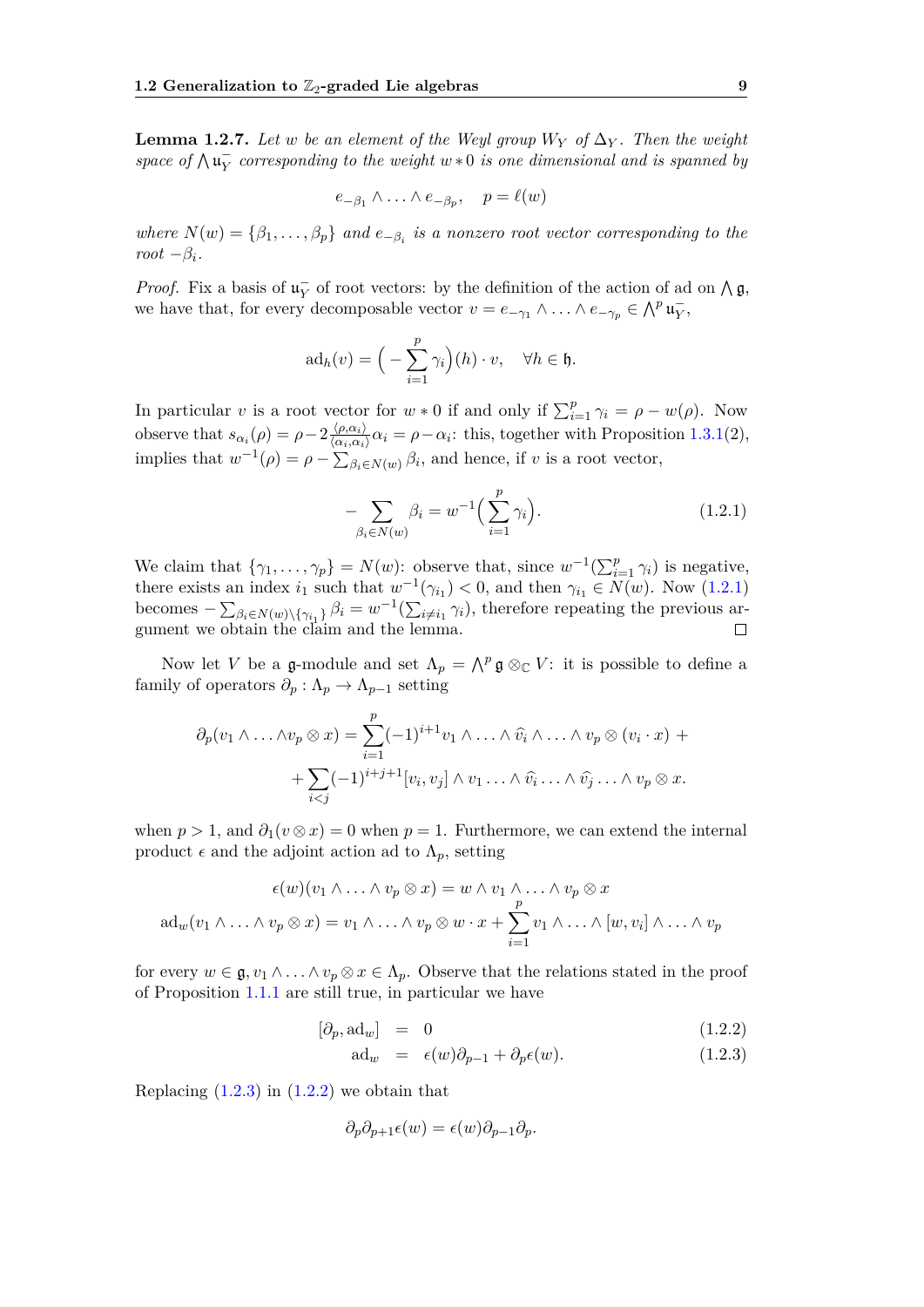**Lemma 1.2.7.** *Let $w$ be an element of the Weyl group $W_Y$ of $\Delta_Y$. Then the weight space of $\bigwedge \mathfrak{u}_Y^-$ corresponding to the weight $w * 0$ is one dimensional and is spanned by*

$$e_{-\beta_1} \wedge \ldots \wedge e_{-\beta_p}, \quad p = \ell(w)$$

*where $N(w) = \{\beta_1, \ldots, \beta_p\}$ and $e_{-\beta_i}$ is a nonzero root vector corresponding to the root $-\beta_i$.*

*Proof.* Fix a basis of $\mathfrak{u}_Y^-$ of root vectors: by the definition of the action of ad on $\bigwedge \mathfrak{g}$, we have that, for every decomposable vector $v = e_{-\gamma_1} \wedge \ldots \wedge e_{-\gamma_p} \in \bigwedge^p \mathfrak{u}_Y^-$,

$$\mathrm{ad}_h(v) = \Big( - \sum_{i=1}^{p} \gamma_i \Big)(h) \cdot v, \quad \forall h \in \mathfrak{h}.$$

In particular $v$ is a root vector for $w * 0$ if and only if $\sum_{i=1}^p \gamma_i = \rho - w(\rho)$. Now observe that $s_{\alpha_i}(\rho) = \rho - 2\frac{\langle \rho, \alpha_i \rangle}{\langle \alpha_i, \alpha_i \rangle}\alpha_i = \rho - \alpha_i$: this, together with Proposition 1.3.1(2), implies that $w^{-1}(\rho) = \rho - \sum_{\beta_i \in N(w)} \beta_i$, and hence, if $v$ is a root vector,

$$- \sum_{\beta_i \in N(w)} \beta_i = w^{-1}\Big( \sum_{i=1}^{p} \gamma_i \Big). \tag{1.2.1}$$

We claim that $\{\gamma_1, \ldots, \gamma_p\} = N(w)$: observe that, since $w^{-1}(\sum_{i=1}^p \gamma_i)$ is negative, there exists an index $i_1$ such that $w^{-1}(\gamma_{i_1}) < 0$, and then $\gamma_{i_1} \in N(w)$. Now (1.2.1) becomes $-\sum_{\beta_i \in N(w) \setminus \{\gamma_{i_1}\}} \beta_i = w^{-1}(\sum_{i \neq i_1} \gamma_i)$, therefore repeating the previous argument we obtain the claim and the lemma. □

Now let $V$ be a $\mathfrak{g}$-module and set $\Lambda_p = \bigwedge^p \mathfrak{g} \otimes_{\mathbb{C}} V$: it is possible to define a family of operators $\partial_p : \Lambda_p \to \Lambda_{p-1}$ setting

$$\begin{aligned} \partial_p(v_1 \wedge \ldots \wedge v_p \otimes x) = & \sum_{i=1}^{p} (-1)^{i+1} v_1 \wedge \ldots \wedge \widehat{v_i} \wedge \ldots \wedge v_p \otimes (v_i \cdot x) + \\ & + \sum_{i<j} (-1)^{i+j+1} [v_i, v_j] \wedge v_1 \ldots \wedge \widehat{v_i} \ldots \wedge \widehat{v_j} \ldots \wedge v_p \otimes x. \end{aligned}$$

when $p > 1$, and $\partial_1(v \otimes x) = 0$ when $p = 1$. Furthermore, we can extend the internal product $\epsilon$ and the adjoint action ad to $\Lambda_p$, setting

$$\begin{aligned} \epsilon(w)(v_1 \wedge \ldots \wedge v_p \otimes x) &= w \wedge v_1 \wedge \ldots \wedge v_p \otimes x \\ \mathrm{ad}_w(v_1 \wedge \ldots \wedge v_p \otimes x) &= v_1 \wedge \ldots \wedge v_p \otimes w \cdot x + \sum_{i=1}^{p} v_1 \wedge \ldots \wedge [w, v_i] \wedge \ldots \wedge v_p \end{aligned}$$

for every $w \in \mathfrak{g}, v_1 \wedge \ldots \wedge v_p \otimes x \in \Lambda_p$. Observe that the relations stated in the proof of Proposition 1.1.1 are still true, in particular we have

$$[\partial_p, \mathrm{ad}_w] = 0 \tag{1.2.2}$$

$$\mathrm{ad}_w = \epsilon(w)\partial_{p-1} + \partial_p \epsilon(w). \tag{1.2.3}$$

Replacing (1.2.3) in (1.2.2) we obtain that

$$\partial_p \partial_{p+1} \epsilon(w) = \epsilon(w) \partial_{p-1} \partial_p.$$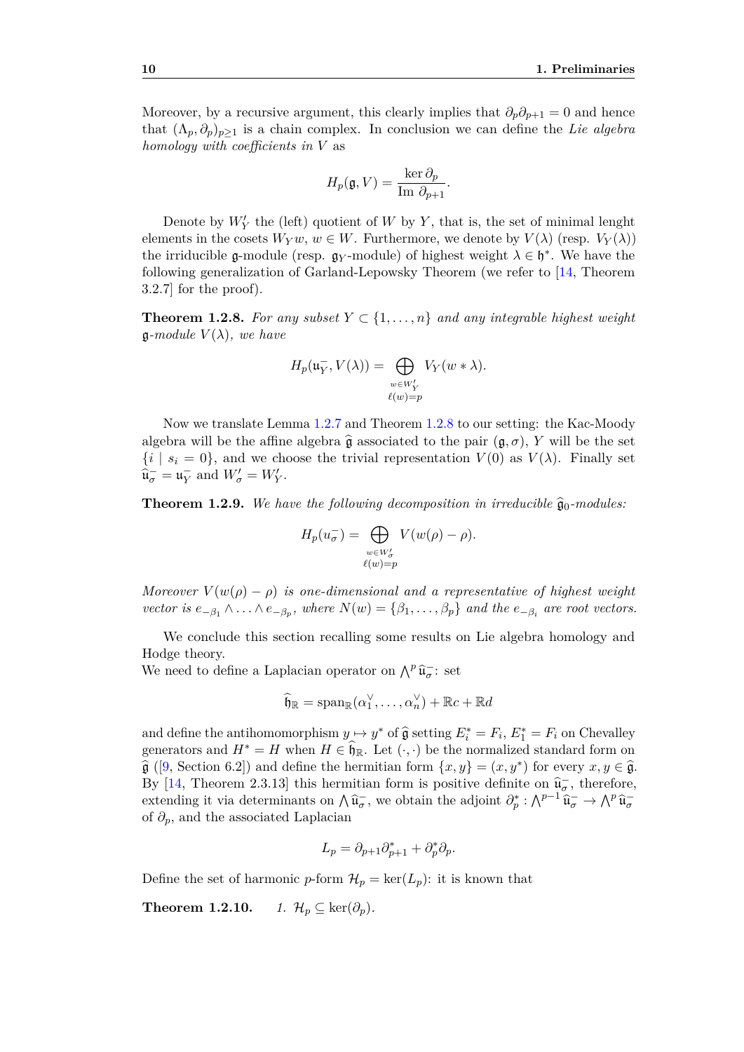Moreover, by a recursive argument, this clearly implies that $\partial_p \partial_{p+1} = 0$ and hence that $(\Lambda_p, \partial_p)_{p \geq 1}$ is a chain complex. In conclusion we can define the *Lie algebra homology with coefficients in* $V$ as

$$H_p(\mathfrak{g}, V) = \frac{\ker \partial_p}{\operatorname{Im} \partial_{p+1}}.$$

Denote by $W'_Y$ the (left) quotient of $W$ by $Y$, that is, the set of minimal lenght elements in the cosets $W_Y w$, $w \in W$. Furthermore, we denote by $V(\lambda)$ (resp. $V_Y(\lambda)$) the irriducible $\mathfrak{g}$-module (resp. $\mathfrak{g}_Y$-module) of highest weight $\lambda \in \mathfrak{h}^*$. We have the following generalization of Garland-Lepowsky Theorem (we refer to [14, Theorem 3.2.7] for the proof).

**Theorem 1.2.8.** *For any subset $Y \subset \{1, \dots, n\}$ and any integrable highest weight $\mathfrak{g}$-module $V(\lambda)$, we have*

$$H_p(\mathfrak{u}_Y^-, V(\lambda)) = \bigoplus_{\substack{w \in W'_Y \\ \ell(w) = p}} V_Y(w * \lambda).$$

Now we translate Lemma 1.2.7 and Theorem 1.2.8 to our setting: the Kac-Moody algebra will be the affine algebra $\widehat{\mathfrak{g}}$ associated to the pair $(\mathfrak{g}, \sigma)$, $Y$ will be the set $\{i \mid s_i = 0\}$, and we choose the trivial representation $V(0)$ as $V(\lambda)$. Finally set $\widehat{\mathfrak{u}}_\sigma^- = \mathfrak{u}_Y^-$ and $W'_\sigma = W'_Y$.

**Theorem 1.2.9.** *We have the following decomposition in irreducible $\widehat{\mathfrak{g}}_0$-modules:*

$$H_p(u_\sigma^-) = \bigoplus_{\substack{w \in W'_\sigma \\ \ell(w) = p}} V(w(\rho) - \rho).$$

*Moreover $V(w(\rho) - \rho)$ is one-dimensional and a representative of highest weight vector is $e_{-\beta_1} \wedge \ldots \wedge e_{-\beta_p}$, where $N(w) = \{\beta_1, \dots, \beta_p\}$ and the $e_{-\beta_i}$ are root vectors.*

We conclude this section recalling some results on Lie algebra homology and Hodge theory.
We need to define a Laplacian operator on $\bigwedge^p \widehat{\mathfrak{u}}_\sigma^-$: set

$$\widehat{\mathfrak{h}}_{\mathbb{R}} = \operatorname{span}_{\mathbb{R}}(\alpha_1^\vee, \dots, \alpha_n^\vee) + \mathbb{R}c + \mathbb{R}d$$

and define the antihomomorphism $y \mapsto y^*$ of $\widehat{\mathfrak{g}}$ setting $E_i^* = F_i$, $E_1^* = F_i$ on Chevalley generators and $H^* = H$ when $H \in \widehat{\mathfrak{h}}_{\mathbb{R}}$. Let $(\cdot, \cdot)$ be the normalized standard form on $\widehat{\mathfrak{g}}$ ([9, Section 6.2]) and define the hermitian form $\{x, y\} = (x, y^*)$ for every $x, y \in \widehat{\mathfrak{g}}$. By [14, Theorem 2.3.13] this hermitian form is positive definite on $\widehat{\mathfrak{u}}_\sigma^-$, therefore, extending it via determinants on $\bigwedge \widehat{\mathfrak{u}}_\sigma^-$, we obtain the adjoint $\partial_p^* : \bigwedge^{p-1} \widehat{\mathfrak{u}}_\sigma^- \to \bigwedge^p \widehat{\mathfrak{u}}_\sigma^-$ of $\partial_p$, and the associated Laplacian

$$L_p = \partial_{p+1} \partial_{p+1}^* + \partial_p^* \partial_p.$$

Define the set of harmonic $p$-form $\mathcal{H}_p = \ker(L_p)$: it is known that

**Theorem 1.2.10.** *1. $\mathcal{H}_p \subseteq \ker(\partial_p)$.*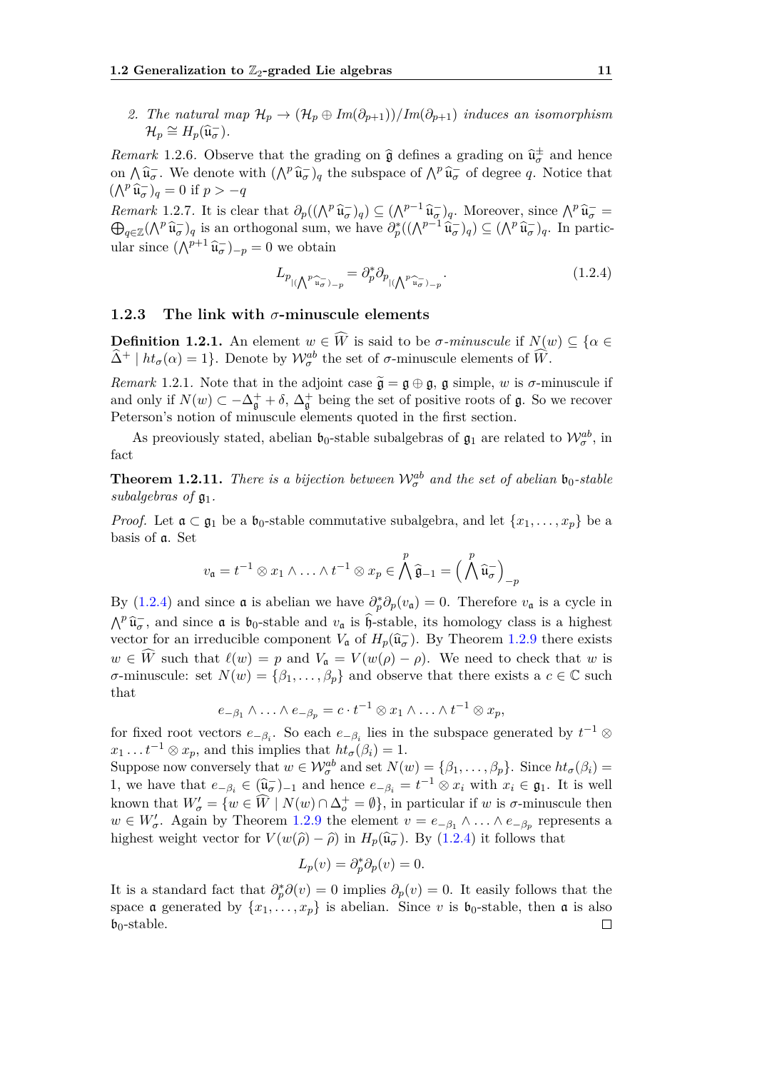2. *The natural map $\mathcal{H}_p \to (\mathcal{H}_p \oplus Im(\partial_{p+1}))/Im(\partial_{p+1})$ induces an isomorphism $\mathcal{H}_p \cong H_p(\widehat{\mathfrak{u}}_\sigma^-)$.*

*Remark* 1.2.6. Observe that the grading on $\widehat{\mathfrak{g}}$ defines a grading on $\widehat{\mathfrak{u}}_\sigma^\pm$ and hence on $\bigwedge \widehat{\mathfrak{u}}_\sigma^-$. We denote with $(\bigwedge^p \widehat{\mathfrak{u}}_\sigma^-)_q$ the subspace of $\bigwedge^p \widehat{\mathfrak{u}}_\sigma^-$ of degree $q$. Notice that $(\bigwedge^p \widehat{\mathfrak{u}}_\sigma^-)_q = 0$ if $p > -q$

*Remark* 1.2.7. It is clear that $\partial_p((\bigwedge^p \widehat{\mathfrak{u}}_\sigma^-)_q) \subseteq (\bigwedge^{p-1} \widehat{\mathfrak{u}}_\sigma^-)_q$. Moreover, since $\bigwedge^p \widehat{\mathfrak{u}}_\sigma^- = \bigoplus_{q \in \mathbb{Z}} (\bigwedge^p \widehat{\mathfrak{u}}_\sigma^-)_q$ is an orthogonal sum, we have $\partial_p^*((\bigwedge^{p-1} \widehat{\mathfrak{u}}_\sigma^-)_q) \subseteq (\bigwedge^p \widehat{\mathfrak{u}}_\sigma^-)_q$. In particular since $(\bigwedge^{p+1} \widehat{\mathfrak{u}}_\sigma^-)_{-p} = 0$ we obtain

$$L_{p_{|(\bigwedge^p \widehat{\mathfrak{u}}_\sigma^-)_{-p}}} = \partial_p^* \partial_{p_{|(\bigwedge^p \widehat{\mathfrak{u}}_\sigma^-)_{-p}}}. \tag{1.2.4}$$

### 1.2.3 The link with $\sigma$-minuscule elements

**Definition 1.2.1.** An element $w \in \widehat{W}$ is said to be *$\sigma$-minuscule* if $N(w) \subseteq \{\alpha \in \widehat{\Delta}^+ \mid ht_\sigma(\alpha) = 1\}$. Denote by $\mathcal{W}_\sigma^{ab}$ the set of $\sigma$-minuscule elements of $\widehat{W}$.

*Remark* 1.2.1. Note that in the adjoint case $\widetilde{\mathfrak{g}} = \mathfrak{g} \oplus \mathfrak{g}$, $\mathfrak{g}$ simple, $w$ is $\sigma$-minuscule if and only if $N(w) \subset -\Delta_{\mathfrak{g}}^+ + \delta$, $\Delta_{\mathfrak{g}}^+$ being the set of positive roots of $\mathfrak{g}$. So we recover Peterson's notion of minuscule elements quoted in the first section.

As preoviously stated, abelian $\mathfrak{b}_0$-stable subalgebras of $\mathfrak{g}_1$ are related to $\mathcal{W}_\sigma^{ab}$, in fact

**Theorem 1.2.11.** *There is a bijection between $\mathcal{W}_\sigma^{ab}$ and the set of abelian $\mathfrak{b}_0$-stable subalgebras of $\mathfrak{g}_1$.*

*Proof.* Let $\mathfrak{a} \subset \mathfrak{g}_1$ be a $\mathfrak{b}_0$-stable commutative subalgebra, and let $\{x_1, \dots, x_p\}$ be a basis of $\mathfrak{a}$. Set

$$v_{\mathfrak{a}} = t^{-1} \otimes x_1 \wedge \ldots \wedge t^{-1} \otimes x_p \in \bigwedge^p \widehat{\mathfrak{g}}_{-1} = \Big( \bigwedge^p \widehat{\mathfrak{u}}_\sigma^- \Big)_{-p}$$

By (1.2.4) and since $\mathfrak{a}$ is abelian we have $\partial_p^* \partial_p(v_{\mathfrak{a}}) = 0$. Therefore $v_{\mathfrak{a}}$ is a cycle in $\bigwedge^p \widehat{\mathfrak{u}}_\sigma^-$, and since $\mathfrak{a}$ is $\mathfrak{b}_0$-stable and $v_{\mathfrak{a}}$ is $\widehat{\mathfrak{h}}$-stable, its homology class is a highest vector for an irreducible component $V_{\mathfrak{a}}$ of $H_p(\widehat{\mathfrak{u}}_\sigma^-)$. By Theorem 1.2.9 there exists $w \in \widehat{W}$ such that $\ell(w) = p$ and $V_{\mathfrak{a}} = V(w(\rho) - \rho)$. We need to check that $w$ is $\sigma$-minuscule: set $N(w) = \{\beta_1, \dots, \beta_p\}$ and observe that there exists a $c \in \mathbb{C}$ such that

$$e_{-\beta_1} \wedge \ldots \wedge e_{-\beta_p} = c \cdot t^{-1} \otimes x_1 \wedge \ldots \wedge t^{-1} \otimes x_p,$$

for fixed root vectors $e_{-\beta_i}$. So each $e_{-\beta_i}$ lies in the subspace generated by $t^{-1} \otimes x_1 \ldots t^{-1} \otimes x_p$, and this implies that $ht_\sigma(\beta_i) = 1$.
Suppose now conversely that $w \in \mathcal{W}_\sigma^{ab}$ and set $N(w) = \{\beta_1, \dots, \beta_p\}$. Since $ht_\sigma(\beta_i) = 1$, we have that $e_{-\beta_i} \in (\widehat{\mathfrak{u}}_\sigma^-)_{-1}$ and hence $e_{-\beta_i} = t^{-1} \otimes x_i$ with $x_i \in \mathfrak{g}_1$. It is well known that $W'_\sigma = \{w \in \widehat{W} \mid N(w) \cap \Delta_o^+ = \emptyset\}$, in particular if $w$ is $\sigma$-minuscule then $w \in W'_\sigma$. Again by Theorem 1.2.9 the element $v = e_{-\beta_1} \wedge \ldots \wedge e_{-\beta_p}$ represents a highest weight vector for $V(w(\widehat{\rho}) - \widehat{\rho})$ in $H_p(\widehat{\mathfrak{u}}_\sigma^-)$. By (1.2.4) it follows that

$$L_p(v) = \partial_p^* \partial_p(v) = 0.$$

It is a standard fact that $\partial_p^* \partial(v) = 0$ implies $\partial_p(v) = 0$. It easily follows that the space $\mathfrak{a}$ generated by $\{x_1, \dots, x_p\}$ is abelian. Since $v$ is $\mathfrak{b}_0$-stable, then $\mathfrak{a}$ is also $\mathfrak{b}_0$-stable. ∎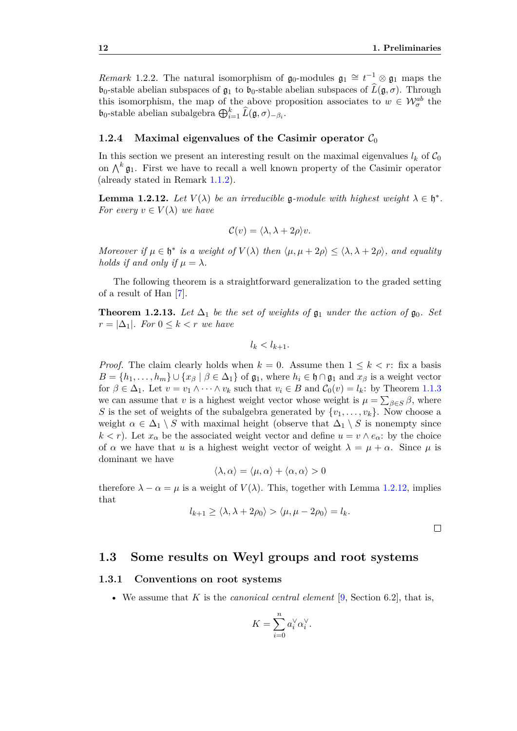*Remark* 1.2.2. The natural isomorphism of $\mathfrak{g}_0$-modules $\mathfrak{g}_1 \cong t^{-1} \otimes \mathfrak{g}_1$ maps the $\mathfrak{b}_0$-stable abelian subspaces of $\mathfrak{g}_1$ to $\mathfrak{b}_0$-stable abelian subspaces of $\widehat{L}(\mathfrak{g}, \sigma)$. Through this isomorphism, the map of the above proposition associates to $w \in \mathcal{W}_\sigma^{ab}$ the $\mathfrak{b}_0$-stable abelian subalgebra $\bigoplus_{i=1}^k \widehat{L}(\mathfrak{g}, \sigma)_{-\beta_i}$.

### 1.2.4 Maximal eigenvalues of the Casimir operator $\mathcal{C}_0$

In this section we present an interesting result on the maximal eigenvalues $l_k$ of $\mathcal{C}_0$ on $\bigwedge^k \mathfrak{g}_1$. First we have to recall a well known property of the Casimir operator (already stated in Remark 1.1.2).

**Lemma 1.2.12.** *Let $V(\lambda)$ be an irreducible $\mathfrak{g}$-module with highest weight $\lambda \in \mathfrak{h}^*$. For every $v \in V(\lambda)$ we have*

$$\mathcal{C}(v) = \langle \lambda, \lambda + 2\rho \rangle v.$$

*Moreover if $\mu \in \mathfrak{h}^*$ is a weight of $V(\lambda)$ then $\langle \mu, \mu + 2\rho \rangle \leq \langle \lambda, \lambda + 2\rho \rangle$, and equality holds if and only if $\mu = \lambda$.*

The following theorem is a straightforward generalization to the graded setting of a result of Han [7].

**Theorem 1.2.13.** *Let $\Delta_1$ be the set of weights of $\mathfrak{g}_1$ under the action of $\mathfrak{g}_0$. Set $r = |\Delta_1|$. For $0 \leq k < r$ we have*

$$l_k < l_{k+1}.$$

*Proof.* The claim clearly holds when $k = 0$. Assume then $1 \leq k < r$: fix a basis $B = \{h_1, \dots, h_m\} \cup \{x_\beta \mid \beta \in \Delta_1\}$ of $\mathfrak{g}_1$, where $h_i \in \mathfrak{h} \cap \mathfrak{g}_1$ and $x_\beta$ is a weight vector for $\beta \in \Delta_1$. Let $v = v_1 \wedge \dots \wedge v_k$ such that $v_i \in B$ and $\mathcal{C}_0(v) = l_k$: by Theorem 1.1.3 we can assume that $v$ is a highest weight vector whose weight is $\mu = \sum_{\beta \in S} \beta$, where $S$ is the set of weights of the subalgebra generated by $\{v_1, \dots, v_k\}$. Now choose a weight $\alpha \in \Delta_1 \setminus S$ with maximal height (observe that $\Delta_1 \setminus S$ is nonempty since $k < r$). Let $x_\alpha$ be the associated weight vector and define $u = v \wedge e_\alpha$: by the choice of $\alpha$ we have that $u$ is a highest weight vector of weight $\lambda = \mu + \alpha$. Since $\mu$ is dominant we have

$$\langle \lambda, \alpha \rangle = \langle \mu, \alpha \rangle + \langle \alpha, \alpha \rangle > 0$$

therefore $\lambda - \alpha = \mu$ is a weight of $V(\lambda)$. This, together with Lemma 1.2.12, implies that

$$l_{k+1} \geq \langle \lambda, \lambda + 2\rho_0 \rangle > \langle \mu, \mu - 2\rho_0 \rangle = l_k.$$

□

## 1.3 Some results on Weyl groups and root systems

### 1.3.1 Conventions on root systems

- We assume that $K$ is the *canonical central element* [9, Section 6.2], that is,

$$K = \sum_{i=0}^n a_i^\vee \alpha_i^\vee.$$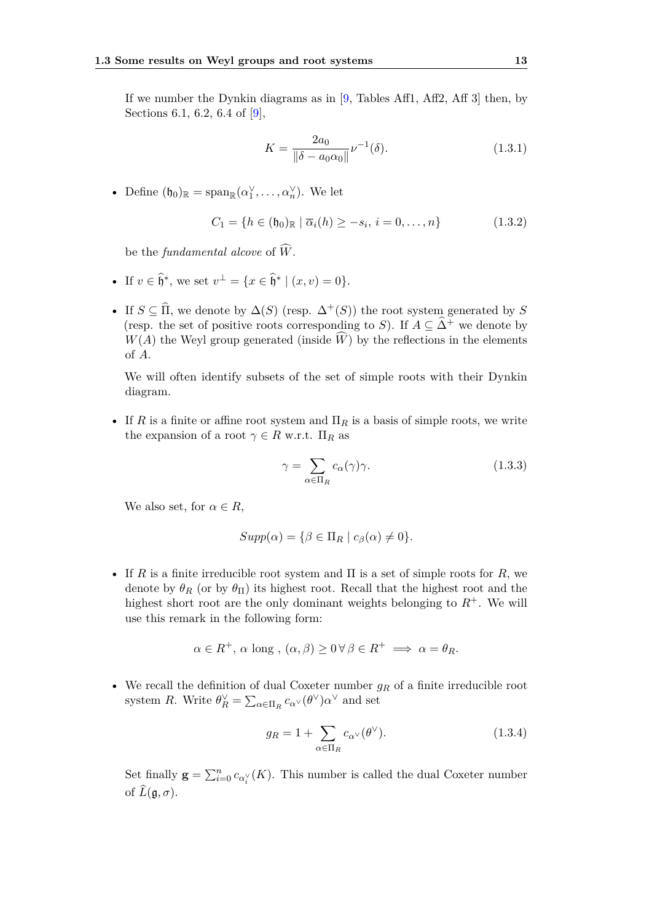If we number the Dynkin diagrams as in [9, Tables Aff1, Aff2, Aff 3] then, by Sections 6.1, 6.2, 6.4 of [9],

$$K = \frac{2a_0}{\|\delta - a_0\alpha_0\|}\nu^{-1}(\delta). \tag{1.3.1}$$

- Define $(\mathfrak{h}_0)_{\mathbb{R}} = \operatorname{span}_{\mathbb{R}}(\alpha_1^\vee, \dots, \alpha_n^\vee)$. We let

$$C_1 = \{h \in (\mathfrak{h}_0)_{\mathbb{R}} \mid \overline{\alpha}_i(h) \geq -s_i,\ i = 0, \dots, n\} \tag{1.3.2}$$

  be the *fundamental alcove* of $\widehat{W}$.

- If $v \in \widehat{\mathfrak{h}}^*$, we set $v^\perp = \{x \in \widehat{\mathfrak{h}}^* \mid (x, v) = 0\}$.

- If $S \subseteq \widehat{\Pi}$, we denote by $\Delta(S)$ (resp. $\Delta^+(S)$) the root system generated by $S$ (resp. the set of positive roots corresponding to $S$). If $A \subseteq \widehat{\Delta}^+$ we denote by $W(A)$ the Weyl group generated (inside $\widehat{W}$) by the reflections in the elements of $A$.

  We will often identify subsets of the set of simple roots with their Dynkin diagram.

- If $R$ is a finite or affine root system and $\Pi_R$ is a basis of simple roots, we write the expansion of a root $\gamma \in R$ w.r.t. $\Pi_R$ as

$$\gamma = \sum_{\alpha \in \Pi_R} c_\alpha(\gamma)\gamma. \tag{1.3.3}$$

  We also set, for $\alpha \in R$,

$$Supp(\alpha) = \{\beta \in \Pi_R \mid c_\beta(\alpha) \neq 0\}.$$

- If $R$ is a finite irreducible root system and $\Pi$ is a set of simple roots for $R$, we denote by $\theta_R$ (or by $\theta_\Pi$) its highest root. Recall that the highest root and the highest short root are the only dominant weights belonging to $R^+$. We will use this remark in the following form:

$$\alpha \in R^+,\ \alpha \text{ long },\ (\alpha, \beta) \geq 0\,\forall\,\beta \in R^+ \implies \alpha = \theta_R.$$

- We recall the definition of dual Coxeter number $g_R$ of a finite irreducible root system $R$. Write $\theta_R^\vee = \sum_{\alpha \in \Pi_R} c_{\alpha^\vee}(\theta^\vee)\alpha^\vee$ and set

$$g_R = 1 + \sum_{\alpha \in \Pi_R} c_{\alpha^\vee}(\theta^\vee). \tag{1.3.4}$$

  Set finally $\mathbf{g} = \sum_{i=0}^n c_{\alpha_i^\vee}(K)$. This number is called the dual Coxeter number of $\widehat{L}(\mathfrak{g}, \sigma)$.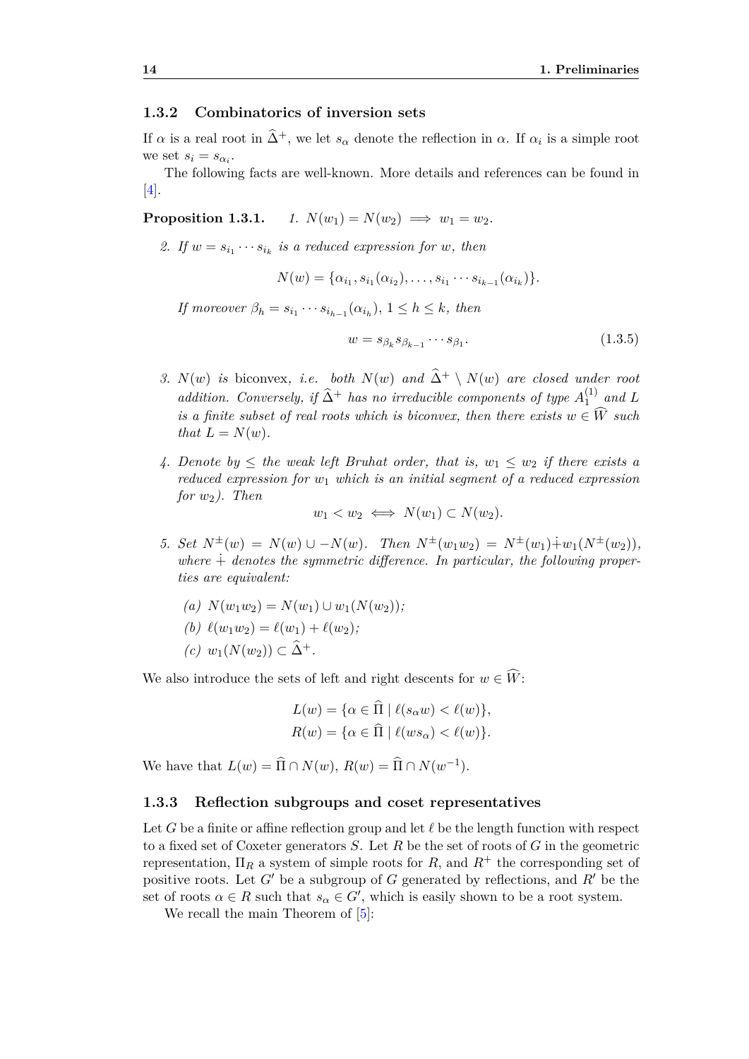### 1.3.2 Combinatorics of inversion sets

If $\alpha$ is a real root in $\widehat{\Delta}^+$, we let $s_\alpha$ denote the reflection in $\alpha$. If $\alpha_i$ is a simple root we set $s_i = s_{\alpha_i}$.

The following facts are well-known. More details and references can be found in [4].

**Proposition 1.3.1.** *1.* $N(w_1) = N(w_2) \implies w_1 = w_2$.

*2. If* $w = s_{i_1} \cdots s_{i_k}$ *is a reduced expression for* $w$*, then*

$$N(w) = \{\alpha_{i_1}, s_{i_1}(\alpha_{i_2}), \dots, s_{i_1} \cdots s_{i_{k-1}}(\alpha_{i_k})\}.$$

*If moreover* $\beta_h = s_{i_1} \cdots s_{i_{h-1}}(\alpha_{i_h})$, $1 \leq h \leq k$*, then*

$$w = s_{\beta_k} s_{\beta_{k-1}} \cdots s_{\beta_1}. \tag{1.3.5}$$

*3.* $N(w)$ *is* biconvex*, i.e. both* $N(w)$ *and* $\widehat{\Delta}^+ \setminus N(w)$ *are closed under root addition. Conversely, if* $\widehat{\Delta}^+$ *has no irreducible components of type* $A_1^{(1)}$ *and* $L$ *is a finite subset of real roots which is biconvex, then there exists* $w \in \widehat{W}$ *such that* $L = N(w)$.

*4. Denote by* $\leq$ *the weak left Bruhat order, that is,* $w_1 \leq w_2$ *if there exists a reduced expression for* $w_1$ *which is an initial segment of a reduced expression for* $w_2$*). Then*

$$w_1 < w_2 \iff N(w_1) \subset N(w_2).$$

*5. Set* $N^{\pm}(w) = N(w) \cup -N(w)$*. Then* $N^{\pm}(w_1 w_2) = N^{\pm}(w_1) \dotplus w_1(N^{\pm}(w_2))$*, where* $\dotplus$ *denotes the symmetric difference. In particular, the following properties are equivalent:*

*(a)* $N(w_1 w_2) = N(w_1) \cup w_1(N(w_2))$*;*

*(b)* $\ell(w_1 w_2) = \ell(w_1) + \ell(w_2)$*;*

*(c)* $w_1(N(w_2)) \subset \widehat{\Delta}^+$.

We also introduce the sets of left and right descents for $w \in \widehat{W}$:

$$L(w) = \{\alpha \in \widehat{\Pi} \mid \ell(s_\alpha w) < \ell(w)\},$$
$$R(w) = \{\alpha \in \widehat{\Pi} \mid \ell(w s_\alpha) < \ell(w)\}.$$

We have that $L(w) = \widehat{\Pi} \cap N(w)$, $R(w) = \widehat{\Pi} \cap N(w^{-1})$.

### 1.3.3 Reflection subgroups and coset representatives

Let $G$ be a finite or affine reflection group and let $\ell$ be the length function with respect to a fixed set of Coxeter generators $S$. Let $R$ be the set of roots of $G$ in the geometric representation, $\Pi_R$ a system of simple roots for $R$, and $R^+$ the corresponding set of positive roots. Let $G'$ be a subgroup of $G$ generated by reflections, and $R'$ be the set of roots $\alpha \in R$ such that $s_\alpha \in G'$, which is easily shown to be a root system.

We recall the main Theorem of [5]: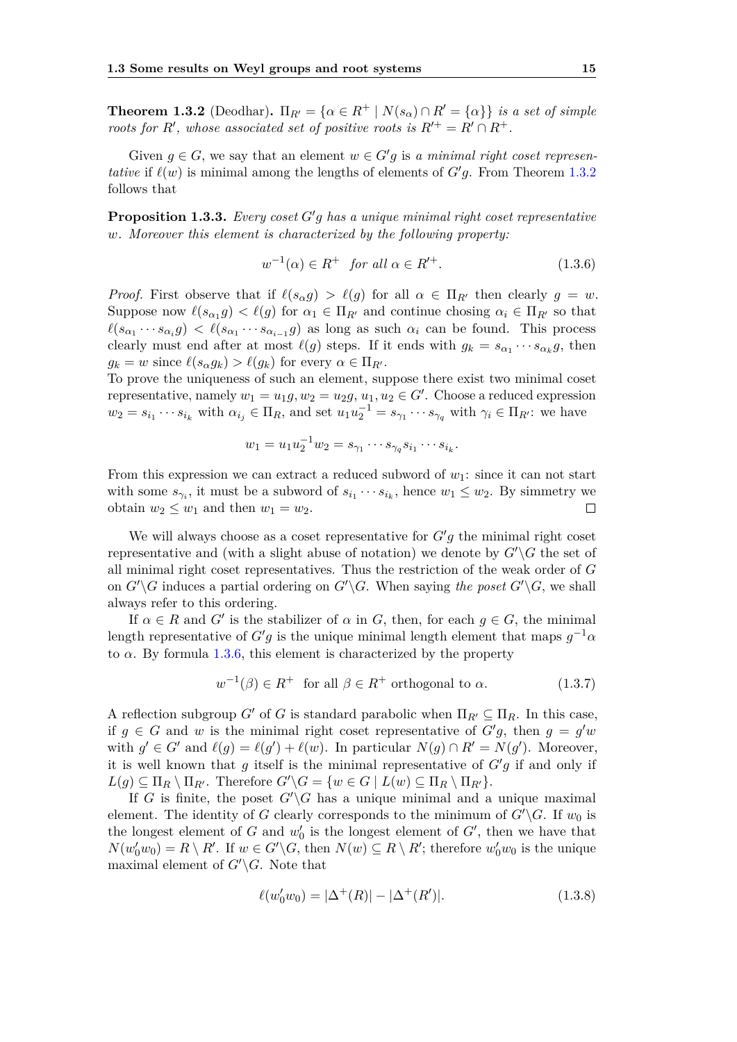**Theorem 1.3.2** (Deodhar)**.** *$\Pi_{R'} = \{\alpha \in R^+ \mid N(s_\alpha) \cap R' = \{\alpha\}\}$ is a set of simple roots for $R'$, whose associated set of positive roots is $R'^+ = R' \cap R^+$.*

Given $g \in G$, we say that an element $w \in G'g$ is *a minimal right coset representative* if $\ell(w)$ is minimal among the lengths of elements of $G'g$. From Theorem 1.3.2 follows that

**Proposition 1.3.3.** *Every coset $G'g$ has a unique minimal right coset representative $w$. Moreover this element is characterized by the following property:*

$$w^{-1}(\alpha) \in R^+ \quad \textit{for all } \alpha \in R'^+. \tag{1.3.6}$$

*Proof.* First observe that if $\ell(s_\alpha g) > \ell(g)$ for all $\alpha \in \Pi_{R'}$ then clearly $g = w$. Suppose now $\ell(s_{\alpha_1} g) < \ell(g)$ for $\alpha_1 \in \Pi_{R'}$ and continue chosing $\alpha_i \in \Pi_{R'}$ so that $\ell(s_{\alpha_1} \cdots s_{\alpha_i} g) < \ell(s_{\alpha_1} \cdots s_{\alpha_{i-1}} g)$ as long as such $\alpha_i$ can be found. This process clearly must end after at most $\ell(g)$ steps. If it ends with $g_k = s_{\alpha_1} \cdots s_{\alpha_k} g$, then $g_k = w$ since $\ell(s_\alpha g_k) > \ell(g_k)$ for every $\alpha \in \Pi_{R'}$.
To prove the uniqueness of such an element, suppose there exist two minimal coset representative, namely $w_1 = u_1 g, w_2 = u_2 g$, $u_1, u_2 \in G'$. Choose a reduced expression $w_2 = s_{i_1} \cdots s_{i_k}$ with $\alpha_{i_j} \in \Pi_R$, and set $u_1 u_2^{-1} = s_{\gamma_1} \cdots s_{\gamma_q}$ with $\gamma_i \in \Pi_{R'}$: we have

$$w_1 = u_1 u_2^{-1} w_2 = s_{\gamma_1} \cdots s_{\gamma_q} s_{i_1} \cdots s_{i_k}.$$

From this expression we can extract a reduced subword of $w_1$: since it can not start with some $s_{\gamma_i}$, it must be a subword of $s_{i_1} \cdots s_{i_k}$, hence $w_1 \le w_2$. By simmetry we obtain $w_2 \le w_1$ and then $w_1 = w_2$. $\square$

We will always choose as a coset representative for $G'g$ the minimal right coset representative and (with a slight abuse of notation) we denote by $G' \backslash G$ the set of all minimal right coset representatives. Thus the restriction of the weak order of $G$ on $G' \backslash G$ induces a partial ordering on $G' \backslash G$. When saying *the poset* $G' \backslash G$, we shall always refer to this ordering.

If $\alpha \in R$ and $G'$ is the stabilizer of $\alpha$ in $G$, then, for each $g \in G$, the minimal length representative of $G'g$ is the unique minimal length element that maps $g^{-1}\alpha$ to $\alpha$. By formula 1.3.6, this element is characterized by the property

$$w^{-1}(\beta) \in R^+ \quad \text{for all } \beta \in R^+ \text{ orthogonal to } \alpha. \tag{1.3.7}$$

A reflection subgroup $G'$ of $G$ is standard parabolic when $\Pi_{R'} \subseteq \Pi_R$. In this case, if $g \in G$ and $w$ is the minimal right coset representative of $G'g$, then $g = g'w$ with $g' \in G'$ and $\ell(g) = \ell(g') + \ell(w)$. In particular $N(g) \cap R' = N(g')$. Moreover, it is well known that $g$ itself is the minimal representative of $G'g$ if and only if $L(g) \subseteq \Pi_R \setminus \Pi_{R'}$. Therefore $G' \backslash G = \{w \in G \mid L(w) \subseteq \Pi_R \setminus \Pi_{R'}\}$.

If $G$ is finite, the poset $G' \backslash G$ has a unique minimal and a unique maximal element. The identity of $G$ clearly corresponds to the minimum of $G' \backslash G$. If $w_0$ is the longest element of $G$ and $w_0'$ is the longest element of $G'$, then we have that $N(w_0' w_0) = R \setminus R'$. If $w \in G' \backslash G$, then $N(w) \subseteq R \setminus R'$; therefore $w_0' w_0$ is the unique maximal element of $G' \backslash G$. Note that

$$\ell(w_0' w_0) = |\Delta^+(R)| - |\Delta^+(R')|. \tag{1.3.8}$$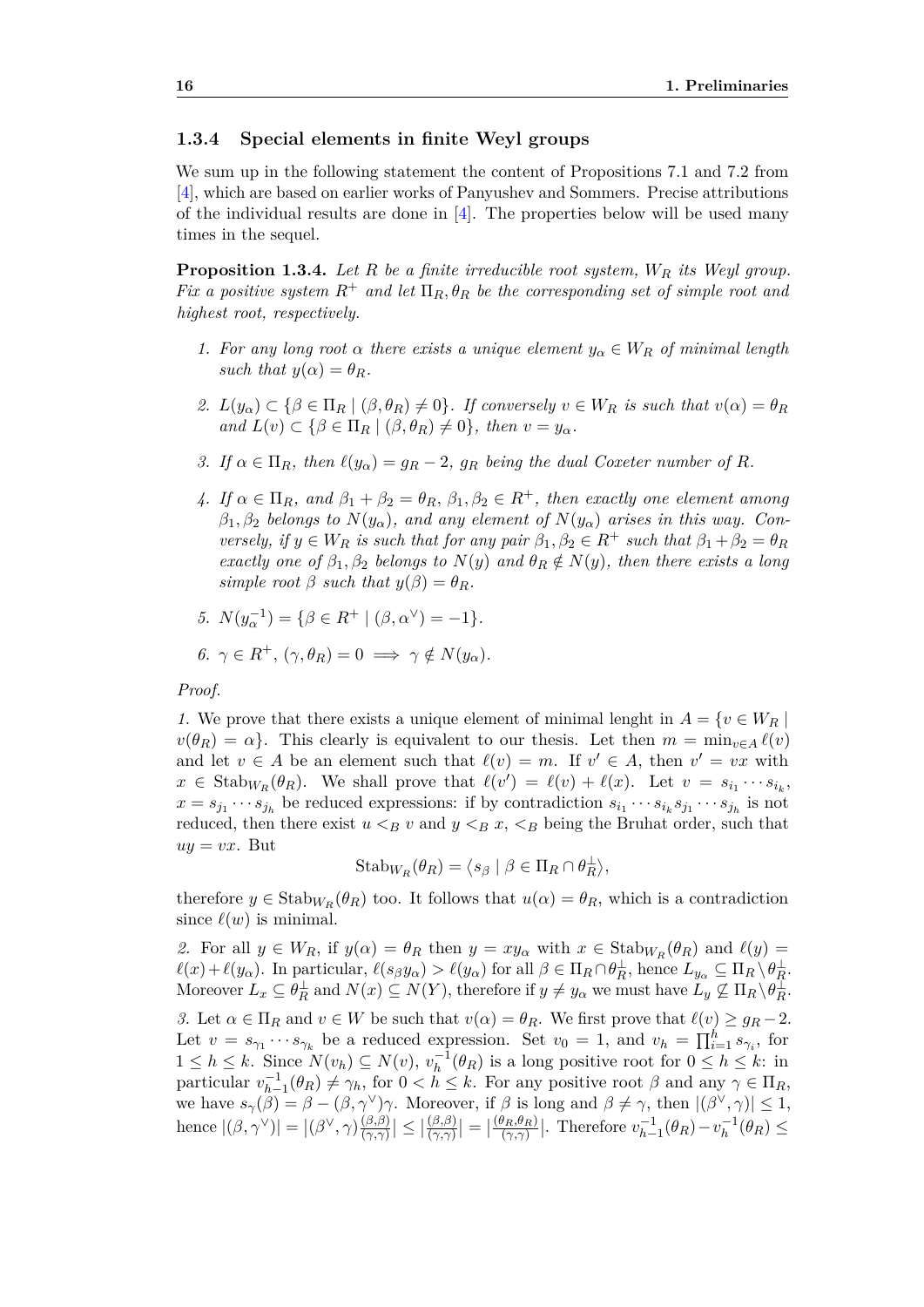### 1.3.4 Special elements in finite Weyl groups

We sum up in the following statement the content of Propositions 7.1 and 7.2 from [4], which are based on earlier works of Panyushev and Sommers. Precise attributions of the individual results are done in [4]. The properties below will be used many times in the sequel.

**Proposition 1.3.4.** *Let $R$ be a finite irreducible root system, $W_R$ its Weyl group. Fix a positive system $R^+$ and let $\Pi_R, \theta_R$ be the corresponding set of simple root and highest root, respectively.*

1. *For any long root $\alpha$ there exists a unique element $y_\alpha \in W_R$ of minimal length such that $y(\alpha) = \theta_R$.*
2. *$L(y_\alpha) \subset \{\beta \in \Pi_R \mid (\beta, \theta_R) \neq 0\}$. If conversely $v \in W_R$ is such that $v(\alpha) = \theta_R$ and $L(v) \subset \{\beta \in \Pi_R \mid (\beta, \theta_R) \neq 0\}$, then $v = y_\alpha$.*
3. *If $\alpha \in \Pi_R$, then $\ell(y_\alpha) = g_R - 2$, $g_R$ being the dual Coxeter number of $R$.*
4. *If $\alpha \in \Pi_R$, and $\beta_1 + \beta_2 = \theta_R$, $\beta_1, \beta_2 \in R^+$, then exactly one element among $\beta_1, \beta_2$ belongs to $N(y_\alpha)$, and any element of $N(y_\alpha)$ arises in this way. Conversely, if $y \in W_R$ is such that for any pair $\beta_1, \beta_2 \in R^+$ such that $\beta_1 + \beta_2 = \theta_R$ exactly one of $\beta_1, \beta_2$ belongs to $N(y)$ and $\theta_R \notin N(y)$, then there exists a long simple root $\beta$ such that $y(\beta) = \theta_R$.*
5. *$N(y_\alpha^{-1}) = \{\beta \in R^+ \mid (\beta, \alpha^\vee) = -1\}$.*
6. *$\gamma \in R^+$, $(\gamma, \theta_R) = 0 \implies \gamma \notin N(y_\alpha)$.*

*Proof.*

*1.* We prove that there exists a unique element of minimal lenght in $A = \{v \in W_R \mid v(\theta_R) = \alpha\}$. This clearly is equivalent to our thesis. Let then $m = \min_{v \in A} \ell(v)$ and let $v \in A$ be an element such that $\ell(v) = m$. If $v' \in A$, then $v' = vx$ with $x \in \mathrm{Stab}_{W_R}(\theta_R)$. We shall prove that $\ell(v') = \ell(v) + \ell(x)$. Let $v = s_{i_1} \cdots s_{i_k}$, $x = s_{j_1} \cdots s_{j_h}$ be reduced expressions: if by contradiction $s_{i_1} \cdots s_{i_k} s_{j_1} \cdots s_{j_h}$ is not reduced, then there exist $u <_B v$ and $y <_B x$, $<_B$ being the Bruhat order, such that $uy = vx$. But

$$\mathrm{Stab}_{W_R}(\theta_R) = \langle s_\beta \mid \beta \in \Pi_R \cap \theta_R^\perp \rangle,$$

therefore $y \in \mathrm{Stab}_{W_R}(\theta_R)$ too. It follows that $u(\alpha) = \theta_R$, which is a contradiction since $\ell(w)$ is minimal.

*2.* For all $y \in W_R$, if $y(\alpha) = \theta_R$ then $y = xy_\alpha$ with $x \in \mathrm{Stab}_{W_R}(\theta_R)$ and $\ell(y) = \ell(x) + \ell(y_\alpha)$. In particular, $\ell(s_\beta y_\alpha) > \ell(y_\alpha)$ for all $\beta \in \Pi_R \cap \theta_R^\perp$, hence $L_{y_\alpha} \subseteq \Pi_R \setminus \theta_R^\perp$. Moreover $L_x \subseteq \theta_R^\perp$ and $N(x) \subseteq N(Y)$, therefore if $y \neq y_\alpha$ we must have $L_y \not\subseteq \Pi_R \setminus \theta_R^\perp$.

*3.* Let $\alpha \in \Pi_R$ and $v \in W$ be such that $v(\alpha) = \theta_R$. We first prove that $\ell(v) \geq g_R - 2$. Let $v = s_{\gamma_1} \cdots s_{\gamma_k}$ be a reduced expression. Set $v_0 = 1$, and $v_h = \prod_{i=1}^h s_{\gamma_i}$, for $1 \leq h \leq k$. Since $N(v_h) \subseteq N(v)$, $v_h^{-1}(\theta_R)$ is a long positive root for $0 \leq h \leq k$: in particular $v_{h-1}^{-1}(\theta_R) \neq \gamma_h$, for $0 < h \leq k$. For any positive root $\beta$ and any $\gamma \in \Pi_R$, we have $s_\gamma(\beta) = \beta - (\beta, \gamma^\vee)\gamma$. Moreover, if $\beta$ is long and $\beta \neq \gamma$, then $|(\beta^\vee, \gamma)| \leq 1$, hence $|(\beta, \gamma^\vee)| = |(\beta^\vee, \gamma)\frac{(\beta,\beta)}{(\gamma,\gamma)}| \leq |\frac{(\beta,\beta)}{(\gamma,\gamma)}| = |\frac{(\theta_R,\theta_R)}{(\gamma,\gamma)}|$. Therefore $v_{h-1}^{-1}(\theta_R) - v_h^{-1}(\theta_R) \leq$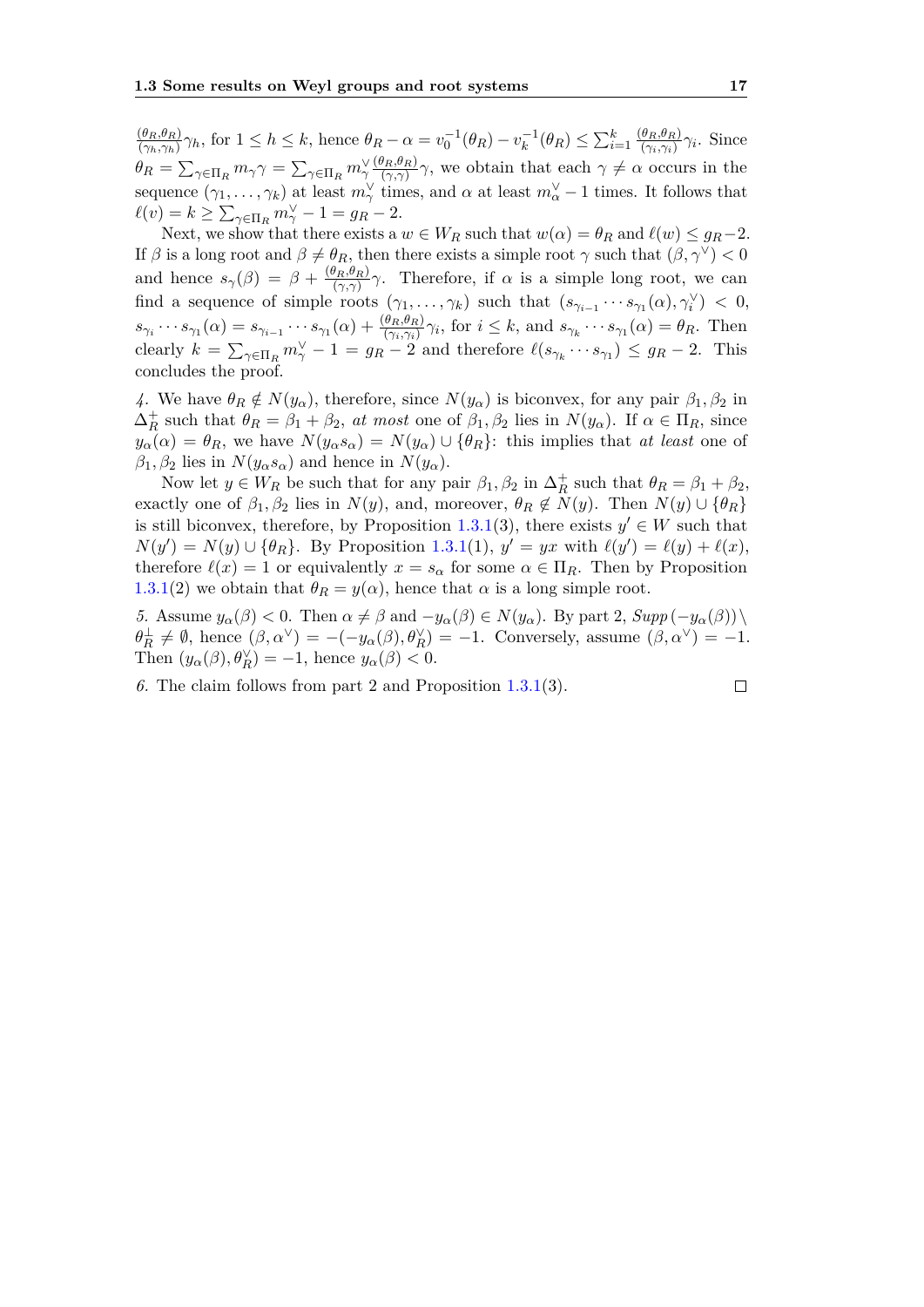$\frac{(\theta_R,\theta_R)}{(\gamma_h,\gamma_h)}\gamma_h$, for $1 \leq h \leq k$, hence $\theta_R - \alpha = v_0^{-1}(\theta_R) - v_k^{-1}(\theta_R) \leq \sum_{i=1}^k \frac{(\theta_R,\theta_R)}{(\gamma_i,\gamma_i)}\gamma_i$. Since $\theta_R = \sum_{\gamma\in\Pi_R} m_\gamma \gamma = \sum_{\gamma\in\Pi_R} m_\gamma^\vee \frac{(\theta_R,\theta_R)}{(\gamma,\gamma)}\gamma$, we obtain that each $\gamma \neq \alpha$ occurs in the sequence $(\gamma_1,\dots,\gamma_k)$ at least $m_\gamma^\vee$ times, and $\alpha$ at least $m_\alpha^\vee - 1$ times. It follows that $\ell(v) = k \geq \sum_{\gamma\in\Pi_R} m_\gamma^\vee - 1 = g_R - 2$.

Next, we show that there exists a $w \in W_R$ such that $w(\alpha) = \theta_R$ and $\ell(w) \leq g_R - 2$. If $\beta$ is a long root and $\beta \neq \theta_R$, then there exists a simple root $\gamma$ such that $(\beta, \gamma^\vee) < 0$ and hence $s_\gamma(\beta) = \beta + \frac{(\theta_R,\theta_R)}{(\gamma,\gamma)}\gamma$. Therefore, if $\alpha$ is a simple long root, we can find a sequence of simple roots $(\gamma_1,\dots,\gamma_k)$ such that $(s_{\gamma_{i-1}}\cdots s_{\gamma_1}(\alpha), \gamma_i^\vee) < 0$, $s_{\gamma_i}\cdots s_{\gamma_1}(\alpha) = s_{\gamma_{i-1}}\cdots s_{\gamma_1}(\alpha) + \frac{(\theta_R,\theta_R)}{(\gamma_i,\gamma_i)}\gamma_i$, for $i \leq k$, and $s_{\gamma_k}\cdots s_{\gamma_1}(\alpha) = \theta_R$. Then clearly $k = \sum_{\gamma\in\Pi_R} m_\gamma^\vee - 1 = g_R - 2$ and therefore $\ell(s_{\gamma_k}\cdots s_{\gamma_1}) \leq g_R - 2$. This concludes the proof.

*4.* We have $\theta_R \notin N(y_\alpha)$, therefore, since $N(y_\alpha)$ is biconvex, for any pair $\beta_1, \beta_2$ in $\Delta_R^+$ such that $\theta_R = \beta_1 + \beta_2$, *at most* one of $\beta_1, \beta_2$ lies in $N(y_\alpha)$. If $\alpha \in \Pi_R$, since $y_\alpha(\alpha) = \theta_R$, we have $N(y_\alpha s_\alpha) = N(y_\alpha) \cup \{\theta_R\}$: this implies that *at least* one of $\beta_1, \beta_2$ lies in $N(y_\alpha s_\alpha)$ and hence in $N(y_\alpha)$.

Now let $y \in W_R$ be such that for any pair $\beta_1, \beta_2$ in $\Delta_R^+$ such that $\theta_R = \beta_1 + \beta_2$, exactly one of $\beta_1, \beta_2$ lies in $N(y)$, and, moreover, $\theta_R \notin N(y)$. Then $N(y) \cup \{\theta_R\}$ is still biconvex, therefore, by Proposition 1.3.1(3), there exists $y' \in W$ such that $N(y') = N(y) \cup \{\theta_R\}$. By Proposition 1.3.1(1), $y' = yx$ with $\ell(y') = \ell(y) + \ell(x)$, therefore $\ell(x) = 1$ or equivalently $x = s_\alpha$ for some $\alpha \in \Pi_R$. Then by Proposition 1.3.1(2) we obtain that $\theta_R = y(\alpha)$, hence that $\alpha$ is a long simple root.

*5.* Assume $y_\alpha(\beta) < 0$. Then $\alpha \neq \beta$ and $-y_\alpha(\beta) \in N(y_\alpha)$. By part 2, *Supp* $(-y_\alpha(\beta)) \setminus \theta_R^\perp \neq \emptyset$, hence $(\beta, \alpha^\vee) = -(-y_\alpha(\beta), \theta_R^\vee) = -1$. Conversely, assume $(\beta, \alpha^\vee) = -1$. Then $(y_\alpha(\beta), \theta_R^\vee) = -1$, hence $y_\alpha(\beta) < 0$.

*6.* The claim follows from part 2 and Proposition 1.3.1(3). □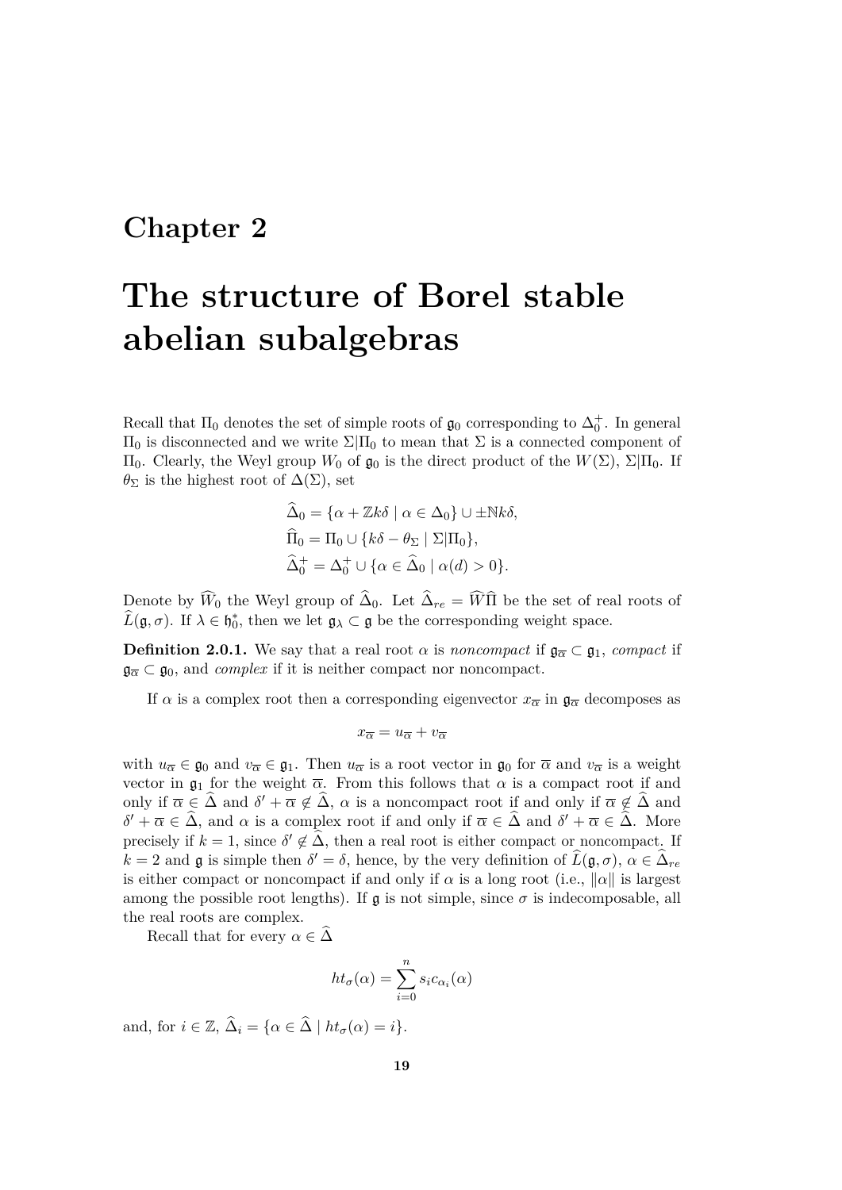# Chapter 2

# The structure of Borel stable abelian subalgebras

Recall that $\Pi_0$ denotes the set of simple roots of $\mathfrak{g}_0$ corresponding to $\Delta_0^+$. In general $\Pi_0$ is disconnected and we write $\Sigma|\Pi_0$ to mean that $\Sigma$ is a connected component of $\Pi_0$. Clearly, the Weyl group $W_0$ of $\mathfrak{g}_0$ is the direct product of the $W(\Sigma)$, $\Sigma|\Pi_0$. If $\theta_\Sigma$ is the highest root of $\Delta(\Sigma)$, set

$$\widehat{\Delta}_0 = \{\alpha + \mathbb{Z}k\delta \mid \alpha \in \Delta_0\} \cup \pm\mathbb{N}k\delta,$$
$$\widehat{\Pi}_0 = \Pi_0 \cup \{k\delta - \theta_\Sigma \mid \Sigma|\Pi_0\},$$
$$\widehat{\Delta}_0^+ = \Delta_0^+ \cup \{\alpha \in \widehat{\Delta}_0 \mid \alpha(d) > 0\}.$$

Denote by $\widehat{W}_0$ the Weyl group of $\widehat{\Delta}_0$. Let $\widehat{\Delta}_{re} = \widehat{W}\widehat{\Pi}$ be the set of real roots of $\widehat{L}(\mathfrak{g}, \sigma)$. If $\lambda \in \mathfrak{h}_0^*$, then we let $\mathfrak{g}_\lambda \subset \mathfrak{g}$ be the corresponding weight space.

**Definition 2.0.1.** We say that a real root $\alpha$ is *noncompact* if $\mathfrak{g}_{\overline{\alpha}} \subset \mathfrak{g}_1$, *compact* if $\mathfrak{g}_{\overline{\alpha}} \subset \mathfrak{g}_0$, and *complex* if it is neither compact nor noncompact.

If $\alpha$ is a complex root then a corresponding eigenvector $x_{\overline{\alpha}}$ in $\mathfrak{g}_{\overline{\alpha}}$ decomposes as

$$x_{\overline{\alpha}} = u_{\overline{\alpha}} + v_{\overline{\alpha}}$$

with $u_{\overline{\alpha}} \in \mathfrak{g}_0$ and $v_{\overline{\alpha}} \in \mathfrak{g}_1$. Then $u_{\overline{\alpha}}$ is a root vector in $\mathfrak{g}_0$ for $\overline{\alpha}$ and $v_{\overline{\alpha}}$ is a weight vector in $\mathfrak{g}_1$ for the weight $\overline{\alpha}$. From this follows that $\alpha$ is a compact root if and only if $\overline{\alpha} \in \widehat{\Delta}$ and $\delta' + \overline{\alpha} \notin \widehat{\Delta}$, $\alpha$ is a noncompact root if and only if $\overline{\alpha} \notin \widehat{\Delta}$ and $\delta' + \overline{\alpha} \in \widehat{\Delta}$, and $\alpha$ is a complex root if and only if $\overline{\alpha} \in \widehat{\Delta}$ and $\delta' + \overline{\alpha} \in \widehat{\Delta}$. More precisely if $k = 1$, since $\delta' \notin \widehat{\Delta}$, then a real root is either compact or noncompact. If $k = 2$ and $\mathfrak{g}$ is simple then $\delta' = \delta$, hence, by the very definition of $\widehat{L}(\mathfrak{g}, \sigma)$, $\alpha \in \widehat{\Delta}_{re}$ is either compact or noncompact if and only if $\alpha$ is a long root (i.e., $\|\alpha\|$ is largest among the possible root lengths). If $\mathfrak{g}$ is not simple, since $\sigma$ is indecomposable, all the real roots are complex.

Recall that for every $\alpha \in \widehat{\Delta}$

$$ht_\sigma(\alpha) = \sum_{i=0}^{n} s_i c_{\alpha_i}(\alpha)$$

and, for $i \in \mathbb{Z}$, $\widehat{\Delta}_i = \{\alpha \in \widehat{\Delta} \mid ht_\sigma(\alpha) = i\}$.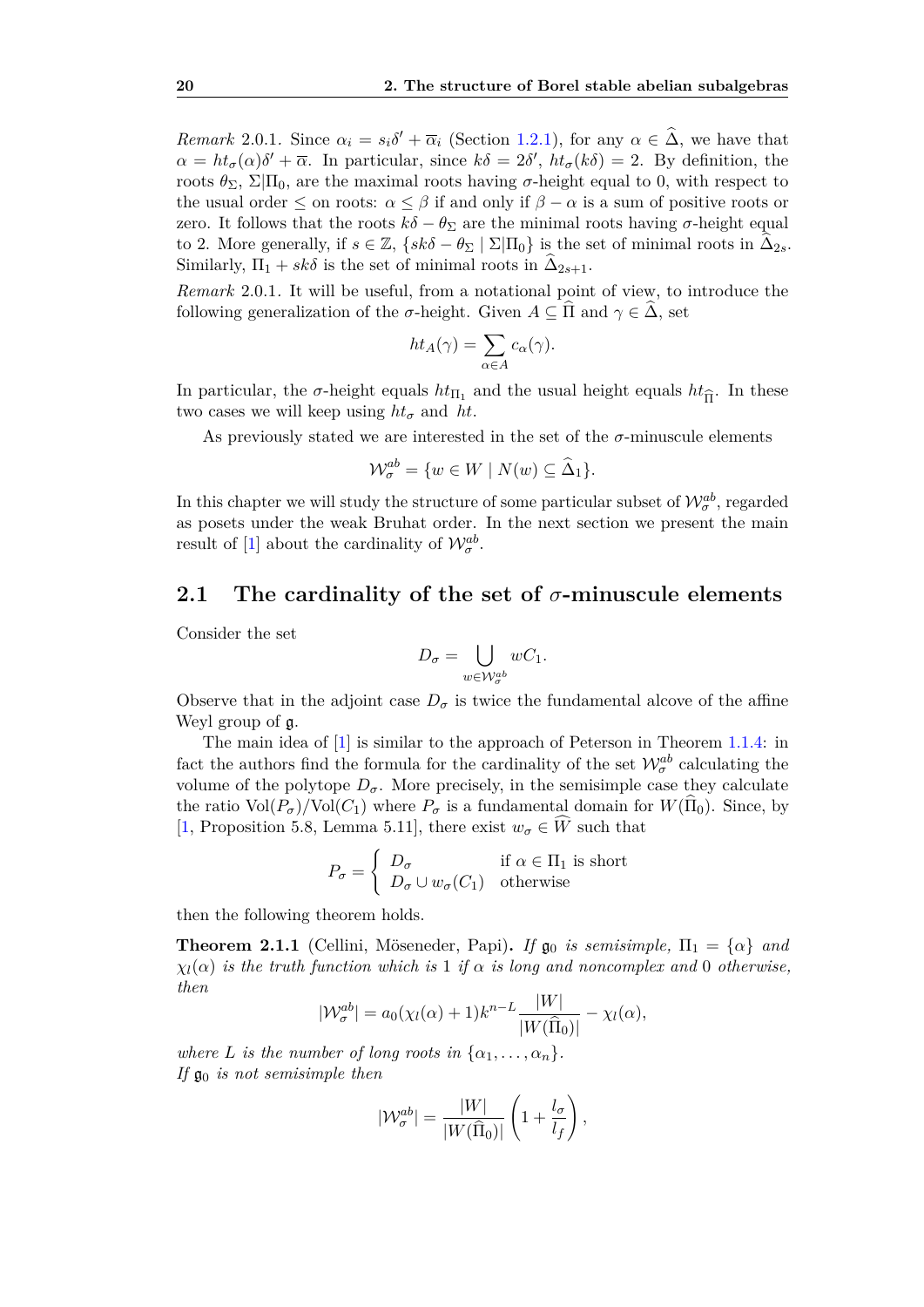*Remark* 2.0.1. Since $\alpha_i = s_i\delta' + \overline{\alpha}_i$ (Section 1.2.1), for any $\alpha \in \widehat{\Delta}$, we have that $\alpha = ht_\sigma(\alpha)\delta' + \overline{\alpha}$. In particular, since $k\delta = 2\delta'$, $ht_\sigma(k\delta) = 2$. By definition, the roots $\theta_\Sigma$, $\Sigma|\Pi_0$, are the maximal roots having $\sigma$-height equal to 0, with respect to the usual order $\leq$ on roots: $\alpha \leq \beta$ if and only if $\beta - \alpha$ is a sum of positive roots or zero. It follows that the roots $k\delta - \theta_\Sigma$ are the minimal roots having $\sigma$-height equal to 2. More generally, if $s \in \mathbb{Z}$, $\{sk\delta - \theta_\Sigma \mid \Sigma|\Pi_0\}$ is the set of minimal roots in $\widehat{\Delta}_{2s}$. Similarly, $\Pi_1 + sk\delta$ is the set of minimal roots in $\widehat{\Delta}_{2s+1}$.

*Remark* 2.0.1. It will be useful, from a notational point of view, to introduce the following generalization of the $\sigma$-height. Given $A \subseteq \widehat{\Pi}$ and $\gamma \in \widehat{\Delta}$, set

$$ht_A(\gamma) = \sum_{\alpha \in A} c_\alpha(\gamma).$$

In particular, the $\sigma$-height equals $ht_{\Pi_1}$ and the usual height equals $ht_{\widehat{\Pi}}$. In these two cases we will keep using $ht_\sigma$ and $ht$.

As previously stated we are interested in the set of the $\sigma$-minuscule elements

$$\mathcal{W}_\sigma^{ab} = \{w \in W \mid N(w) \subseteq \widehat{\Delta}_1\}.$$

In this chapter we will study the structure of some particular subset of $\mathcal{W}_\sigma^{ab}$, regarded as posets under the weak Bruhat order. In the next section we present the main result of [1] about the cardinality of $\mathcal{W}_\sigma^{ab}$.

## 2.1 The cardinality of the set of $\sigma$-minuscule elements

Consider the set

$$D_\sigma = \bigcup_{w \in \mathcal{W}_\sigma^{ab}} wC_1.$$

Observe that in the adjoint case $D_\sigma$ is twice the fundamental alcove of the affine Weyl group of $\mathfrak{g}$.

The main idea of [1] is similar to the approach of Peterson in Theorem 1.1.4: in fact the authors find the formula for the cardinality of the set $\mathcal{W}_\sigma^{ab}$ calculating the volume of the polytope $D_\sigma$. More precisely, in the semisimple case they calculate the ratio $\mathrm{Vol}(P_\sigma)/\mathrm{Vol}(C_1)$ where $P_\sigma$ is a fundamental domain for $W(\widehat{\Pi}_0)$. Since, by [1, Proposition 5.8, Lemma 5.11], there exist $w_\sigma \in \widehat{W}$ such that

$$P_\sigma = \begin{cases} D_\sigma & \text{if } \alpha \in \Pi_1 \text{ is short} \\ D_\sigma \cup w_\sigma(C_1) & \text{otherwise} \end{cases}$$

then the following theorem holds.

**Theorem 2.1.1** (Cellini, Möseneder, Papi)**.** *If $\mathfrak{g}_0$ is semisimple, $\Pi_1 = \{\alpha\}$ and $\chi_l(\alpha)$ is the truth function which is 1 if $\alpha$ is long and noncomplex and 0 otherwise, then*

$$|\mathcal{W}_\sigma^{ab}| = a_0(\chi_l(\alpha) + 1)k^{n-L}\frac{|W|}{|W(\widehat{\Pi}_0)|} - \chi_l(\alpha),$$

*where $L$ is the number of long roots in $\{\alpha_1, \ldots, \alpha_n\}$.*
*If $\mathfrak{g}_0$ is not semisimple then*

$$|\mathcal{W}_\sigma^{ab}| = \frac{|W|}{|W(\widehat{\Pi}_0)|}\left(1 + \frac{l_\sigma}{l_f}\right),$$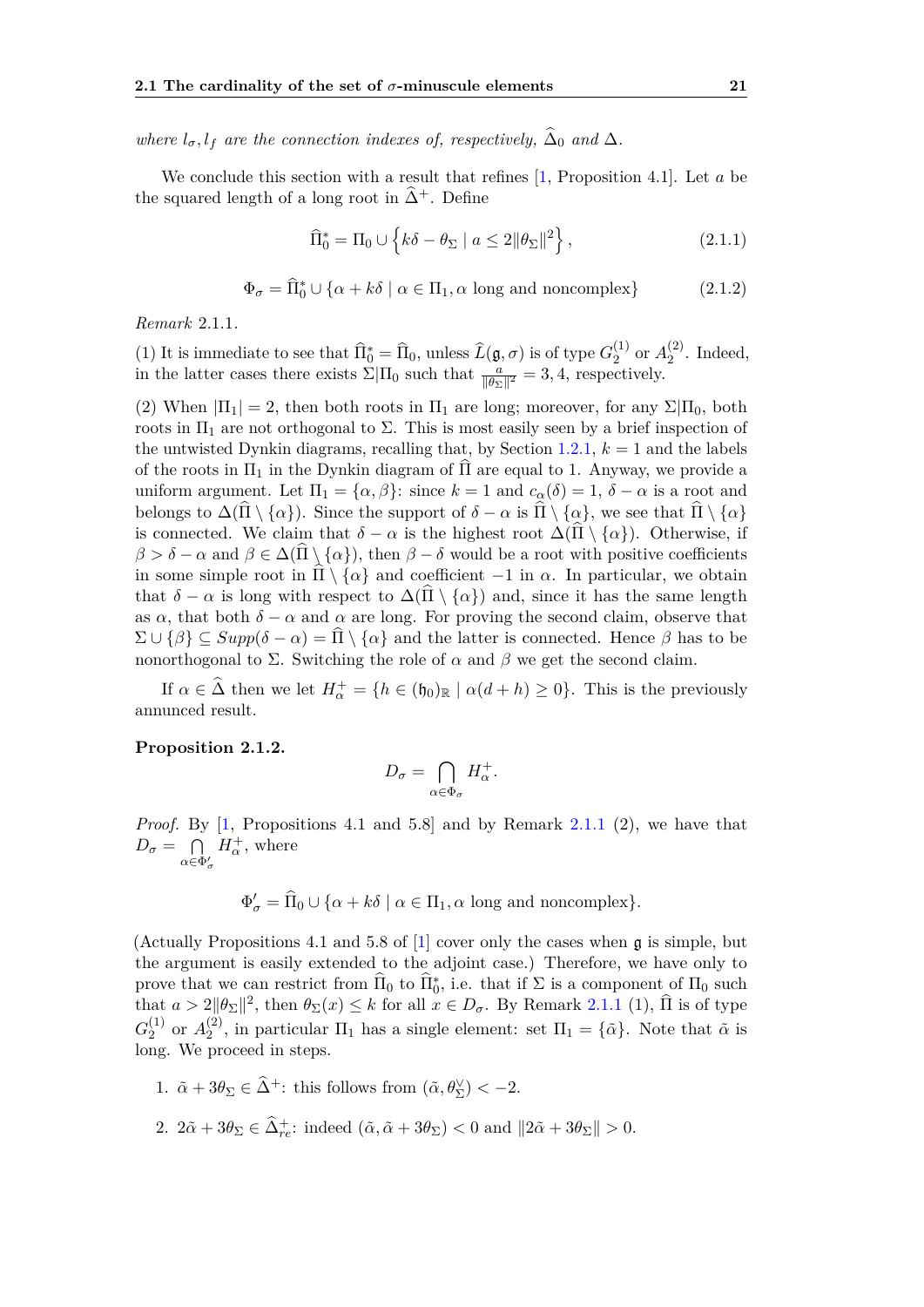*where $l_\sigma, l_f$ are the connection indexes of, respectively, $\widehat{\Delta}_0$ and $\Delta$.*

We conclude this section with a result that refines [1, Proposition 4.1]. Let $a$ be the squared length of a long root in $\widehat{\Delta}^+$. Define

$$\widehat{\Pi}_0^* = \Pi_0 \cup \left\{ k\delta - \theta_\Sigma \mid a \leq 2\|\theta_\Sigma\|^2 \right\}, \tag{2.1.1}$$

$$\Phi_\sigma = \widehat{\Pi}_0^* \cup \{\alpha + k\delta \mid \alpha \in \Pi_1, \alpha \text{ long and noncomplex}\} \tag{2.1.2}$$

*Remark* 2.1.1.

(1) It is immediate to see that $\widehat{\Pi}_0^* = \widehat{\Pi}_0$, unless $\widehat{L}(\mathfrak{g}, \sigma)$ is of type $G_2^{(1)}$ or $A_2^{(2)}$. Indeed, in the latter cases there exists $\Sigma|\Pi_0$ such that $\frac{a}{\|\theta_\Sigma\|^2} = 3, 4$, respectively.

(2) When $|\Pi_1| = 2$, then both roots in $\Pi_1$ are long; moreover, for any $\Sigma|\Pi_0$, both roots in $\Pi_1$ are not orthogonal to $\Sigma$. This is most easily seen by a brief inspection of the untwisted Dynkin diagrams, recalling that, by Section 1.2.1, $k = 1$ and the labels of the roots in $\Pi_1$ in the Dynkin diagram of $\widehat{\Pi}$ are equal to 1. Anyway, we provide a uniform argument. Let $\Pi_1 = \{\alpha, \beta\}$: since $k = 1$ and $c_\alpha(\delta) = 1$, $\delta - \alpha$ is a root and belongs to $\Delta(\widehat{\Pi} \setminus \{\alpha\})$. Since the support of $\delta - \alpha$ is $\widehat{\Pi} \setminus \{\alpha\}$, we see that $\widehat{\Pi} \setminus \{\alpha\}$ is connected. We claim that $\delta - \alpha$ is the highest root $\Delta(\widehat{\Pi} \setminus \{\alpha\})$. Otherwise, if $\beta > \delta - \alpha$ and $\beta \in \Delta(\widehat{\Pi} \setminus \{\alpha\})$, then $\beta - \delta$ would be a root with positive coefficients in some simple root in $\widehat{\Pi} \setminus \{\alpha\}$ and coefficient $-1$ in $\alpha$. In particular, we obtain that $\delta - \alpha$ is long with respect to $\Delta(\widehat{\Pi} \setminus \{\alpha\})$ and, since it has the same length as $\alpha$, that both $\delta - \alpha$ and $\alpha$ are long. For proving the second claim, observe that $\Sigma \cup \{\beta\} \subseteq Supp(\delta - \alpha) = \widehat{\Pi} \setminus \{\alpha\}$ and the latter is connected. Hence $\beta$ has to be nonorthogonal to $\Sigma$. Switching the role of $\alpha$ and $\beta$ we get the second claim.

If $\alpha \in \widehat{\Delta}$ then we let $H_\alpha^+ = \{h \in (\mathfrak{h}_0)_\mathbb{R} \mid \alpha(d + h) \geq 0\}$. This is the previously annunced result.

**Proposition 2.1.2.**

$$D_\sigma = \bigcap_{\alpha \in \Phi_\sigma} H_\alpha^+.$$

*Proof.* By [1, Propositions 4.1 and 5.8] and by Remark 2.1.1 (2), we have that $D_\sigma = \bigcap_{\alpha \in \Phi'_\sigma} H_\alpha^+$, where

$$\Phi'_\sigma = \widehat{\Pi}_0 \cup \{\alpha + k\delta \mid \alpha \in \Pi_1, \alpha \text{ long and noncomplex}\}.$$

(Actually Propositions 4.1 and 5.8 of [1] cover only the cases when $\mathfrak{g}$ is simple, but the argument is easily extended to the adjoint case.) Therefore, we have only to prove that we can restrict from $\widehat{\Pi}_0$ to $\widehat{\Pi}_0^*$, i.e. that if $\Sigma$ is a component of $\Pi_0$ such that $a > 2\|\theta_\Sigma\|^2$, then $\theta_\Sigma(x) \leq k$ for all $x \in D_\sigma$. By Remark 2.1.1 (1), $\widehat{\Pi}$ is of type $G_2^{(1)}$ or $A_2^{(2)}$, in particular $\Pi_1$ has a single element: set $\Pi_1 = \{\tilde{\alpha}\}$. Note that $\tilde{\alpha}$ is long. We proceed in steps.

1. $\tilde{\alpha} + 3\theta_\Sigma \in \widehat{\Delta}^+$: this follows from $(\tilde{\alpha}, \theta_\Sigma^\vee) < -2$.

2. $2\tilde{\alpha} + 3\theta_\Sigma \in \widehat{\Delta}_{re}^+$: indeed $(\tilde{\alpha}, \tilde{\alpha} + 3\theta_\Sigma) < 0$ and $\|2\tilde{\alpha} + 3\theta_\Sigma\| > 0$.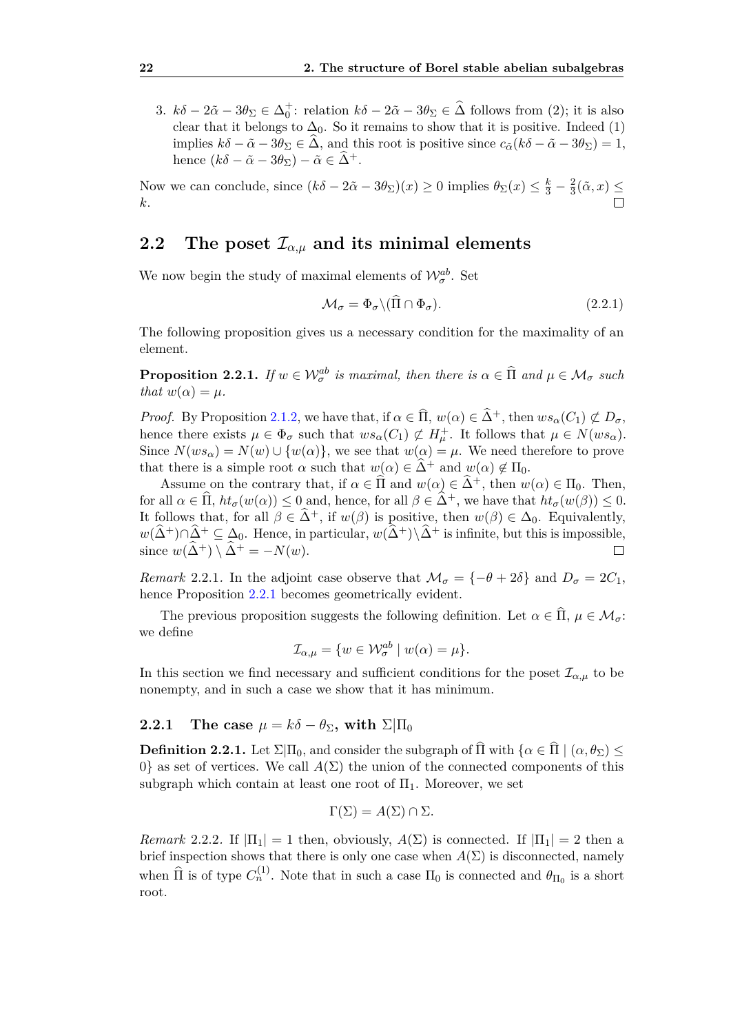3. $k\delta - 2\tilde{\alpha} - 3\theta_\Sigma \in \Delta_0^+$: relation $k\delta - 2\tilde{\alpha} - 3\theta_\Sigma \in \widehat{\Delta}$ follows from (2); it is also clear that it belongs to $\Delta_0$. So it remains to show that it is positive. Indeed (1) implies $k\delta - \tilde{\alpha} - 3\theta_\Sigma \in \widehat{\Delta}$, and this root is positive since $c_{\tilde{\alpha}}(k\delta - \tilde{\alpha} - 3\theta_\Sigma) = 1$, hence $(k\delta - \tilde{\alpha} - 3\theta_\Sigma) - \tilde{\alpha} \in \widehat{\Delta}^+$.

Now we can conclude, since $(k\delta - 2\tilde{\alpha} - 3\theta_\Sigma)(x) \geq 0$ implies $\theta_\Sigma(x) \leq \frac{k}{3} - \frac{2}{3}(\tilde{\alpha}, x) \leq k$. □

## 2.2 The poset $\mathcal{I}_{\alpha,\mu}$ and its minimal elements

We now begin the study of maximal elements of $\mathcal{W}_\sigma^{ab}$. Set

$$\mathcal{M}_\sigma = \Phi_\sigma \backslash (\widehat{\Pi} \cap \Phi_\sigma). \tag{2.2.1}$$

The following proposition gives us a necessary condition for the maximality of an element.

**Proposition 2.2.1.** *If $w \in \mathcal{W}_\sigma^{ab}$ is maximal, then there is $\alpha \in \widehat{\Pi}$ and $\mu \in \mathcal{M}_\sigma$ such that $w(\alpha) = \mu$.*

*Proof.* By Proposition 2.1.2, we have that, if $\alpha \in \widehat{\Pi}$, $w(\alpha) \in \widehat{\Delta}^+$, then $ws_\alpha(C_1) \not\subset D_\sigma$, hence there exists $\mu \in \Phi_\sigma$ such that $ws_\alpha(C_1) \not\subset H_\mu^+$. It follows that $\mu \in N(ws_\alpha)$. Since $N(ws_\alpha) = N(w) \cup \{w(\alpha)\}$, we see that $w(\alpha) = \mu$. We need therefore to prove that there is a simple root $\alpha$ such that $w(\alpha) \in \widehat{\Delta}^+$ and $w(\alpha) \notin \Pi_0$.

Assume on the contrary that, if $\alpha \in \widehat{\Pi}$ and $w(\alpha) \in \widehat{\Delta}^+$, then $w(\alpha) \in \Pi_0$. Then, for all $\alpha \in \widehat{\Pi}$, $ht_\sigma(w(\alpha)) \leq 0$ and, hence, for all $\beta \in \widehat{\Delta}^+$, we have that $ht_\sigma(w(\beta)) \leq 0$. It follows that, for all $\beta \in \widehat{\Delta}^+$, if $w(\beta)$ is positive, then $w(\beta) \in \Delta_0$. Equivalently, $w(\widehat{\Delta}^+) \cap \widehat{\Delta}^+ \subseteq \Delta_0$. Hence, in particular, $w(\widehat{\Delta}^+) \backslash \widehat{\Delta}^+$ is infinite, but this is impossible, since $w(\widehat{\Delta}^+) \setminus \widehat{\Delta}^+ = -N(w)$. □

*Remark* 2.2.1. In the adjoint case observe that $\mathcal{M}_\sigma = \{-\theta + 2\delta\}$ and $D_\sigma = 2C_1$, hence Proposition 2.2.1 becomes geometrically evident.

The previous proposition suggests the following definition. Let $\alpha \in \widehat{\Pi}$, $\mu \in \mathcal{M}_\sigma$: we define

$$\mathcal{I}_{\alpha,\mu} = \{w \in \mathcal{W}_\sigma^{ab} \mid w(\alpha) = \mu\}.$$

In this section we find necessary and sufficient conditions for the poset $\mathcal{I}_{\alpha,\mu}$ to be nonempty, and in such a case we show that it has minimum.

### 2.2.1 The case $\mu = k\delta - \theta_\Sigma$, with $\Sigma | \Pi_0$

**Definition 2.2.1.** Let $\Sigma | \Pi_0$, and consider the subgraph of $\widehat{\Pi}$ with $\{\alpha \in \widehat{\Pi} \mid (\alpha, \theta_\Sigma) \leq 0\}$ as set of vertices. We call $A(\Sigma)$ the union of the connected components of this subgraph which contain at least one root of $\Pi_1$. Moreover, we set

$$\Gamma(\Sigma) = A(\Sigma) \cap \Sigma.$$

*Remark* 2.2.2. If $|\Pi_1| = 1$ then, obviously, $A(\Sigma)$ is connected. If $|\Pi_1| = 2$ then a brief inspection shows that there is only one case when $A(\Sigma)$ is disconnected, namely when $\widehat{\Pi}$ is of type $C_n^{(1)}$. Note that in such a case $\Pi_0$ is connected and $\theta_{\Pi_0}$ is a short root.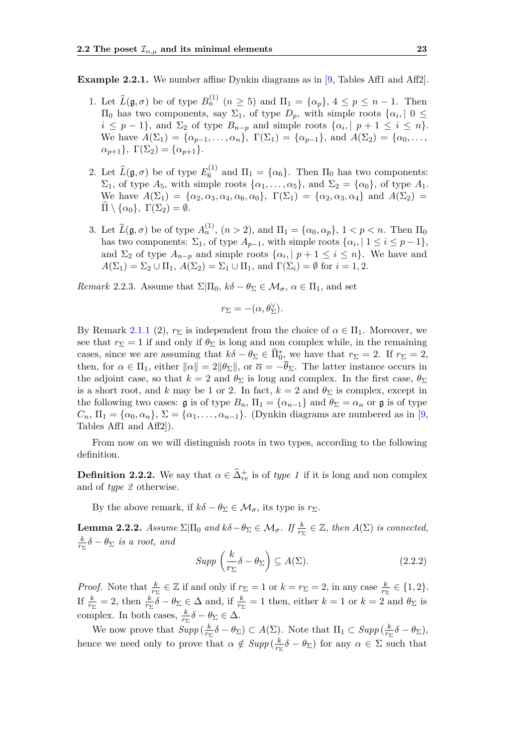**Example 2.2.1.** We number affine Dynkin diagrams as in [9, Tables Aff1 and Aff2].

1. Let $\widehat{L}(\mathfrak{g}, \sigma)$ be of type $B_n^{(1)}$ ($n \geq 5$) and $\Pi_1 = \{\alpha_p\}$, $4 \leq p \leq n-1$. Then $\Pi_0$ has two components, say $\Sigma_1$, of type $D_p$, with simple roots $\{\alpha_i, |\ 0 \leq i \leq p-1\}$, and $\Sigma_2$ of type $B_{n-p}$ and simple roots $\{\alpha_i, |\ p+1 \leq i \leq n\}$. We have $A(\Sigma_1) = \{\alpha_{p-1}, \ldots, \alpha_n\}$, $\Gamma(\Sigma_1) = \{\alpha_{p-1}\}$, and $A(\Sigma_2) = \{\alpha_0, \ldots, \alpha_{p+1}\}$, $\Gamma(\Sigma_2) = \{\alpha_{p+1}\}$.

2. Let $\widehat{L}(\mathfrak{g}, \sigma)$ be of type $E_6^{(1)}$ and $\Pi_1 = \{\alpha_6\}$. Then $\Pi_0$ has two components: $\Sigma_1$, of type $A_5$, with simple roots $\{\alpha_1, \ldots, \alpha_5\}$, and $\Sigma_2 = \{\alpha_0\}$, of type $A_1$. We have $A(\Sigma_1) = \{\alpha_2, \alpha_3, \alpha_4, \alpha_6, \alpha_0\}$, $\Gamma(\Sigma_1) = \{\alpha_2, \alpha_3, \alpha_4\}$ and $A(\Sigma_2) = \widehat{\Pi} \setminus \{\alpha_0\}$, $\Gamma(\Sigma_2) = \emptyset$.

3. Let $\widehat{L}(\mathfrak{g}, \sigma)$ be of type $A_n^{(1)}$, ($n > 2$), and $\Pi_1 = \{\alpha_0, \alpha_p\}$, $1 < p < n$. Then $\Pi_0$ has two components: $\Sigma_1$, of type $A_{p-1}$, with simple roots $\{\alpha_i, |\ 1 \leq i \leq p-1\}$, and $\Sigma_2$ of type $A_{n-p}$ and simple roots $\{\alpha_i, |\ p+1 \leq i \leq n\}$. We have and $A(\Sigma_1) = \Sigma_2 \cup \Pi_1$, $A(\Sigma_2) = \Sigma_1 \cup \Pi_1$, and $\Gamma(\Sigma_i) = \emptyset$ for $i = 1, 2$.

*Remark* 2.2.3. Assume that $\Sigma | \Pi_0$, $k\delta - \theta_\Sigma \in \mathcal{M}_\sigma$, $\alpha \in \Pi_1$, and set

$$r_\Sigma = -(\alpha, \theta_\Sigma^\vee).$$

By Remark 2.1.1 (2), $r_\Sigma$ is independent from the choice of $\alpha \in \Pi_1$. Moreover, we see that $r_\Sigma = 1$ if and only if $\theta_\Sigma$ is long and non complex while, in the remaining cases, since we are assuming that $k\delta - \theta_\Sigma \in \widehat{\Pi}_0^*$, we have that $r_\Sigma = 2$. If $r_\Sigma = 2$, then, for $\alpha \in \Pi_1$, either $\|\alpha\| = 2\|\theta_\Sigma\|$, or $\overline{\alpha} = -\overline{\theta}_\Sigma$. The latter instance occurs in the adjoint case, so that $k = 2$ and $\theta_\Sigma$ is long and complex. In the first case, $\theta_\Sigma$ is a short root, and $k$ may be 1 or 2. In fact, $k = 2$ and $\theta_\Sigma$ is complex, except in the following two cases: $\mathfrak{g}$ is of type $B_n$, $\Pi_1 = \{\alpha_{n-1}\}$ and $\theta_\Sigma = \alpha_n$ or $\mathfrak{g}$ is of type $C_n$, $\Pi_1 = \{\alpha_0, \alpha_n\}$, $\Sigma = \{\alpha_1, \ldots, \alpha_{n-1}\}$. (Dynkin diagrams are numbered as in [9, Tables Aff1 and Aff2]).

From now on we will distinguish roots in two types, according to the following definition.

**Definition 2.2.2.** We say that $\alpha \in \widehat{\Delta}^+_{re}$ is of *type 1* if it is long and non complex and of *type 2* otherwise.

By the above remark, if $k\delta - \theta_\Sigma \in \mathcal{M}_\sigma$, its type is $r_\Sigma$.

**Lemma 2.2.2.** *Assume $\Sigma | \Pi_0$ and $k\delta - \theta_\Sigma \in \mathcal{M}_\sigma$. If $\frac{k}{r_\Sigma} \in \mathbb{Z}$, then $A(\Sigma)$ is connected, $\frac{k}{r_\Sigma}\delta - \theta_\Sigma$ is a root, and*

$$Supp\left(\frac{k}{r_\Sigma}\delta - \theta_\Sigma\right) \subseteq A(\Sigma). \tag{2.2.2}$$

*Proof.* Note that $\frac{k}{r_\Sigma} \in \mathbb{Z}$ if and only if $r_\Sigma = 1$ or $k = r_\Sigma = 2$, in any case $\frac{k}{r_\Sigma} \in \{1, 2\}$. If $\frac{k}{r_\Sigma} = 2$, then $\frac{k}{r_\Sigma}\delta - \theta_\Sigma \in \Delta$ and, if $\frac{k}{r_\Sigma} = 1$ then, either $k = 1$ or $k = 2$ and $\theta_\Sigma$ is complex. In both cases, $\frac{k}{r_\Sigma}\delta - \theta_\Sigma \in \Delta$.

We now prove that $Supp\,(\frac{k}{r_\Sigma}\delta - \theta_\Sigma) \subset A(\Sigma)$. Note that $\Pi_1 \subset Supp\,(\frac{k}{r_\Sigma}\delta - \theta_\Sigma)$, hence we need only to prove that $\alpha \notin Supp\,(\frac{k}{r_\Sigma}\delta - \theta_\Sigma)$ for any $\alpha \in \Sigma$ such that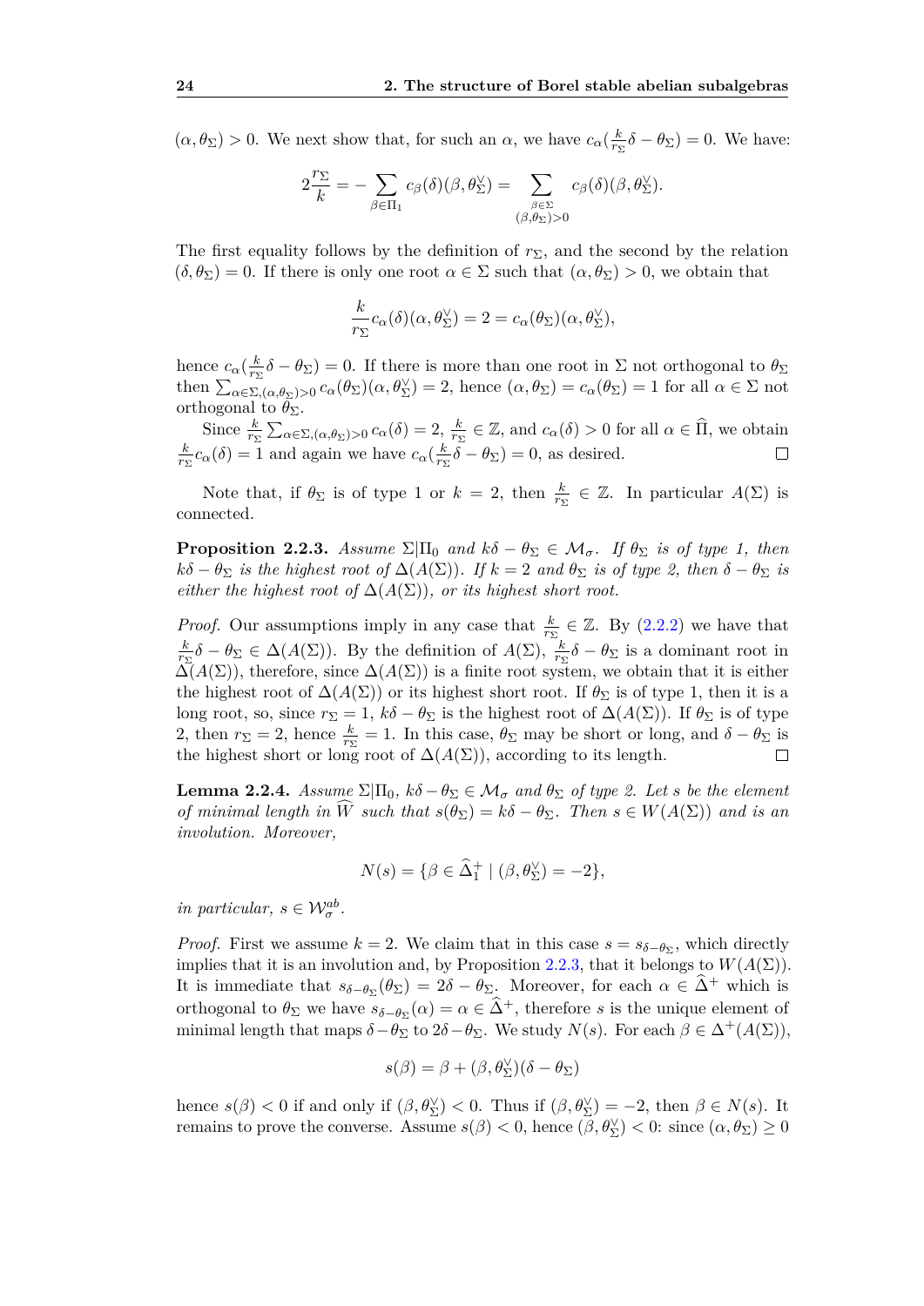$(\alpha, \theta_\Sigma) > 0$. We next show that, for such an $\alpha$, we have $c_\alpha(\frac{k}{r_\Sigma}\delta - \theta_\Sigma) = 0$. We have:

$$2\frac{r_\Sigma}{k} = -\sum_{\beta \in \Pi_1} c_\beta(\delta)(\beta, \theta_\Sigma^\vee) = \sum_{\substack{\beta \in \Sigma \\ (\beta, \theta_\Sigma) > 0}} c_\beta(\delta)(\beta, \theta_\Sigma^\vee).$$

The first equality follows by the definition of $r_\Sigma$, and the second by the relation $(\delta, \theta_\Sigma) = 0$. If there is only one root $\alpha \in \Sigma$ such that $(\alpha, \theta_\Sigma) > 0$, we obtain that

$$\frac{k}{r_\Sigma} c_\alpha(\delta)(\alpha, \theta_\Sigma^\vee) = 2 = c_\alpha(\theta_\Sigma)(\alpha, \theta_\Sigma^\vee),$$

hence $c_\alpha(\frac{k}{r_\Sigma}\delta - \theta_\Sigma) = 0$. If there is more than one root in $\Sigma$ not orthogonal to $\theta_\Sigma$ then $\sum_{\alpha \in \Sigma, (\alpha, \theta_\Sigma) > 0} c_\alpha(\theta_\Sigma)(\alpha, \theta_\Sigma^\vee) = 2$, hence $(\alpha, \theta_\Sigma) = c_\alpha(\theta_\Sigma) = 1$ for all $\alpha \in \Sigma$ not orthogonal to $\theta_\Sigma$.

Since $\frac{k}{r_\Sigma} \sum_{\alpha \in \Sigma, (\alpha, \theta_\Sigma) > 0} c_\alpha(\delta) = 2$, $\frac{k}{r_\Sigma} \in \mathbb{Z}$, and $c_\alpha(\delta) > 0$ for all $\alpha \in \widehat{\Pi}$, we obtain $\frac{k}{r_\Sigma} c_\alpha(\delta) = 1$ and again we have $c_\alpha(\frac{k}{r_\Sigma}\delta - \theta_\Sigma) = 0$, as desired. □

Note that, if $\theta_\Sigma$ is of type 1 or $k = 2$, then $\frac{k}{r_\Sigma} \in \mathbb{Z}$. In particular $A(\Sigma)$ is connected.

**Proposition 2.2.3.** *Assume $\Sigma | \Pi_0$ and $k\delta - \theta_\Sigma \in \mathcal{M}_\sigma$. If $\theta_\Sigma$ is of type 1, then $k\delta - \theta_\Sigma$ is the highest root of $\Delta(A(\Sigma))$. If $k = 2$ and $\theta_\Sigma$ is of type 2, then $\delta - \theta_\Sigma$ is either the highest root of $\Delta(A(\Sigma))$, or its highest short root.*

*Proof.* Our assumptions imply in any case that $\frac{k}{r_\Sigma} \in \mathbb{Z}$. By (2.2.2) we have that $\frac{k}{r_\Sigma}\delta - \theta_\Sigma \in \Delta(A(\Sigma))$. By the definition of $A(\Sigma)$, $\frac{k}{r_\Sigma}\delta - \theta_\Sigma$ is a dominant root in $\Delta(A(\Sigma))$, therefore, since $\Delta(A(\Sigma))$ is a finite root system, we obtain that it is either the highest root of $\Delta(A(\Sigma))$ or its highest short root. If $\theta_\Sigma$ is of type 1, then it is a long root, so, since $r_\Sigma = 1$, $k\delta - \theta_\Sigma$ is the highest root of $\Delta(A(\Sigma))$. If $\theta_\Sigma$ is of type 2, then $r_\Sigma = 2$, hence $\frac{k}{r_\Sigma} = 1$. In this case, $\theta_\Sigma$ may be short or long, and $\delta - \theta_\Sigma$ is the highest short or long root of $\Delta(A(\Sigma))$, according to its length. □

**Lemma 2.2.4.** *Assume $\Sigma | \Pi_0$, $k\delta - \theta_\Sigma \in \mathcal{M}_\sigma$ and $\theta_\Sigma$ of type 2. Let $s$ be the element of minimal length in $\widehat{W}$ such that $s(\theta_\Sigma) = k\delta - \theta_\Sigma$. Then $s \in W(A(\Sigma))$ and is an involution. Moreover,*

$$N(s) = \{\beta \in \widehat{\Delta}_1^+ \mid (\beta, \theta_\Sigma^\vee) = -2\},$$

*in particular, $s \in \mathcal{W}_\sigma^{ab}$.*

*Proof.* First we assume $k = 2$. We claim that in this case $s = s_{\delta - \theta_\Sigma}$, which directly implies that it is an involution and, by Proposition 2.2.3, that it belongs to $W(A(\Sigma))$. It is immediate that $s_{\delta - \theta_\Sigma}(\theta_\Sigma) = 2\delta - \theta_\Sigma$. Moreover, for each $\alpha \in \widehat{\Delta}^+$ which is orthogonal to $\theta_\Sigma$ we have $s_{\delta - \theta_\Sigma}(\alpha) = \alpha \in \widehat{\Delta}^+$, therefore $s$ is the unique element of minimal length that maps $\delta - \theta_\Sigma$ to $2\delta - \theta_\Sigma$. We study $N(s)$. For each $\beta \in \Delta^+(A(\Sigma))$,

$$s(\beta) = \beta + (\beta, \theta_\Sigma^\vee)(\delta - \theta_\Sigma)$$

hence $s(\beta) < 0$ if and only if $(\beta, \theta_\Sigma^\vee) < 0$. Thus if $(\beta, \theta_\Sigma^\vee) = -2$, then $\beta \in N(s)$. It remains to prove the converse. Assume $s(\beta) < 0$, hence $(\beta, \theta_\Sigma^\vee) < 0$: since $(\alpha, \theta_\Sigma) \geq 0$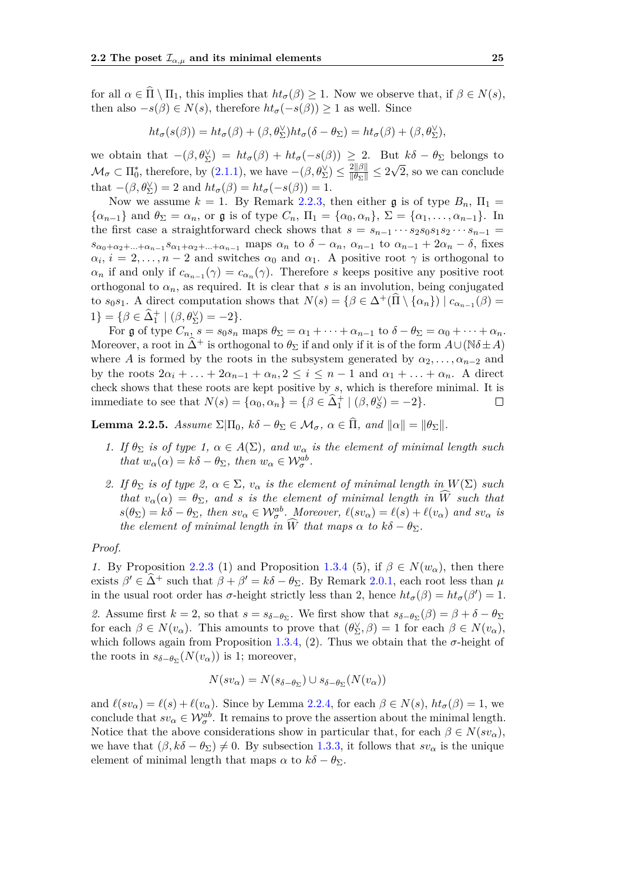for all $\alpha \in \widehat{\Pi} \setminus \Pi_1$, this implies that $ht_\sigma(\beta) \geq 1$. Now we observe that, if $\beta \in N(s)$, then also $-s(\beta) \in N(s)$, therefore $ht_\sigma(-s(\beta)) \geq 1$ as well. Since

$$ht_\sigma(s(\beta)) = ht_\sigma(\beta) + (\beta, \theta_\Sigma^\vee) ht_\sigma(\delta - \theta_\Sigma) = ht_\sigma(\beta) + (\beta, \theta_\Sigma^\vee),$$

we obtain that $-(\beta, \theta_\Sigma^\vee) = ht_\sigma(\beta) + ht_\sigma(-s(\beta)) \geq 2$. But $k\delta - \theta_\Sigma$ belongs to $\mathcal{M}_\sigma \subset \Pi_0^*$, therefore, by (2.1.1), we have $-(\beta, \theta_\Sigma^\vee) \leq \frac{2\|\beta\|}{\|\theta_\Sigma\|} \leq 2\sqrt{2}$, so we can conclude that $-(\beta, \theta_\Sigma^\vee) = 2$ and $ht_\sigma(\beta) = ht_\sigma(-s(\beta)) = 1$.

Now we assume $k = 1$. By Remark 2.2.3, then either $\mathfrak{g}$ is of type $B_n$, $\Pi_1 = \{\alpha_{n-1}\}$ and $\theta_\Sigma = \alpha_n$, or $\mathfrak{g}$ is of type $C_n$, $\Pi_1 = \{\alpha_0, \alpha_n\}$, $\Sigma = \{\alpha_1, \ldots, \alpha_{n-1}\}$. In the first case a straightforward check shows that $s = s_{n-1} \cdots s_2 s_0 s_1 s_2 \cdots s_{n-1} = s_{\alpha_0 + \alpha_2 + \ldots + \alpha_{n-1}} s_{\alpha_1 + \alpha_2 + \ldots + \alpha_{n-1}}$ maps $\alpha_n$ to $\delta - \alpha_n$, $\alpha_{n-1}$ to $\alpha_{n-1} + 2\alpha_n - \delta$, fixes $\alpha_i$, $i = 2, \ldots, n-2$ and switches $\alpha_0$ and $\alpha_1$. A positive root $\gamma$ is orthogonal to $\alpha_n$ if and only if $c_{\alpha_{n-1}}(\gamma) = c_{\alpha_n}(\gamma)$. Therefore $s$ keeps positive any positive root orthogonal to $\alpha_n$, as required. It is clear that $s$ is an involution, being conjugated to $s_0 s_1$. A direct computation shows that $N(s) = \{\beta \in \Delta^+(\widehat{\Pi} \setminus \{\alpha_n\}) \mid c_{\alpha_{n-1}}(\beta) = 1\} = \{\beta \in \widehat{\Delta}_1^+ \mid (\beta, \theta_\Sigma^\vee) = -2\}$.

For $\mathfrak{g}$ of type $C_n$, $s = s_0 s_n$ maps $\theta_\Sigma = \alpha_1 + \cdots + \alpha_{n-1}$ to $\delta - \theta_\Sigma = \alpha_0 + \cdots + \alpha_n$. Moreover, a root in $\widehat{\Delta}^+$ is orthogonal to $\theta_\Sigma$ if and only if it is of the form $A \cup (\mathbb{N}\delta \pm A)$ where $A$ is formed by the roots in the subsystem generated by $\alpha_2, \ldots, \alpha_{n-2}$ and by the roots $2\alpha_i + \ldots + 2\alpha_{n-1} + \alpha_n, 2 \leq i \leq n-1$ and $\alpha_1 + \ldots + \alpha_n$. A direct check shows that these roots are kept positive by $s$, which is therefore minimal. It is immediate to see that $N(s) = \{\alpha_0, \alpha_n\} = \{\beta \in \widehat{\Delta}_1^+ \mid (\beta, \theta_S^\vee) = -2\}$. $\square$

**Lemma 2.2.5.** *Assume $\Sigma | \Pi_0$, $k\delta - \theta_\Sigma \in \mathcal{M}_\sigma$, $\alpha \in \widehat{\Pi}$, and $\|\alpha\| = \|\theta_\Sigma\|$.*

1. *If $\theta_\Sigma$ is of type 1, $\alpha \in A(\Sigma)$, and $w_\alpha$ is the element of minimal length such that $w_\alpha(\alpha) = k\delta - \theta_\Sigma$, then $w_\alpha \in \mathcal{W}_\sigma^{ab}$.*
2. *If $\theta_\Sigma$ is of type 2, $\alpha \in \Sigma$, $v_\alpha$ is the element of minimal length in $W(\Sigma)$ such that $v_\alpha(\alpha) = \theta_\Sigma$, and $s$ is the element of minimal length in $\widehat{W}$ such that $s(\theta_\Sigma) = k\delta - \theta_\Sigma$, then $sv_\alpha \in \mathcal{W}_\sigma^{ab}$. Moreover, $\ell(sv_\alpha) = \ell(s) + \ell(v_\alpha)$ and $sv_\alpha$ is the element of minimal length in $\widehat{W}$ that maps $\alpha$ to $k\delta - \theta_\Sigma$.*

*Proof.*

*1.* By Proposition 2.2.3 (1) and Proposition 1.3.4 (5), if $\beta \in N(w_\alpha)$, then there exists $\beta' \in \widehat{\Delta}^+$ such that $\beta + \beta' = k\delta - \theta_\Sigma$. By Remark 2.0.1, each root less than $\mu$ in the usual root order has $\sigma$-height strictly less than 2, hence $ht_\sigma(\beta) = ht_\sigma(\beta') = 1$.

*2.* Assume first $k = 2$, so that $s = s_{\delta - \theta_\Sigma}$. We first show that $s_{\delta - \theta_\Sigma}(\beta) = \beta + \delta - \theta_\Sigma$ for each $\beta \in N(v_\alpha)$. This amounts to prove that $(\theta_\Sigma^\vee, \beta) = 1$ for each $\beta \in N(v_\alpha)$, which follows again from Proposition 1.3.4, (2). Thus we obtain that the $\sigma$-height of the roots in $s_{\delta - \theta_\Sigma}(N(v_\alpha))$ is 1; moreover,

$$N(sv_\alpha) = N(s_{\delta - \theta_\Sigma}) \cup s_{\delta - \theta_\Sigma}(N(v_\alpha))$$

and $\ell(sv_\alpha) = \ell(s) + \ell(v_\alpha)$. Since by Lemma 2.2.4, for each $\beta \in N(s)$, $ht_\sigma(\beta) = 1$, we conclude that $sv_\alpha \in \mathcal{W}_\sigma^{ab}$. It remains to prove the assertion about the minimal length. Notice that the above considerations show in particular that, for each $\beta \in N(sv_\alpha)$, we have that $(\beta, k\delta - \theta_\Sigma) \neq 0$. By subsection 1.3.3, it follows that $sv_\alpha$ is the unique element of minimal length that maps $\alpha$ to $k\delta - \theta_\Sigma$.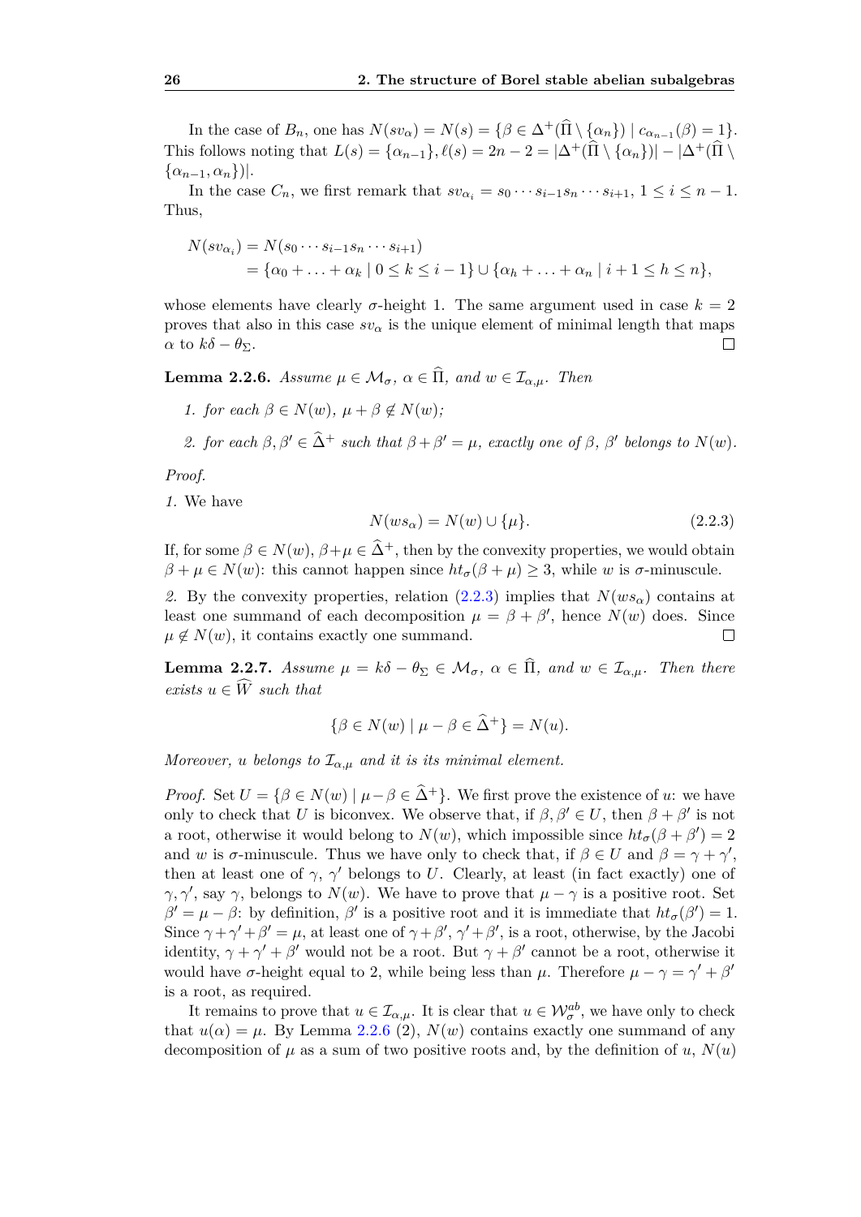In the case of $B_n$, one has $N(sv_\alpha) = N(s) = \{\beta \in \Delta^+(\widehat{\Pi} \setminus \{\alpha_n\}) \mid c_{\alpha_{n-1}}(\beta) = 1\}$. This follows noting that $L(s) = \{\alpha_{n-1}\}, \ell(s) = 2n-2 = |\Delta^+(\widehat{\Pi} \setminus \{\alpha_n\})| - |\Delta^+(\widehat{\Pi} \setminus \{\alpha_{n-1}, \alpha_n\})|$.

In the case $C_n$, we first remark that $sv_{\alpha_i} = s_0 \cdots s_{i-1} s_n \cdots s_{i+1}$, $1 \leq i \leq n-1$. Thus,

$$
\begin{aligned}
N(sv_{\alpha_i}) &= N(s_0 \cdots s_{i-1} s_n \cdots s_{i+1}) \\
&= \{\alpha_0 + \ldots + \alpha_k \mid 0 \leq k \leq i-1\} \cup \{\alpha_h + \ldots + \alpha_n \mid i+1 \leq h \leq n\},
\end{aligned}
$$

whose elements have clearly $\sigma$-height 1. The same argument used in case $k=2$ proves that also in this case $sv_\alpha$ is the unique element of minimal length that maps $\alpha$ to $k\delta - \theta_\Sigma$. □

**Lemma 2.2.6.** *Assume $\mu \in \mathcal{M}_\sigma$, $\alpha \in \widehat{\Pi}$, and $w \in \mathcal{I}_{\alpha,\mu}$. Then*

1. *for each $\beta \in N(w)$, $\mu + \beta \notin N(w)$;*
2. *for each $\beta, \beta' \in \widehat{\Delta}^+$ such that $\beta + \beta' = \mu$, exactly one of $\beta$, $\beta'$ belongs to $N(w)$.*

*Proof.*

*1.* We have

$$
N(ws_\alpha) = N(w) \cup \{\mu\}. \tag{2.2.3}
$$

If, for some $\beta \in N(w)$, $\beta + \mu \in \widehat{\Delta}^+$, then by the convexity properties, we would obtain $\beta + \mu \in N(w)$: this cannot happen since $ht_\sigma(\beta + \mu) \geq 3$, while $w$ is $\sigma$-minuscule.

*2.* By the convexity properties, relation (2.2.3) implies that $N(ws_\alpha)$ contains at least one summand of each decomposition $\mu = \beta + \beta'$, hence $N(w)$ does. Since $\mu \notin N(w)$, it contains exactly one summand. □

**Lemma 2.2.7.** *Assume $\mu = k\delta - \theta_\Sigma \in \mathcal{M}_\sigma$, $\alpha \in \widehat{\Pi}$, and $w \in \mathcal{I}_{\alpha,\mu}$. Then there exists $u \in \widehat{W}$ such that*

$$
\{\beta \in N(w) \mid \mu - \beta \in \widehat{\Delta}^+\} = N(u).
$$

*Moreover, $u$ belongs to $\mathcal{I}_{\alpha,\mu}$ and it is its minimal element.*

*Proof.* Set $U = \{\beta \in N(w) \mid \mu - \beta \in \widehat{\Delta}^+\}$. We first prove the existence of $u$: we have only to check that $U$ is biconvex. We observe that, if $\beta, \beta' \in U$, then $\beta + \beta'$ is not a root, otherwise it would belong to $N(w)$, which impossible since $ht_\sigma(\beta + \beta') = 2$ and $w$ is $\sigma$-minuscule. Thus we have only to check that, if $\beta \in U$ and $\beta = \gamma + \gamma'$, then at least one of $\gamma$, $\gamma'$ belongs to $U$. Clearly, at least (in fact exactly) one of $\gamma, \gamma'$, say $\gamma$, belongs to $N(w)$. We have to prove that $\mu - \gamma$ is a positive root. Set $\beta' = \mu - \beta$: by definition, $\beta'$ is a positive root and it is immediate that $ht_\sigma(\beta') = 1$. Since $\gamma + \gamma' + \beta' = \mu$, at least one of $\gamma + \beta'$, $\gamma' + \beta'$, is a root, otherwise, by the Jacobi identity, $\gamma + \gamma' + \beta'$ would not be a root. But $\gamma + \beta'$ cannot be a root, otherwise it would have $\sigma$-height equal to 2, while being less than $\mu$. Therefore $\mu - \gamma = \gamma' + \beta'$ is a root, as required.

It remains to prove that $u \in \mathcal{I}_{\alpha,\mu}$. It is clear that $u \in \mathcal{W}_\sigma^{ab}$, we have only to check that $u(\alpha) = \mu$. By Lemma 2.2.6 (2), $N(w)$ contains exactly one summand of any decomposition of $\mu$ as a sum of two positive roots and, by the definition of $u$, $N(u)$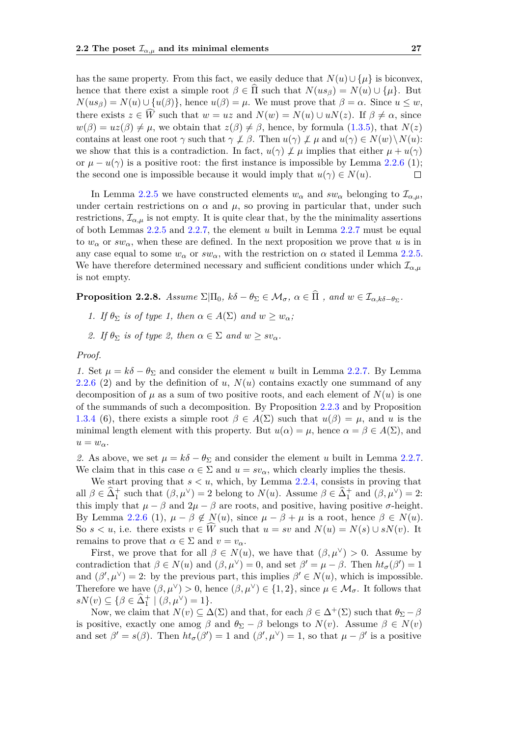has the same property. From this fact, we easily deduce that $N(u) \cup \{\mu\}$ is biconvex, hence that there exist a simple root $\beta \in \widehat{\Pi}$ such that $N(us_\beta) = N(u) \cup \{\mu\}$. But $N(us_\beta) = N(u) \cup \{u(\beta)\}$, hence $u(\beta) = \mu$. We must prove that $\beta = \alpha$. Since $u \leq w$, there exists $z \in \widehat{W}$ such that $w = uz$ and $N(w) = N(u) \cup uN(z)$. If $\beta \neq \alpha$, since $w(\beta) = uz(\beta) \neq \mu$, we obtain that $z(\beta) \neq \beta$, hence, by formula (1.3.5), that $N(z)$ contains at least one root $\gamma$ such that $\gamma \not\perp \beta$. Then $u(\gamma) \not\perp \mu$ and $u(\gamma) \in N(w) \setminus N(u)$: we show that this is a contradiction. In fact, $u(\gamma) \not\perp \mu$ implies that either $\mu + u(\gamma)$ or $\mu - u(\gamma)$ is a positive root: the first instance is impossible by Lemma 2.2.6 (1); the second one is impossible because it would imply that $u(\gamma) \in N(u)$. □

In Lemma 2.2.5 we have constructed elements $w_\alpha$ and $sw_\alpha$ belonging to $\mathcal{I}_{\alpha,\mu}$, under certain restrictions on $\alpha$ and $\mu$, so proving in particular that, under such restrictions, $\mathcal{I}_{\alpha,\mu}$ is not empty. It is quite clear that, by the the minimality assertions of both Lemmas 2.2.5 and 2.2.7, the element $u$ built in Lemma 2.2.7 must be equal to $w_\alpha$ or $sw_\alpha$, when these are defined. In the next proposition we prove that $u$ is in any case equal to some $w_\alpha$ or $sw_\alpha$, with the restriction on $\alpha$ stated il Lemma 2.2.5. We have therefore determined necessary and sufficient conditions under which $\mathcal{I}_{\alpha,\mu}$ is not empty.

**Proposition 2.2.8.** *Assume* $\Sigma|\Pi_0$, $k\delta - \theta_\Sigma \in \mathcal{M}_\sigma$, $\alpha \in \widehat{\Pi}$ *, and* $w \in \mathcal{I}_{\alpha,k\delta-\theta_\Sigma}$.

1. *If* $\theta_\Sigma$ *is of type 1, then* $\alpha \in A(\Sigma)$ *and* $w \geq w_\alpha$*;*
2. *If* $\theta_\Sigma$ *is of type 2, then* $\alpha \in \Sigma$ *and* $w \geq sv_\alpha$.

*Proof.*

*1.* Set $\mu = k\delta - \theta_\Sigma$ and consider the element $u$ built in Lemma 2.2.7. By Lemma 2.2.6 (2) and by the definition of $u$, $N(u)$ contains exactly one summand of any decomposition of $\mu$ as a sum of two positive roots, and each element of $N(u)$ is one of the summands of such a decomposition. By Proposition 2.2.3 and by Proposition 1.3.4 (6), there exists a simple root $\beta \in A(\Sigma)$ such that $u(\beta) = \mu$, and $u$ is the minimal length element with this property. But $u(\alpha) = \mu$, hence $\alpha = \beta \in A(\Sigma)$, and $u = w_\alpha$.

*2.* As above, we set $\mu = k\delta - \theta_\Sigma$ and consider the element $u$ built in Lemma 2.2.7. We claim that in this case $\alpha \in \Sigma$ and $u = sv_\alpha$, which clearly implies the thesis.

We start proving that $s < u$, which, by Lemma 2.2.4, consists in proving that all $\beta \in \widehat{\Delta}_1^+$ such that $(\beta, \mu^\vee) = 2$ belong to $N(u)$. Assume $\beta \in \widehat{\Delta}_1^+$ and $(\beta, \mu^\vee) = 2$: this imply that $\mu - \beta$ and $2\mu - \beta$ are roots, and positive, having positive $\sigma$-height. By Lemma 2.2.6 (1), $\mu - \beta \notin N(u)$, since $\mu - \beta + \mu$ is a root, hence $\beta \in N(u)$. So $s < u$, i.e. there exists $v \in \widehat{W}$ such that $u = sv$ and $N(u) = N(s) \cup sN(v)$. It remains to prove that $\alpha \in \Sigma$ and $v = v_\alpha$.

First, we prove that for all $\beta \in N(u)$, we have that $(\beta, \mu^\vee) > 0$. Assume by contradiction that $\beta \in N(u)$ and $(\beta, \mu^\vee) = 0$, and set $\beta' = \mu - \beta$. Then $ht_\sigma(\beta') = 1$ and $(\beta', \mu^\vee) = 2$: by the previous part, this implies $\beta' \in N(u)$, which is impossible. Therefore we have $(\beta, \mu^\vee) > 0$, hence $(\beta, \mu^\vee) \in \{1, 2\}$, since $\mu \in \mathcal{M}_\sigma$. It follows that $sN(v) \subseteq \{\beta \in \widehat{\Delta}_1^+ \mid (\beta, \mu^\vee) = 1\}$.

Now, we claim that $N(v) \subseteq \Delta(\Sigma)$ and that, for each $\beta \in \Delta^+(\Sigma)$ such that $\theta_\Sigma - \beta$ is positive, exactly one amog $\beta$ and $\theta_\Sigma - \beta$ belongs to $N(v)$. Assume $\beta \in N(v)$ and set $\beta' = s(\beta)$. Then $ht_\sigma(\beta') = 1$ and $(\beta', \mu^\vee) = 1$, so that $\mu - \beta'$ is a positive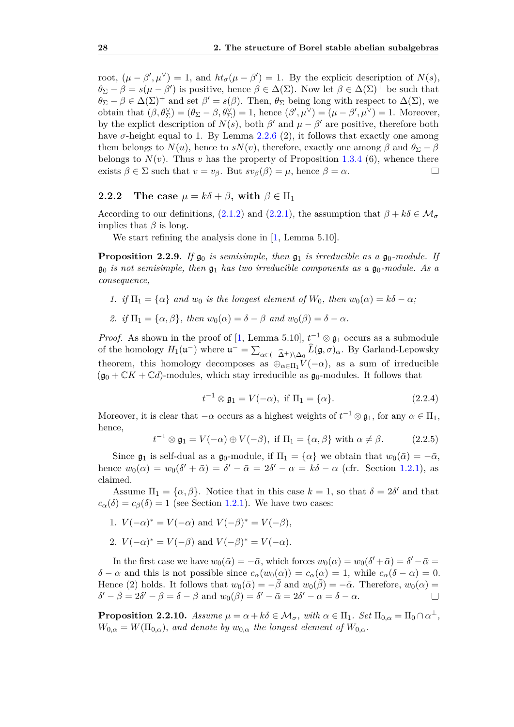root, $(\mu - \beta', \mu^\vee) = 1$, and $ht_\sigma(\mu - \beta') = 1$. By the explicit description of $N(s)$, $\theta_\Sigma - \beta = s(\mu - \beta')$ is positive, hence $\beta \in \Delta(\Sigma)$. Now let $\beta \in \Delta(\Sigma)^+$ be such that $\theta_\Sigma - \beta \in \Delta(\Sigma)^+$ and set $\beta' = s(\beta)$. Then, $\theta_\Sigma$ being long with respect to $\Delta(\Sigma)$, we obtain that $(\beta, \theta_\Sigma^\vee) = (\theta_\Sigma - \beta, \theta_\Sigma^\vee) = 1$, hence $(\beta', \mu^\vee) = (\mu - \beta', \mu^\vee) = 1$. Moreover, by the explict description of $N(s)$, both $\beta'$ and $\mu - \beta'$ are positive, therefore both have $\sigma$-height equal to 1. By Lemma 2.2.6 (2), it follows that exactly one among them belongs to $N(u)$, hence to $sN(v)$, therefore, exactly one among $\beta$ and $\theta_\Sigma - \beta$ belongs to $N(v)$. Thus $v$ has the property of Proposition 1.3.4 (6), whence there exists $\beta \in \Sigma$ such that $v = v_\beta$. But $sv_\beta(\beta) = \mu$, hence $\beta = \alpha$. □

### 2.2.2 The case $\mu = k\delta + \beta$, with $\beta \in \Pi_1$

According to our definitions, (2.1.2) and (2.2.1), the assumption that $\beta + k\delta \in \mathcal{M}_\sigma$ implies that $\beta$ is long.

We start refining the analysis done in [1, Lemma 5.10].

**Proposition 2.2.9.** *If $\mathfrak{g}_0$ is semisimple, then $\mathfrak{g}_1$ is irreducible as a $\mathfrak{g}_0$-module. If $\mathfrak{g}_0$ is not semisimple, then $\mathfrak{g}_1$ has two irreducible components as a $\mathfrak{g}_0$-module. As a consequence,*

1. *if $\Pi_1 = \{\alpha\}$ and $w_0$ is the longest element of $W_0$, then $w_0(\alpha) = k\delta - \alpha$;*
2. *if $\Pi_1 = \{\alpha, \beta\}$, then $w_0(\alpha) = \delta - \beta$ and $w_0(\beta) = \delta - \alpha$.*

*Proof.* As shown in the proof of [1, Lemma 5.10], $t^{-1} \otimes \mathfrak{g}_1$ occurs as a submodule of the homology $H_1(\mathfrak{u}^-)$ where $\mathfrak{u}^- = \sum_{\alpha \in (-\widehat{\Delta}^+) \setminus \Delta_0} \widehat{L}(\mathfrak{g}, \sigma)_\alpha$. By Garland-Lepowsky theorem, this homology decomposes as $\oplus_{\alpha \in \Pi_1} V(-\alpha)$, as a sum of irreducible $(\mathfrak{g}_0 + \mathbb{C}K + \mathbb{C}d)$-modules, which stay irreducible as $\mathfrak{g}_0$-modules. It follows that

$$t^{-1} \otimes \mathfrak{g}_1 = V(-\alpha), \text{ if } \Pi_1 = \{\alpha\}. \tag{2.2.4}$$

Moreover, it is clear that $-\alpha$ occurs as a highest weights of $t^{-1} \otimes \mathfrak{g}_1$, for any $\alpha \in \Pi_1$, hence,

$$t^{-1} \otimes \mathfrak{g}_1 = V(-\alpha) \oplus V(-\beta), \text{ if } \Pi_1 = \{\alpha, \beta\} \text{ with } \alpha \neq \beta. \tag{2.2.5}$$

Since $\mathfrak{g}_1$ is self-dual as a $\mathfrak{g}_0$-module, if $\Pi_1 = \{\alpha\}$ we obtain that $w_0(\bar{\alpha}) = -\bar{\alpha}$, hence $w_0(\alpha) = w_0(\delta' + \bar{\alpha}) = \delta' - \bar{\alpha} = 2\delta' - \alpha = k\delta - \alpha$ (cfr. Section 1.2.1), as claimed.

Assume $\Pi_1 = \{\alpha, \beta\}$. Notice that in this case $k = 1$, so that $\delta = 2\delta'$ and that $c_\alpha(\delta) = c_\beta(\delta) = 1$ (see Section 1.2.1). We have two cases:

1. $V(-\alpha)^* = V(-\alpha)$ and $V(-\beta)^* = V(-\beta)$,
2. $V(-\alpha)^* = V(-\beta)$ and $V(-\beta)^* = V(-\alpha)$.

In the first case we have $w_0(\bar{\alpha}) = -\bar{\alpha}$, which forces $w_0(\alpha) = w_0(\delta' + \bar{\alpha}) = \delta' - \bar{\alpha} = \delta - \alpha$ and this is not possible since $c_\alpha(w_0(\alpha)) = c_\alpha(\alpha) = 1$, while $c_\alpha(\delta - \alpha) = 0$. Hence (2) holds. It follows that $w_0(\bar{\alpha}) = -\bar{\beta}$ and $w_0(\bar{\beta}) = -\bar{\alpha}$. Therefore, $w_0(\alpha) = \delta' - \bar{\beta} = 2\delta' - \beta = \delta - \beta$ and $w_0(\beta) = \delta' - \bar{\alpha} = 2\delta' - \alpha = \delta - \alpha$. □

**Proposition 2.2.10.** *Assume $\mu = \alpha + k\delta \in \mathcal{M}_\sigma$, with $\alpha \in \Pi_1$. Set $\Pi_{0,\alpha} = \Pi_0 \cap \alpha^\perp$, $W_{0,\alpha} = W(\Pi_{0,\alpha})$, and denote by $w_{0,\alpha}$ the longest element of $W_{0,\alpha}$.*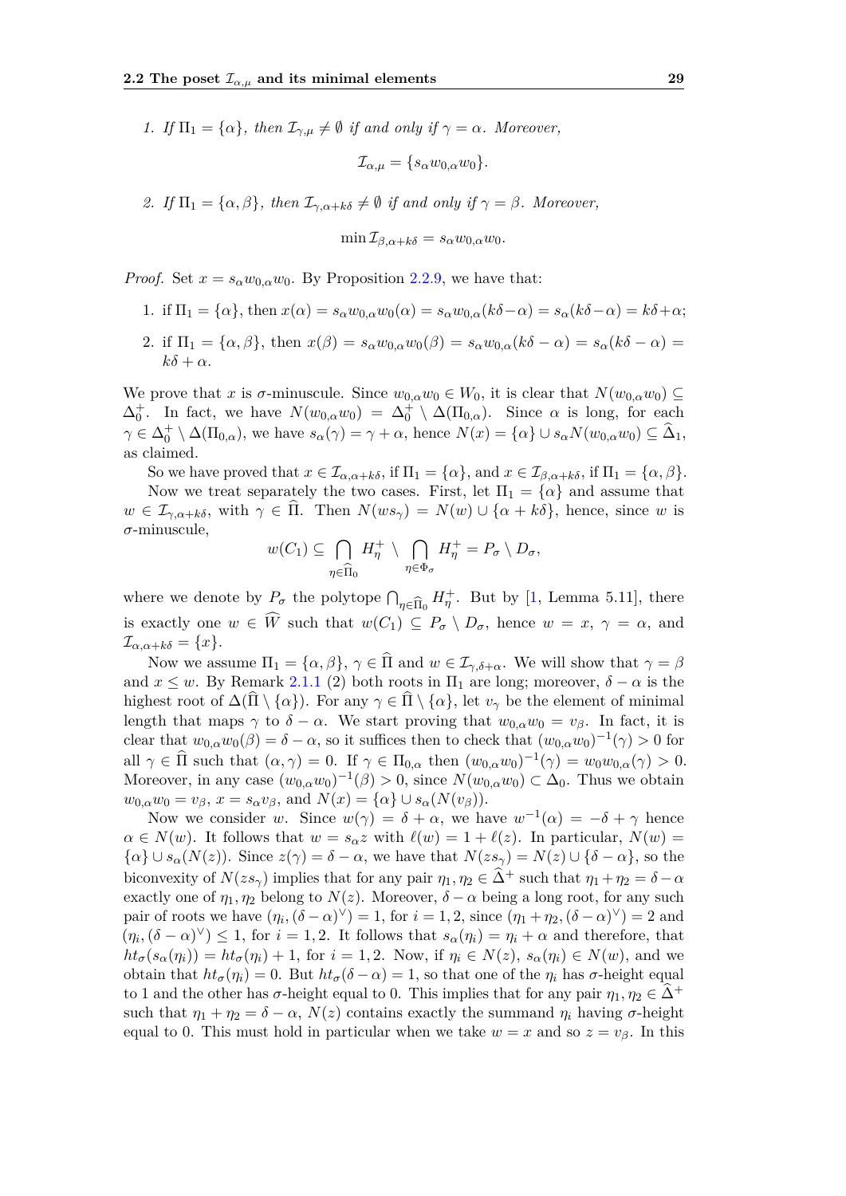1. *If $\Pi_1 = \{\alpha\}$, then $\mathcal{I}_{\gamma,\mu} \neq \emptyset$ if and only if $\gamma = \alpha$. Moreover,*

$$\mathcal{I}_{\alpha,\mu} = \{s_\alpha w_{0,\alpha} w_0\}.$$

2. *If $\Pi_1 = \{\alpha, \beta\}$, then $\mathcal{I}_{\gamma,\alpha+k\delta} \neq \emptyset$ if and only if $\gamma = \beta$. Moreover,*

$$\min \mathcal{I}_{\beta,\alpha+k\delta} = s_\alpha w_{0,\alpha} w_0.$$

*Proof.* Set $x = s_\alpha w_{0,\alpha} w_0$. By Proposition 2.2.9, we have that:

1. if $\Pi_1 = \{\alpha\}$, then $x(\alpha) = s_\alpha w_{0,\alpha} w_0(\alpha) = s_\alpha w_{0,\alpha}(k\delta - \alpha) = s_\alpha(k\delta - \alpha) = k\delta + \alpha$;
2. if $\Pi_1 = \{\alpha, \beta\}$, then $x(\beta) = s_\alpha w_{0,\alpha} w_0(\beta) = s_\alpha w_{0,\alpha}(k\delta - \alpha) = s_\alpha(k\delta - \alpha) = k\delta + \alpha$.

We prove that $x$ is $\sigma$-minuscule. Since $w_{0,\alpha} w_0 \in W_0$, it is clear that $N(w_{0,\alpha} w_0) \subseteq \Delta_0^+$. In fact, we have $N(w_{0,\alpha} w_0) = \Delta_0^+ \setminus \Delta(\Pi_{0,\alpha})$. Since $\alpha$ is long, for each $\gamma \in \Delta_0^+ \setminus \Delta(\Pi_{0,\alpha})$, we have $s_\alpha(\gamma) = \gamma + \alpha$, hence $N(x) = \{\alpha\} \cup s_\alpha N(w_{0,\alpha} w_0) \subseteq \widehat{\Delta}_1$, as claimed.

So we have proved that $x \in \mathcal{I}_{\alpha,\alpha+k\delta}$, if $\Pi_1 = \{\alpha\}$, and $x \in \mathcal{I}_{\beta,\alpha+k\delta}$, if $\Pi_1 = \{\alpha, \beta\}$.

Now we treat separately the two cases. First, let $\Pi_1 = \{\alpha\}$ and assume that $w \in \mathcal{I}_{\gamma,\alpha+k\delta}$, with $\gamma \in \widehat{\Pi}$. Then $N(ws_\gamma) = N(w) \cup \{\alpha + k\delta\}$, hence, since $w$ is $\sigma$-minuscule,

$$w(C_1) \subseteq \bigcap_{\eta \in \widehat{\Pi}_0} H_\eta^+ \setminus \bigcap_{\eta \in \Phi_\sigma} H_\eta^+ = P_\sigma \setminus D_\sigma,$$

where we denote by $P_\sigma$ the polytope $\bigcap_{\eta \in \widehat{\Pi}_0} H_\eta^+$. But by [1, Lemma 5.11], there is exactly one $w \in \widehat{W}$ such that $w(C_1) \subseteq P_\sigma \setminus D_\sigma$, hence $w = x$, $\gamma = \alpha$, and $\mathcal{I}_{\alpha,\alpha+k\delta} = \{x\}$.

Now we assume $\Pi_1 = \{\alpha, \beta\}$, $\gamma \in \widehat{\Pi}$ and $w \in \mathcal{I}_{\gamma,\delta+\alpha}$. We will show that $\gamma = \beta$ and $x \leq w$. By Remark 2.1.1 (2) both roots in $\Pi_1$ are long; moreover, $\delta - \alpha$ is the highest root of $\Delta(\widehat{\Pi} \setminus \{\alpha\})$. For any $\gamma \in \widehat{\Pi} \setminus \{\alpha\}$, let $v_\gamma$ be the element of minimal length that maps $\gamma$ to $\delta - \alpha$. We start proving that $w_{0,\alpha} w_0 = v_\beta$. In fact, it is clear that $w_{0,\alpha} w_0(\beta) = \delta - \alpha$, so it suffices then to check that $(w_{0,\alpha} w_0)^{-1}(\gamma) > 0$ for all $\gamma \in \widehat{\Pi}$ such that $(\alpha, \gamma) = 0$. If $\gamma \in \Pi_{0,\alpha}$ then $(w_{0,\alpha} w_0)^{-1}(\gamma) = w_0 w_{0,\alpha}(\gamma) > 0$. Moreover, in any case $(w_{0,\alpha} w_0)^{-1}(\beta) > 0$, since $N(w_{0,\alpha} w_0) \subset \Delta_0$. Thus we obtain $w_{0,\alpha} w_0 = v_\beta$, $x = s_\alpha v_\beta$, and $N(x) = \{\alpha\} \cup s_\alpha(N(v_\beta))$.

Now we consider $w$. Since $w(\gamma) = \delta + \alpha$, we have $w^{-1}(\alpha) = -\delta + \gamma$ hence $\alpha \in N(w)$. It follows that $w = s_\alpha z$ with $\ell(w) = 1 + \ell(z)$. In particular, $N(w) = \{\alpha\} \cup s_\alpha(N(z))$. Since $z(\gamma) = \delta - \alpha$, we have that $N(zs_\gamma) = N(z) \cup \{\delta - \alpha\}$, so the biconvexity of $N(zs_\gamma)$ implies that for any pair $\eta_1, \eta_2 \in \widehat{\Delta}^+$ such that $\eta_1 + \eta_2 = \delta - \alpha$ exactly one of $\eta_1, \eta_2$ belong to $N(z)$. Moreover, $\delta - \alpha$ being a long root, for any such pair of roots we have $(\eta_i, (\delta - \alpha)^\vee) = 1$, for $i = 1, 2$, since $(\eta_1 + \eta_2, (\delta - \alpha)^\vee) = 2$ and $(\eta_i, (\delta - \alpha)^\vee) \leq 1$, for $i = 1, 2$. It follows that $s_\alpha(\eta_i) = \eta_i + \alpha$ and therefore, that $ht_\sigma(s_\alpha(\eta_i)) = ht_\sigma(\eta_i) + 1$, for $i = 1, 2$. Now, if $\eta_i \in N(z)$, $s_\alpha(\eta_i) \in N(w)$, and we obtain that $ht_\sigma(\eta_i) = 0$. But $ht_\sigma(\delta - \alpha) = 1$, so that one of the $\eta_i$ has $\sigma$-height equal to 1 and the other has $\sigma$-height equal to 0. This implies that for any pair $\eta_1, \eta_2 \in \widehat{\Delta}^+$ such that $\eta_1 + \eta_2 = \delta - \alpha$, $N(z)$ contains exactly the summand $\eta_i$ having $\sigma$-height equal to 0. This must hold in particular when we take $w = x$ and so $z = v_\beta$. In this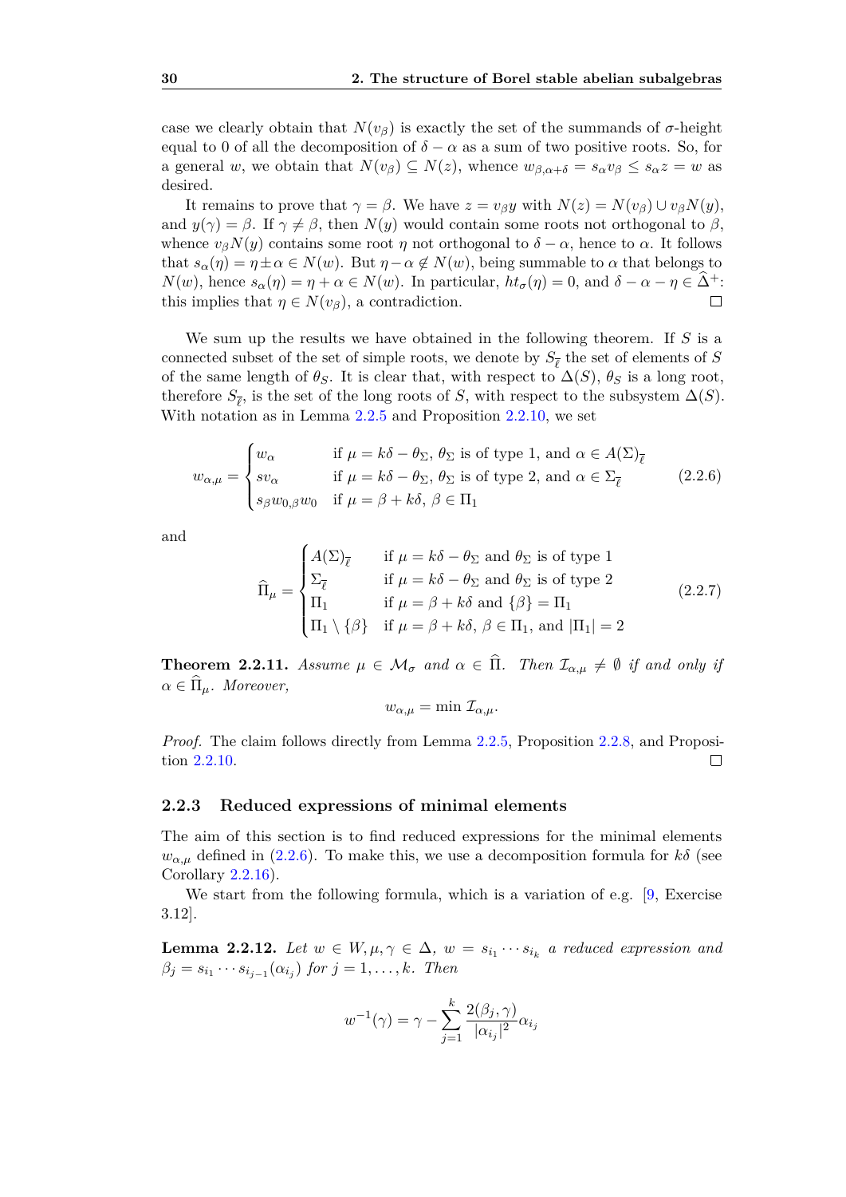case we clearly obtain that $N(v_\beta)$ is exactly the set of the summands of $\sigma$-height equal to 0 of all the decomposition of $\delta - \alpha$ as a sum of two positive roots. So, for a general $w$, we obtain that $N(v_\beta) \subseteq N(z)$, whence $w_{\beta,\alpha+\delta} = s_\alpha v_\beta \leq s_\alpha z = w$ as desired.

It remains to prove that $\gamma = \beta$. We have $z = v_\beta y$ with $N(z) = N(v_\beta) \cup v_\beta N(y)$, and $y(\gamma) = \beta$. If $\gamma \neq \beta$, then $N(y)$ would contain some roots not orthogonal to $\beta$, whence $v_\beta N(y)$ contains some root $\eta$ not orthogonal to $\delta - \alpha$, hence to $\alpha$. It follows that $s_\alpha(\eta) = \eta \pm \alpha \in N(w)$. But $\eta - \alpha \notin N(w)$, being summable to $\alpha$ that belongs to $N(w)$, hence $s_\alpha(\eta) = \eta + \alpha \in N(w)$. In particular, $ht_\sigma(\eta) = 0$, and $\delta - \alpha - \eta \in \widehat{\Delta}^+$: this implies that $\eta \in N(v_\beta)$, a contradiction. □

We sum up the results we have obtained in the following theorem. If $S$ is a connected subset of the set of simple roots, we denote by $S_{\overline{\ell}}$ the set of elements of $S$ of the same length of $\theta_S$. It is clear that, with respect to $\Delta(S)$, $\theta_S$ is a long root, therefore $S_{\overline{\ell}}$, is the set of the long roots of $S$, with respect to the subsystem $\Delta(S)$. With notation as in Lemma 2.2.5 and Proposition 2.2.10, we set

$$w_{\alpha,\mu} = \begin{cases} w_\alpha & \text{if } \mu = k\delta - \theta_\Sigma,\ \theta_\Sigma \text{ is of type 1, and } \alpha \in A(\Sigma)_{\overline{\ell}} \\ s v_\alpha & \text{if } \mu = k\delta - \theta_\Sigma,\ \theta_\Sigma \text{ is of type 2, and } \alpha \in \Sigma_{\overline{\ell}} \\ s_\beta w_{0,\beta} w_0 & \text{if } \mu = \beta + k\delta,\ \beta \in \Pi_1 \end{cases} \tag{2.2.6}$$

and

$$\widehat{\Pi}_\mu = \begin{cases} A(\Sigma)_{\overline{\ell}} & \text{if } \mu = k\delta - \theta_\Sigma \text{ and } \theta_\Sigma \text{ is of type 1} \\ \Sigma_{\overline{\ell}} & \text{if } \mu = k\delta - \theta_\Sigma \text{ and } \theta_\Sigma \text{ is of type 2} \\ \Pi_1 & \text{if } \mu = \beta + k\delta \text{ and } \{\beta\} = \Pi_1 \\ \Pi_1 \setminus \{\beta\} & \text{if } \mu = \beta + k\delta,\ \beta \in \Pi_1, \text{ and } |\Pi_1| = 2 \end{cases} \tag{2.2.7}$$

**Theorem 2.2.11.** *Assume $\mu \in \mathcal{M}_\sigma$ and $\alpha \in \widehat{\Pi}$. Then $\mathcal{I}_{\alpha,\mu} \neq \emptyset$ if and only if $\alpha \in \widehat{\Pi}_\mu$. Moreover,*

$$w_{\alpha,\mu} = \min \mathcal{I}_{\alpha,\mu}.$$

*Proof.* The claim follows directly from Lemma 2.2.5, Proposition 2.2.8, and Proposition 2.2.10. □

### 2.2.3 Reduced expressions of minimal elements

The aim of this section is to find reduced expressions for the minimal elements $w_{\alpha,\mu}$ defined in (2.2.6). To make this, we use a decomposition formula for $k\delta$ (see Corollary 2.2.16).

We start from the following formula, which is a variation of e.g. [9, Exercise 3.12].

**Lemma 2.2.12.** *Let $w \in W, \mu, \gamma \in \Delta$, $w = s_{i_1} \cdots s_{i_k}$ a reduced expression and $\beta_j = s_{i_1} \cdots s_{i_{j-1}}(\alpha_{i_j})$ for $j = 1, \ldots, k$. Then*

$$w^{-1}(\gamma) = \gamma - \sum_{j=1}^{k} \frac{2(\beta_j, \gamma)}{|\alpha_{i_j}|^2} \alpha_{i_j}$$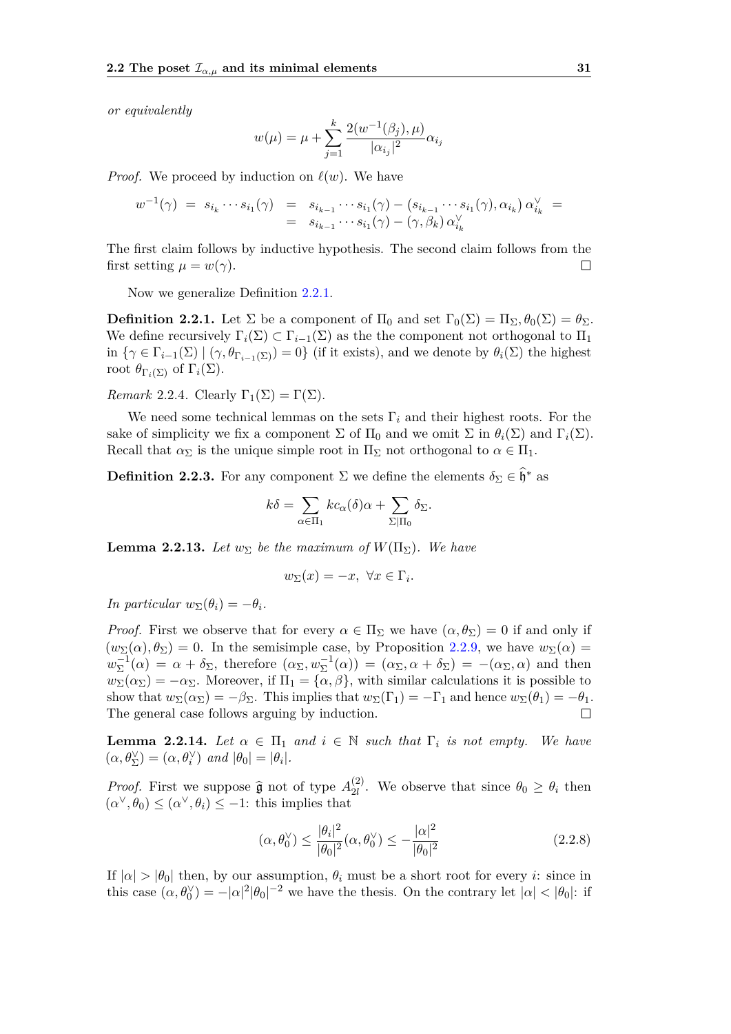*or equivalently*

$$w(\mu) = \mu + \sum_{j=1}^{k} \frac{2(w^{-1}(\beta_j), \mu)}{|\alpha_{i_j}|^2} \alpha_{i_j}$$

*Proof.* We proceed by induction on $\ell(w)$. We have

$$\begin{aligned} w^{-1}(\gamma) \;=\; s_{i_k} \cdots s_{i_1}(\gamma) &= s_{i_{k-1}} \cdots s_{i_1}(\gamma) - \left(s_{i_{k-1}} \cdots s_{i_1}(\gamma), \alpha_{i_k}\right) \alpha_{i_k}^{\vee} = \\ &= s_{i_{k-1}} \cdots s_{i_1}(\gamma) - (\gamma, \beta_k)\, \alpha_{i_k}^{\vee} \end{aligned}$$

The first claim follows by inductive hypothesis. The second claim follows from the first setting $\mu = w(\gamma)$. □

Now we generalize Definition 2.2.1.

**Definition 2.2.1.** Let $\Sigma$ be a component of $\Pi_0$ and set $\Gamma_0(\Sigma) = \Pi_\Sigma, \theta_0(\Sigma) = \theta_\Sigma$. We define recursively $\Gamma_i(\Sigma) \subset \Gamma_{i-1}(\Sigma)$ as the the component not orthogonal to $\Pi_1$ in $\{\gamma \in \Gamma_{i-1}(\Sigma) \mid (\gamma, \theta_{\Gamma_{i-1}(\Sigma)}) = 0\}$ (if it exists), and we denote by $\theta_i(\Sigma)$ the highest root $\theta_{\Gamma_i(\Sigma)}$ of $\Gamma_i(\Sigma)$.

*Remark* 2.2.4. Clearly $\Gamma_1(\Sigma) = \Gamma(\Sigma)$.

We need some technical lemmas on the sets $\Gamma_i$ and their highest roots. For the sake of simplicity we fix a component $\Sigma$ of $\Pi_0$ and we omit $\Sigma$ in $\theta_i(\Sigma)$ and $\Gamma_i(\Sigma)$. Recall that $\alpha_\Sigma$ is the unique simple root in $\Pi_\Sigma$ not orthogonal to $\alpha \in \Pi_1$.

**Definition 2.2.3.** For any component $\Sigma$ we define the elements $\delta_\Sigma \in \widehat{\mathfrak{h}}^*$ as

$$k\delta = \sum_{\alpha \in \Pi_1} k c_\alpha(\delta)\alpha + \sum_{\Sigma | \Pi_0} \delta_\Sigma.$$

**Lemma 2.2.13.** *Let $w_\Sigma$ be the maximum of $W(\Pi_\Sigma)$. We have*

$$w_\Sigma(x) = -x, \;\; \forall x \in \Gamma_i.$$

*In particular $w_\Sigma(\theta_i) = -\theta_i$.*

*Proof.* First we observe that for every $\alpha \in \Pi_\Sigma$ we have $(\alpha, \theta_\Sigma) = 0$ if and only if $(w_\Sigma(\alpha), \theta_\Sigma) = 0$. In the semisimple case, by Proposition 2.2.9, we have $w_\Sigma(\alpha) = w_\Sigma^{-1}(\alpha) = \alpha + \delta_\Sigma$, therefore $(\alpha_\Sigma, w_\Sigma^{-1}(\alpha)) = (\alpha_\Sigma, \alpha + \delta_\Sigma) = -(\alpha_\Sigma, \alpha)$ and then $w_\Sigma(\alpha_\Sigma) = -\alpha_\Sigma$. Moreover, if $\Pi_1 = \{\alpha, \beta\}$, with similar calculations it is possible to show that $w_\Sigma(\alpha_\Sigma) = -\beta_\Sigma$. This implies that $w_\Sigma(\Gamma_1) = -\Gamma_1$ and hence $w_\Sigma(\theta_1) = -\theta_1$. The general case follows arguing by induction. □

**Lemma 2.2.14.** *Let $\alpha \in \Pi_1$ and $i \in \mathbb{N}$ such that $\Gamma_i$ is not empty. We have $(\alpha, \theta_\Sigma^\vee) = (\alpha, \theta_i^\vee)$ and $|\theta_0| = |\theta_i|$.*

*Proof.* First we suppose $\widehat{\mathfrak{g}}$ not of type $A_{2l}^{(2)}$. We observe that since $\theta_0 \geq \theta_i$ then $(\alpha^\vee, \theta_0) \leq (\alpha^\vee, \theta_i) \leq -1$: this implies that

$$(\alpha, \theta_0^\vee) \leq \frac{|\theta_i|^2}{|\theta_0|^2}(\alpha, \theta_0^\vee) \leq -\frac{|\alpha|^2}{|\theta_0|^2} \tag{2.2.8}$$

If $|\alpha| > |\theta_0|$ then, by our assumption, $\theta_i$ must be a short root for every $i$: since in this case $(\alpha, \theta_0^\vee) = -|\alpha|^2|\theta_0|^{-2}$ we have the thesis. On the contrary let $|\alpha| < |\theta_0|$: if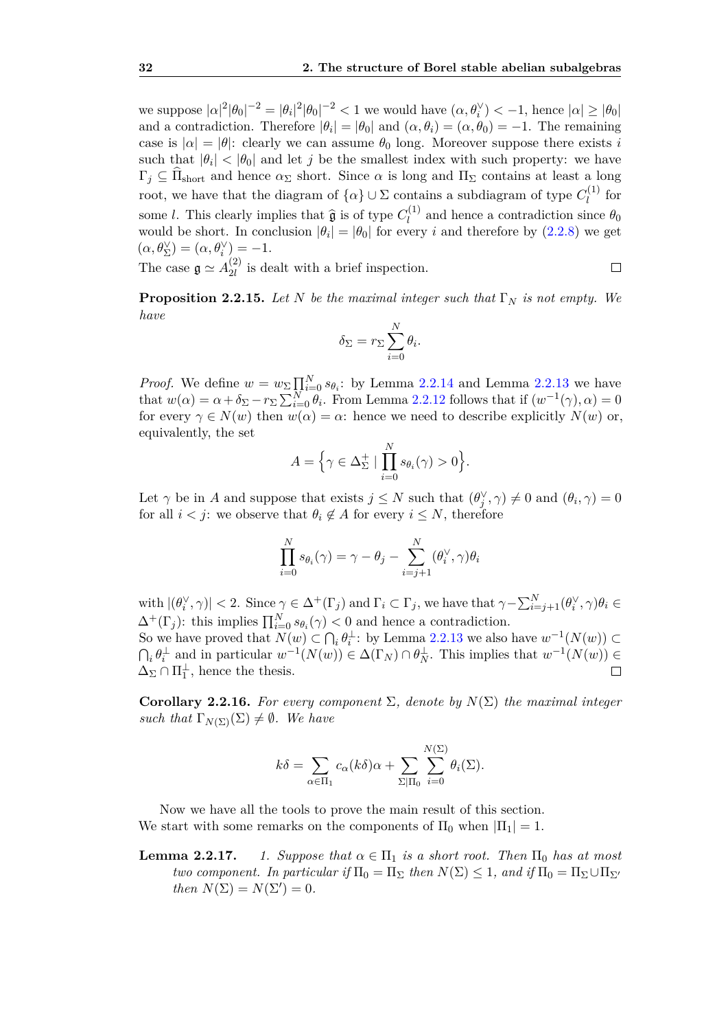we suppose $|\alpha|^2|\theta_0|^{-2} = |\theta_i|^2|\theta_0|^{-2} < 1$ we would have $(\alpha, \theta_i^\vee) < -1$, hence $|\alpha| \geq |\theta_0|$ and a contradiction. Therefore $|\theta_i| = |\theta_0|$ and $(\alpha, \theta_i) = (\alpha, \theta_0) = -1$. The remaining case is $|\alpha| = |\theta|$: clearly we can assume $\theta_0$ long. Moreover suppose there exists $i$ such that $|\theta_i| < |\theta_0|$ and let $j$ be the smallest index with such property: we have $\Gamma_j \subseteq \widehat{\Pi}_{\text{short}}$ and hence $\alpha_\Sigma$ short. Since $\alpha$ is long and $\Pi_\Sigma$ contains at least a long root, we have that the diagram of $\{\alpha\} \cup \Sigma$ contains a subdiagram of type $C_l^{(1)}$ for some $l$. This clearly implies that $\widehat{\mathfrak{g}}$ is of type $C_l^{(1)}$ and hence a contradiction since $\theta_0$ would be short. In conclusion $|\theta_i| = |\theta_0|$ for every $i$ and therefore by (2.2.8) we get $(\alpha, \theta_\Sigma^\vee) = (\alpha, \theta_i^\vee) = -1$.
The case $\mathfrak{g} \simeq A_{2l}^{(2)}$ is dealt with a brief inspection. □

**Proposition 2.2.15.** *Let $N$ be the maximal integer such that $\Gamma_N$ is not empty. We have*

$$\delta_\Sigma = r_\Sigma \sum_{i=0}^{N} \theta_i.$$

*Proof.* We define $w = w_\Sigma \prod_{i=0}^{N} s_{\theta_i}$: by Lemma 2.2.14 and Lemma 2.2.13 we have that $w(\alpha) = \alpha + \delta_\Sigma - r_\Sigma \sum_{i=0}^{N} \theta_i$. From Lemma 2.2.12 follows that if $(w^{-1}(\gamma), \alpha) = 0$ for every $\gamma \in N(w)$ then $w(\alpha) = \alpha$: hence we need to describe explicitly $N(w)$ or, equivalently, the set

$$A = \Big\{ \gamma \in \Delta_\Sigma^+ \mid \prod_{i=0}^{N} s_{\theta_i}(\gamma) > 0 \Big\}.$$

Let $\gamma$ be in $A$ and suppose that exists $j \leq N$ such that $(\theta_j^\vee, \gamma) \neq 0$ and $(\theta_i, \gamma) = 0$ for all $i < j$: we observe that $\theta_i \notin A$ for every $i \leq N$, therefore

$$\prod_{i=0}^{N} s_{\theta_i}(\gamma) = \gamma - \theta_j - \sum_{i=j+1}^{N} (\theta_i^\vee, \gamma)\theta_i$$

with $|(\theta_i^\vee, \gamma)| < 2$. Since $\gamma \in \Delta^+(\Gamma_j)$ and $\Gamma_i \subset \Gamma_j$, we have that $\gamma - \sum_{i=j+1}^{N} (\theta_i^\vee, \gamma)\theta_i \in \Delta^+(\Gamma_j)$: this implies $\prod_{i=0}^{N} s_{\theta_i}(\gamma) < 0$ and hence a contradiction.
So we have proved that $N(w) \subset \bigcap_i \theta_i^\perp$: by Lemma 2.2.13 we also have $w^{-1}(N(w)) \subset \bigcap_i \theta_i^\perp$ and in particular $w^{-1}(N(w)) \in \Delta(\Gamma_N) \cap \theta_N^\perp$. This implies that $w^{-1}(N(w)) \in \Delta_\Sigma \cap \Pi_1^\perp$, hence the thesis. □

**Corollary 2.2.16.** *For every component $\Sigma$, denote by $N(\Sigma)$ the maximal integer such that $\Gamma_{N(\Sigma)}(\Sigma) \neq \emptyset$. We have*

$$k\delta = \sum_{\alpha \in \Pi_1} c_\alpha(k\delta)\alpha + \sum_{\Sigma | \Pi_0} \sum_{i=0}^{N(\Sigma)} \theta_i(\Sigma).$$

Now we have all the tools to prove the main result of this section.
We start with some remarks on the components of $\Pi_0$ when $|\Pi_1| = 1$.

**Lemma 2.2.17.** *1. Suppose that $\alpha \in \Pi_1$ is a short root. Then $\Pi_0$ has at most two component. In particular if $\Pi_0 = \Pi_\Sigma$ then $N(\Sigma) \leq 1$, and if $\Pi_0 = \Pi_\Sigma \cup \Pi_{\Sigma'}$ then $N(\Sigma) = N(\Sigma') = 0$.*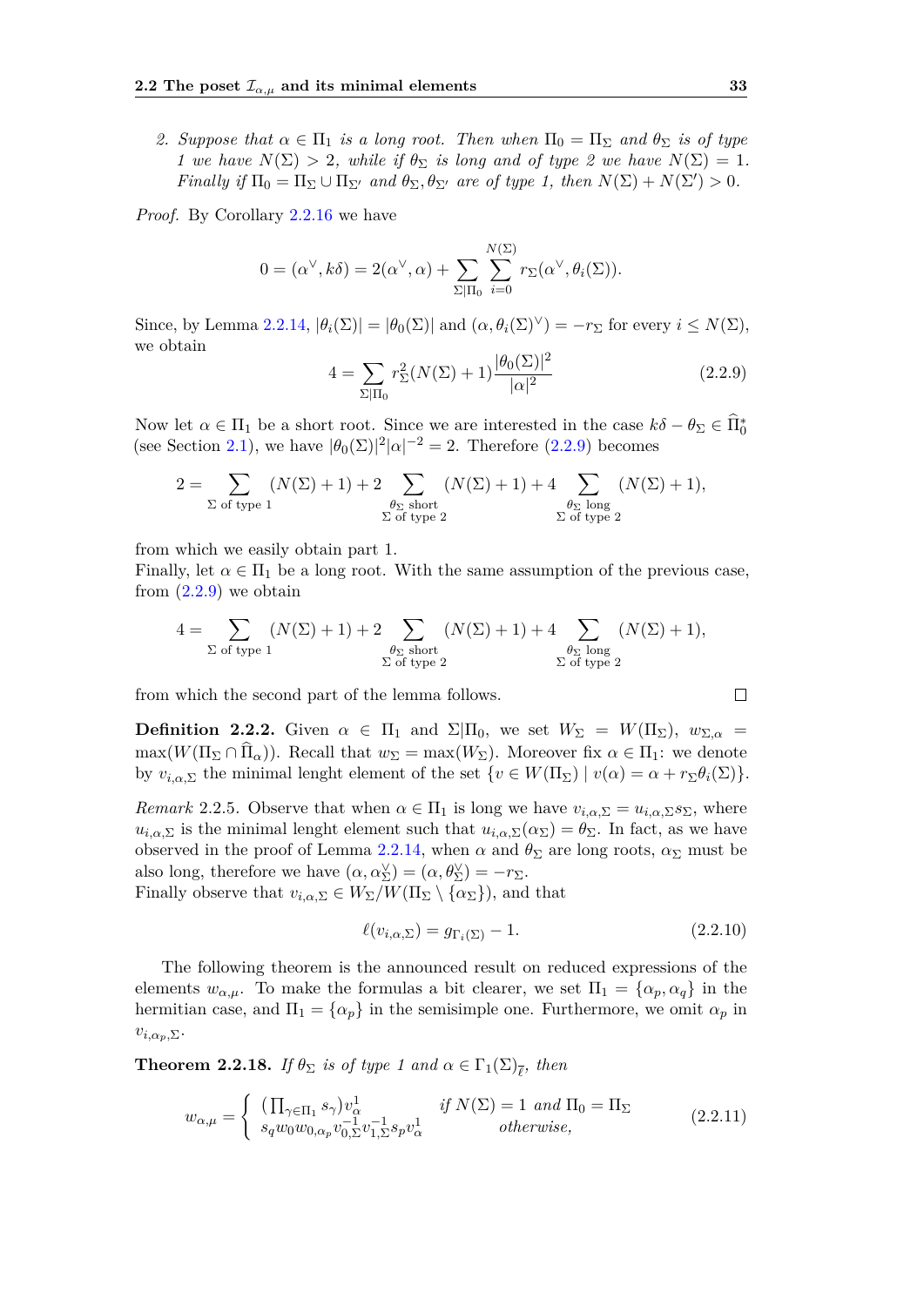2. *Suppose that $\alpha \in \Pi_1$ is a long root. Then when $\Pi_0 = \Pi_\Sigma$ and $\theta_\Sigma$ is of type 1 we have $N(\Sigma) > 2$, while if $\theta_\Sigma$ is long and of type 2 we have $N(\Sigma) = 1$. Finally if $\Pi_0 = \Pi_\Sigma \cup \Pi_{\Sigma'}$ and $\theta_\Sigma, \theta_{\Sigma'}$ are of type 1, then $N(\Sigma) + N(\Sigma') > 0$.*

*Proof.* By Corollary 2.2.16 we have

$$0 = (\alpha^\vee, k\delta) = 2(\alpha^\vee, \alpha) + \sum_{\Sigma|\Pi_0} \sum_{i=0}^{N(\Sigma)} r_\Sigma(\alpha^\vee, \theta_i(\Sigma)).$$

Since, by Lemma 2.2.14, $|\theta_i(\Sigma)| = |\theta_0(\Sigma)|$ and $(\alpha, \theta_i(\Sigma)^\vee) = -r_\Sigma$ for every $i \leq N(\Sigma)$, we obtain

$$4 = \sum_{\Sigma|\Pi_0} r_\Sigma^2 (N(\Sigma) + 1) \frac{|\theta_0(\Sigma)|^2}{|\alpha|^2} \tag{2.2.9}$$

Now let $\alpha \in \Pi_1$ be a short root. Since we are interested in the case $k\delta - \theta_\Sigma \in \widehat{\Pi}_0^*$ (see Section 2.1), we have $|\theta_0(\Sigma)|^2 |\alpha|^{-2} = 2$. Therefore (2.2.9) becomes

$$2 = \sum_{\Sigma \text{ of type 1}} (N(\Sigma) + 1) + 2 \sum_{\substack{\theta_\Sigma \text{ short} \\ \Sigma \text{ of type 2}}} (N(\Sigma) + 1) + 4 \sum_{\substack{\theta_\Sigma \text{ long} \\ \Sigma \text{ of type 2}}} (N(\Sigma) + 1),$$

from which we easily obtain part 1.
Finally, let $\alpha \in \Pi_1$ be a long root. With the same assumption of the previous case, from (2.2.9) we obtain

$$4 = \sum_{\Sigma \text{ of type 1}} (N(\Sigma) + 1) + 2 \sum_{\substack{\theta_\Sigma \text{ short} \\ \Sigma \text{ of type 2}}} (N(\Sigma) + 1) + 4 \sum_{\substack{\theta_\Sigma \text{ long} \\ \Sigma \text{ of type 2}}} (N(\Sigma) + 1),$$

from which the second part of the lemma follows. ∎

**Definition 2.2.2.** Given $\alpha \in \Pi_1$ and $\Sigma|\Pi_0$, we set $W_\Sigma = W(\Pi_\Sigma)$, $w_{\Sigma,\alpha} = \max(W(\Pi_\Sigma \cap \widehat{\Pi}_\alpha))$. Recall that $w_\Sigma = \max(W_\Sigma)$. Moreover fix $\alpha \in \Pi_1$: we denote by $v_{i,\alpha,\Sigma}$ the minimal lenght element of the set $\{v \in W(\Pi_\Sigma) \mid v(\alpha) = \alpha + r_\Sigma \theta_i(\Sigma)\}$.

*Remark* 2.2.5. Observe that when $\alpha \in \Pi_1$ is long we have $v_{i,\alpha,\Sigma} = u_{i,\alpha,\Sigma} s_\Sigma$, where $u_{i,\alpha,\Sigma}$ is the minimal lenght element such that $u_{i,\alpha,\Sigma}(\alpha_\Sigma) = \theta_\Sigma$. In fact, as we have observed in the proof of Lemma 2.2.14, when $\alpha$ and $\theta_\Sigma$ are long roots, $\alpha_\Sigma$ must be also long, therefore we have $(\alpha, \alpha_\Sigma^\vee) = (\alpha, \theta_\Sigma^\vee) = -r_\Sigma$.
Finally observe that $v_{i,\alpha,\Sigma} \in W_\Sigma / W(\Pi_\Sigma \setminus \{\alpha_\Sigma\})$, and that

$$\ell(v_{i,\alpha,\Sigma}) = g_{\Gamma_i(\Sigma)} - 1. \tag{2.2.10}$$

The following theorem is the announced result on reduced expressions of the elements $w_{\alpha,\mu}$. To make the formulas a bit clearer, we set $\Pi_1 = \{\alpha_p, \alpha_q\}$ in the hermitian case, and $\Pi_1 = \{\alpha_p\}$ in the semisimple one. Furthermore, we omit $\alpha_p$ in $v_{i,\alpha_p,\Sigma}$.

**Theorem 2.2.18.** *If $\theta_\Sigma$ is of type 1 and $\alpha \in \Gamma_1(\Sigma)_{\overline{\ell}}$, then*

$$w_{\alpha,\mu} = \begin{cases} (\prod_{\gamma \in \Pi_1} s_\gamma) v_\alpha^1 & \text{if } N(\Sigma) = 1 \text{ and } \Pi_0 = \Pi_\Sigma \\ s_q w_0 w_{0,\alpha_p} v_{0,\Sigma}^{-1} v_{1,\Sigma}^{-1} s_p v_\alpha^1 & \text{otherwise,} \end{cases} \tag{2.2.11}$$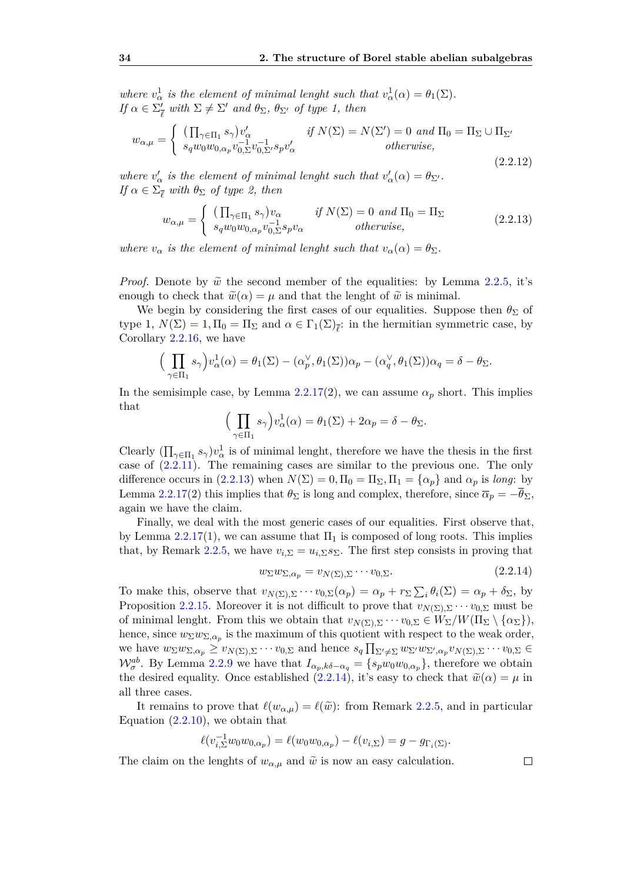*where $v^1_\alpha$ is the element of minimal lenght such that $v^1_\alpha(\alpha) = \theta_1(\Sigma)$.*
*If $\alpha \in \Sigma'_{\overline{\ell}}$ with $\Sigma \neq \Sigma'$ and $\theta_\Sigma$, $\theta_{\Sigma'}$ of type 1, then*

$$w_{\alpha,\mu} = \begin{cases} \left(\prod_{\gamma \in \Pi_1} s_\gamma\right) v'_\alpha & \text{if } N(\Sigma) = N(\Sigma') = 0 \text{ and } \Pi_0 = \Pi_\Sigma \cup \Pi_{\Sigma'} \\ s_q w_0 w_{0,\alpha_p} v^{-1}_{0,\Sigma} v^{-1}_{0,\Sigma'} s_p v'_\alpha & \text{otherwise,} \end{cases} \tag{2.2.12}$$

*where $v'_\alpha$ is the element of minimal lenght such that $v'_\alpha(\alpha) = \theta_{\Sigma'}$.*
*If $\alpha \in \Sigma_{\overline{\ell}}$ with $\theta_\Sigma$ of type 2, then*

$$w_{\alpha,\mu} = \begin{cases} \left(\prod_{\gamma \in \Pi_1} s_\gamma\right) v_\alpha & \text{if } N(\Sigma) = 0 \text{ and } \Pi_0 = \Pi_\Sigma \\ s_q w_0 w_{0,\alpha_p} v^{-1}_{0,\Sigma} s_p v_\alpha & \text{otherwise,} \end{cases} \tag{2.2.13}$$

*where $v_\alpha$ is the element of minimal lenght such that $v_\alpha(\alpha) = \theta_\Sigma$.*

*Proof.* Denote by $\widetilde{w}$ the second member of the equalities: by Lemma 2.2.5, it's enough to check that $\widetilde{w}(\alpha) = \mu$ and that the lenght of $\widetilde{w}$ is minimal.

We begin by considering the first cases of our equalities. Suppose then $\theta_\Sigma$ of type 1, $N(\Sigma) = 1, \Pi_0 = \Pi_\Sigma$ and $\alpha \in \Gamma_1(\Sigma)_{\overline{\ell}}$: in the hermitian symmetric case, by Corollary 2.2.16, we have

$$\Big(\prod_{\gamma \in \Pi_1} s_\gamma\Big) v^1_\alpha(\alpha) = \theta_1(\Sigma) - (\alpha_p^\vee, \theta_1(\Sigma))\alpha_p - (\alpha_q^\vee, \theta_1(\Sigma))\alpha_q = \delta - \theta_\Sigma.$$

In the semisimple case, by Lemma 2.2.17(2), we can assume $\alpha_p$ short. This implies that

$$\Big(\prod_{\gamma \in \Pi_1} s_\gamma\Big) v^1_\alpha(\alpha) = \theta_1(\Sigma) + 2\alpha_p = \delta - \theta_\Sigma.$$

Clearly $(\prod_{\gamma \in \Pi_1} s_\gamma) v^1_\alpha$ is of minimal lenght, therefore we have the thesis in the first case of (2.2.11). The remaining cases are similar to the previous one. The only difference occurs in (2.2.13) when $N(\Sigma) = 0, \Pi_0 = \Pi_\Sigma, \Pi_1 = \{\alpha_p\}$ and $\alpha_p$ is *long*: by Lemma 2.2.17(2) this implies that $\theta_\Sigma$ is long and complex, therefore, since $\overline{\alpha}_p = -\overline{\theta}_\Sigma$, again we have the claim.

Finally, we deal with the most generic cases of our equalities. First observe that, by Lemma 2.2.17(1), we can assume that $\Pi_1$ is composed of long roots. This implies that, by Remark 2.2.5, we have $v_{i,\Sigma} = u_{i,\Sigma} s_\Sigma$. The first step consists in proving that

$$w_\Sigma w_{\Sigma,\alpha_p} = v_{N(\Sigma),\Sigma} \cdots v_{0,\Sigma}. \tag{2.2.14}$$

To make this, observe that $v_{N(\Sigma),\Sigma} \cdots v_{0,\Sigma}(\alpha_p) = \alpha_p + r_\Sigma \sum_i \theta_i(\Sigma) = \alpha_p + \delta_\Sigma$, by Proposition 2.2.15. Moreover it is not difficult to prove that $v_{N(\Sigma),\Sigma} \cdots v_{0,\Sigma}$ must be of minimal lenght. From this we obtain that $v_{N(\Sigma),\Sigma} \cdots v_{0,\Sigma} \in W_\Sigma / W(\Pi_\Sigma \setminus \{\alpha_\Sigma\})$, hence, since $w_\Sigma w_{\Sigma,\alpha_p}$ is the maximum of this quotient with respect to the weak order, we have $w_\Sigma w_{\Sigma,\alpha_p} \geq v_{N(\Sigma),\Sigma} \cdots v_{0,\Sigma}$ and hence $s_q \prod_{\Sigma' \neq \Sigma} w_{\Sigma'} w_{\Sigma',\alpha_p} v_{N(\Sigma),\Sigma} \cdots v_{0,\Sigma} \in \mathcal{W}^{ab}_\sigma$. By Lemma 2.2.9 we have that $I_{\alpha_p, k\delta - \alpha_q} = \{s_p w_0 w_{0,\alpha_p}\}$, therefore we obtain the desired equality. Once established (2.2.14), it's easy to check that $\widetilde{w}(\alpha) = \mu$ in all three cases.

It remains to prove that $\ell(w_{\alpha,\mu}) = \ell(\widetilde{w})$: from Remark 2.2.5, and in particular Equation (2.2.10), we obtain that

$$\ell(v^{-1}_{i,\Sigma} w_0 w_{0,\alpha_p}) = \ell(w_0 w_{0,\alpha_p}) - \ell(v_{i,\Sigma}) = g - g_{\Gamma_i(\Sigma)}.$$

The claim on the lenghts of $w_{\alpha,\mu}$ and $\widetilde{w}$ is now an easy calculation. $\square$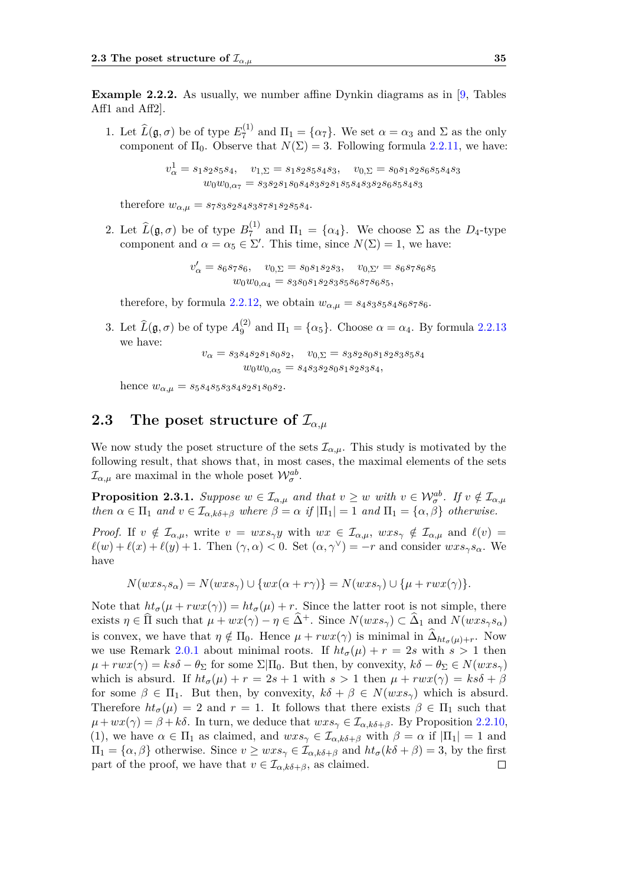**Example 2.2.2.** As usually, we number affine Dynkin diagrams as in [9, Tables Aff1 and Aff2].

1. Let $\widehat{L}(\mathfrak{g},\sigma)$ be of type $E_7^{(1)}$ and $\Pi_1 = \{\alpha_7\}$. We set $\alpha = \alpha_3$ and $\Sigma$ as the only component of $\Pi_0$. Observe that $N(\Sigma) = 3$. Following formula 2.2.11, we have:

$$v_\alpha^1 = s_1 s_2 s_5 s_4, \quad v_{1,\Sigma} = s_1 s_2 s_5 s_4 s_3, \quad v_{0,\Sigma} = s_0 s_1 s_2 s_6 s_5 s_4 s_3$$
$$w_0 w_{0,\alpha_7} = s_3 s_2 s_1 s_0 s_4 s_3 s_2 s_1 s_5 s_4 s_3 s_2 s_6 s_5 s_4 s_3$$

therefore $w_{\alpha,\mu} = s_7 s_3 s_2 s_4 s_3 s_7 s_1 s_2 s_5 s_4$.

2. Let $\widehat{L}(\mathfrak{g},\sigma)$ be of type $B_7^{(1)}$ and $\Pi_1 = \{\alpha_4\}$. We choose $\Sigma$ as the $D_4$-type component and $\alpha = \alpha_5 \in \Sigma'$. This time, since $N(\Sigma) = 1$, we have:

$$v'_\alpha = s_6 s_7 s_6, \quad v_{0,\Sigma} = s_0 s_1 s_2 s_3, \quad v_{0,\Sigma'} = s_6 s_7 s_6 s_5$$
$$w_0 w_{0,\alpha_4} = s_3 s_0 s_1 s_2 s_3 s_5 s_6 s_7 s_6 s_5,$$

therefore, by formula 2.2.12, we obtain $w_{\alpha,\mu} = s_4 s_3 s_5 s_4 s_6 s_7 s_6$.

3. Let $\widehat{L}(\mathfrak{g},\sigma)$ be of type $A_9^{(2)}$ and $\Pi_1 = \{\alpha_5\}$. Choose $\alpha = \alpha_4$. By formula 2.2.13 we have:

$$v_\alpha = s_3 s_4 s_2 s_1 s_0 s_2, \quad v_{0,\Sigma} = s_3 s_2 s_0 s_1 s_2 s_3 s_5 s_4$$
$$w_0 w_{0,\alpha_5} = s_4 s_3 s_2 s_0 s_1 s_2 s_3 s_4,$$

hence $w_{\alpha,\mu} = s_5 s_4 s_5 s_3 s_4 s_2 s_1 s_0 s_2$.

## 2.3 The poset structure of $\mathcal{I}_{\alpha,\mu}$

We now study the poset structure of the sets $\mathcal{I}_{\alpha,\mu}$. This study is motivated by the following result, that shows that, in most cases, the maximal elements of the sets $\mathcal{I}_{\alpha,\mu}$ are maximal in the whole poset $\mathcal{W}_\sigma^{ab}$.

**Proposition 2.3.1.** *Suppose $w \in \mathcal{I}_{\alpha,\mu}$ and that $v \geq w$ with $v \in \mathcal{W}_\sigma^{ab}$. If $v \notin \mathcal{I}_{\alpha,\mu}$ then $\alpha \in \Pi_1$ and $v \in \mathcal{I}_{\alpha,k\delta+\beta}$ where $\beta = \alpha$ if $|\Pi_1| = 1$ and $\Pi_1 = \{\alpha,\beta\}$ otherwise.*

*Proof.* If $v \notin \mathcal{I}_{\alpha,\mu}$, write $v = wxs_\gamma y$ with $wx \in \mathcal{I}_{\alpha,\mu}$, $wxs_\gamma \notin \mathcal{I}_{\alpha,\mu}$ and $\ell(v) = \ell(w) + \ell(x) + \ell(y) + 1$. Then $(\gamma,\alpha) < 0$. Set $(\alpha,\gamma^\vee) = -r$ and consider $wxs_\gamma s_\alpha$. We have

$$N(wxs_\gamma s_\alpha) = N(wxs_\gamma) \cup \{wx(\alpha + r\gamma)\} = N(wxs_\gamma) \cup \{\mu + rwx(\gamma)\}.$$

Note that $ht_\sigma(\mu + rwx(\gamma)) = ht_\sigma(\mu) + r$. Since the latter root is not simple, there exists $\eta \in \widehat{\Pi}$ such that $\mu + wx(\gamma) - \eta \in \widehat{\Delta}^+$. Since $N(wxs_\gamma) \subset \widehat{\Delta}_1$ and $N(wxs_\gamma s_\alpha)$ is convex, we have that $\eta \notin \Pi_0$. Hence $\mu + rwx(\gamma)$ is minimal in $\widehat{\Delta}_{ht_\sigma(\mu)+r}$. Now we use Remark 2.0.1 about minimal roots. If $ht_\sigma(\mu) + r = 2s$ with $s > 1$ then $\mu + rwx(\gamma) = ks\delta - \theta_\Sigma$ for some $\Sigma|\Pi_0$. But then, by convexity, $k\delta - \theta_\Sigma \in N(wxs_\gamma)$ which is absurd. If $ht_\sigma(\mu) + r = 2s + 1$ with $s > 1$ then $\mu + rwx(\gamma) = ks\delta + \beta$ for some $\beta \in \Pi_1$. But then, by convexity, $k\delta + \beta \in N(wxs_\gamma)$ which is absurd. Therefore $ht_\sigma(\mu) = 2$ and $r = 1$. It follows that there exists $\beta \in \Pi_1$ such that $\mu + wx(\gamma) = \beta + k\delta$. In turn, we deduce that $wxs_\gamma \in \mathcal{I}_{\alpha,k\delta+\beta}$. By Proposition 2.2.10, (1), we have $\alpha \in \Pi_1$ as claimed, and $wxs_\gamma \in \mathcal{I}_{\alpha,k\delta+\beta}$ with $\beta = \alpha$ if $|\Pi_1| = 1$ and $\Pi_1 = \{\alpha,\beta\}$ otherwise. Since $v \geq wxs_\gamma \in \mathcal{I}_{\alpha,k\delta+\beta}$ and $ht_\sigma(k\delta + \beta) = 3$, by the first part of the proof, we have that $v \in \mathcal{I}_{\alpha,k\delta+\beta}$, as claimed. ∎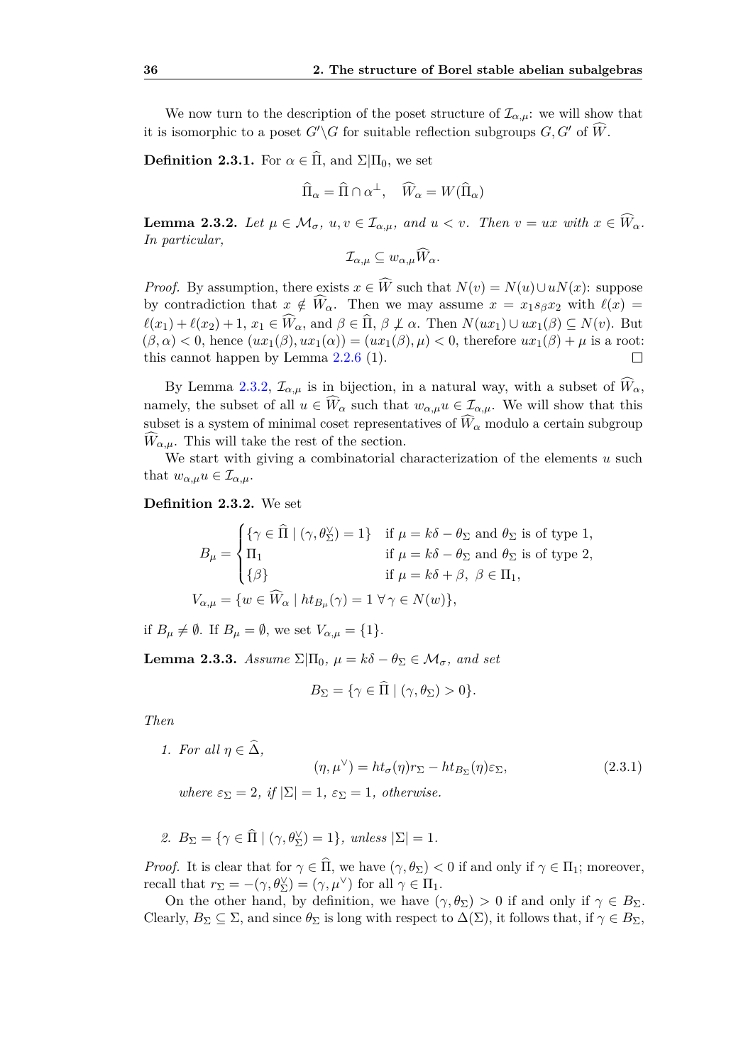We now turn to the description of the poset structure of $\mathcal{I}_{\alpha,\mu}$: we will show that it is isomorphic to a poset $G'\backslash G$ for suitable reflection subgroups $G, G'$ of $\widehat{W}$.

**Definition 2.3.1.** For $\alpha \in \widehat{\Pi}$, and $\Sigma|\Pi_0$, we set

$$\widehat{\Pi}_\alpha = \widehat{\Pi} \cap \alpha^\perp, \quad \widehat{W}_\alpha = W(\widehat{\Pi}_\alpha)$$

**Lemma 2.3.2.** *Let $\mu \in \mathcal{M}_\sigma$, $u, v \in \mathcal{I}_{\alpha,\mu}$, and $u < v$. Then $v = ux$ with $x \in \widehat{W}_\alpha$. In particular,*

$$\mathcal{I}_{\alpha,\mu} \subseteq w_{\alpha,\mu}\widehat{W}_\alpha.$$

*Proof.* By assumption, there exists $x \in \widehat{W}$ such that $N(v) = N(u) \cup uN(x)$: suppose by contradiction that $x \notin \widehat{W}_\alpha$. Then we may assume $x = x_1 s_\beta x_2$ with $\ell(x) = \ell(x_1) + \ell(x_2) + 1$, $x_1 \in \widehat{W}_\alpha$, and $\beta \in \widehat{\Pi}$, $\beta \not\perp \alpha$. Then $N(ux_1) \cup ux_1(\beta) \subseteq N(v)$. But $(\beta, \alpha) < 0$, hence $(ux_1(\beta), ux_1(\alpha)) = (ux_1(\beta), \mu) < 0$, therefore $ux_1(\beta) + \mu$ is a root: this cannot happen by Lemma 2.2.6 (1). □

By Lemma 2.3.2, $\mathcal{I}_{\alpha,\mu}$ is in bijection, in a natural way, with a subset of $\widehat{W}_\alpha$, namely, the subset of all $u \in \widehat{W}_\alpha$ such that $w_{\alpha,\mu}u \in \mathcal{I}_{\alpha,\mu}$. We will show that this subset is a system of minimal coset representatives of $\widehat{W}_\alpha$ modulo a certain subgroup $\widehat{W}_{\alpha,\mu}$. This will take the rest of the section.

We start with giving a combinatorial characterization of the elements $u$ such that $w_{\alpha,\mu}u \in \mathcal{I}_{\alpha,\mu}$.

**Definition 2.3.2.** We set

$$B_\mu = \begin{cases} \{\gamma \in \widehat{\Pi} \mid (\gamma, \theta_\Sigma^\vee) = 1\} & \text{if } \mu = k\delta - \theta_\Sigma \text{ and } \theta_\Sigma \text{ is of type 1,} \\ \Pi_1 & \text{if } \mu = k\delta - \theta_\Sigma \text{ and } \theta_\Sigma \text{ is of type 2,} \\ \{\beta\} & \text{if } \mu = k\delta + \beta,\ \beta \in \Pi_1, \end{cases}$$

$$V_{\alpha,\mu} = \{w \in \widehat{W}_\alpha \mid ht_{B_\mu}(\gamma) = 1\ \forall\, \gamma \in N(w)\},$$

if $B_\mu \neq \emptyset$. If $B_\mu = \emptyset$, we set $V_{\alpha,\mu} = \{1\}$.

**Lemma 2.3.3.** *Assume $\Sigma|\Pi_0$, $\mu = k\delta - \theta_\Sigma \in \mathcal{M}_\sigma$, and set*

$$B_\Sigma = \{\gamma \in \widehat{\Pi} \mid (\gamma, \theta_\Sigma) > 0\}.$$

*Then*

1. *For all $\eta \in \widehat{\Delta}$,*
$$(\eta, \mu^\vee) = ht_\sigma(\eta) r_\Sigma - ht_{B_\Sigma}(\eta)\varepsilon_\Sigma, \tag{2.3.1}$$
*where $\varepsilon_\Sigma = 2$, if $|\Sigma| = 1$, $\varepsilon_\Sigma = 1$, otherwise.*

2. *$B_\Sigma = \{\gamma \in \widehat{\Pi} \mid (\gamma, \theta_\Sigma^\vee) = 1\}$, unless $|\Sigma| = 1$.*

*Proof.* It is clear that for $\gamma \in \widehat{\Pi}$, we have $(\gamma, \theta_\Sigma) < 0$ if and only if $\gamma \in \Pi_1$; moreover, recall that $r_\Sigma = -(\gamma, \theta_\Sigma^\vee) = (\gamma, \mu^\vee)$ for all $\gamma \in \Pi_1$.

On the other hand, by definition, we have $(\gamma, \theta_\Sigma) > 0$ if and only if $\gamma \in B_\Sigma$. Clearly, $B_\Sigma \subseteq \Sigma$, and since $\theta_\Sigma$ is long with respect to $\Delta(\Sigma)$, it follows that, if $\gamma \in B_\Sigma$,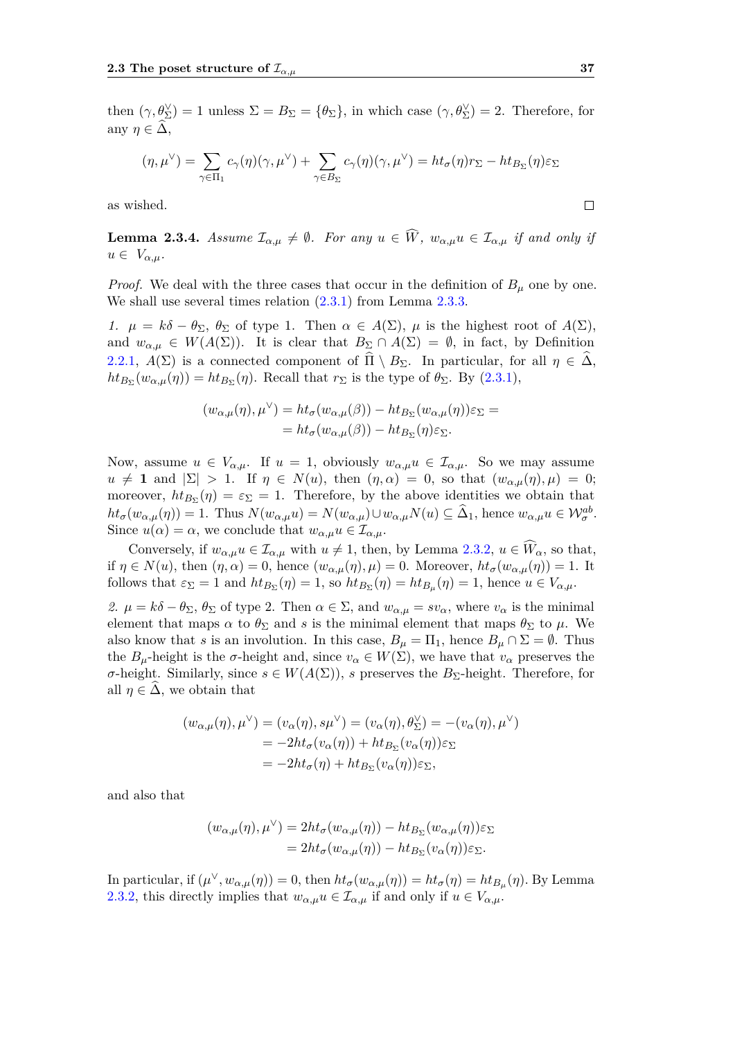then $(\gamma, \theta_\Sigma^\vee) = 1$ unless $\Sigma = B_\Sigma = \{\theta_\Sigma\}$, in which case $(\gamma, \theta_\Sigma^\vee) = 2$. Therefore, for any $\eta \in \widehat{\Delta}$,

$$(\eta, \mu^\vee) = \sum_{\gamma \in \Pi_1} c_\gamma(\eta)(\gamma, \mu^\vee) + \sum_{\gamma \in B_\Sigma} c_\gamma(\eta)(\gamma, \mu^\vee) = ht_\sigma(\eta) r_\Sigma - ht_{B_\Sigma}(\eta)\varepsilon_\Sigma$$

as wished. □

**Lemma 2.3.4.** *Assume $\mathcal{I}_{\alpha,\mu} \neq \emptyset$. For any $u \in \widehat{W}$, $w_{\alpha,\mu} u \in \mathcal{I}_{\alpha,\mu}$ if and only if $u \in V_{\alpha,\mu}$.*

*Proof.* We deal with the three cases that occur in the definition of $B_\mu$ one by one. We shall use several times relation (2.3.1) from Lemma 2.3.3.

*1.* $\mu = k\delta - \theta_\Sigma$, $\theta_\Sigma$ of type 1. Then $\alpha \in A(\Sigma)$, $\mu$ is the highest root of $A(\Sigma)$, and $w_{\alpha,\mu} \in W(A(\Sigma))$. It is clear that $B_\Sigma \cap A(\Sigma) = \emptyset$, in fact, by Definition 2.2.1, $A(\Sigma)$ is a connected component of $\widehat{\Pi} \setminus B_\Sigma$. In particular, for all $\eta \in \widehat{\Delta}$, $ht_{B_\Sigma}(w_{\alpha,\mu}(\eta)) = ht_{B_\Sigma}(\eta)$. Recall that $r_\Sigma$ is the type of $\theta_\Sigma$. By (2.3.1),

$$\begin{aligned}(w_{\alpha,\mu}(\eta), \mu^\vee) &= ht_\sigma(w_{\alpha,\mu}(\beta)) - ht_{B_\Sigma}(w_{\alpha,\mu}(\eta))\varepsilon_\Sigma = \\ &= ht_\sigma(w_{\alpha,\mu}(\beta)) - ht_{B_\Sigma}(\eta)\varepsilon_\Sigma.\end{aligned}$$

Now, assume $u \in V_{\alpha,\mu}$. If $u = 1$, obviously $w_{\alpha,\mu} u \in \mathcal{I}_{\alpha,\mu}$. So we may assume $u \neq \mathbf{1}$ and $|\Sigma| > 1$. If $\eta \in N(u)$, then $(\eta, \alpha) = 0$, so that $(w_{\alpha,\mu}(\eta), \mu) = 0$; moreover, $ht_{B_\Sigma}(\eta) = \varepsilon_\Sigma = 1$. Therefore, by the above identities we obtain that $ht_\sigma(w_{\alpha,\mu}(\eta)) = 1$. Thus $N(w_{\alpha,\mu} u) = N(w_{\alpha,\mu}) \cup w_{\alpha,\mu} N(u) \subseteq \widehat{\Delta}_1$, hence $w_{\alpha,\mu} u \in \mathcal{W}_\sigma^{ab}$. Since $u(\alpha) = \alpha$, we conclude that $w_{\alpha,\mu} u \in \mathcal{I}_{\alpha,\mu}$.

Conversely, if $w_{\alpha,\mu} u \in \mathcal{I}_{\alpha,\mu}$ with $u \neq 1$, then, by Lemma 2.3.2, $u \in \widehat{W}_\alpha$, so that, if $\eta \in N(u)$, then $(\eta, \alpha) = 0$, hence $(w_{\alpha,\mu}(\eta), \mu) = 0$. Moreover, $ht_\sigma(w_{\alpha,\mu}(\eta)) = 1$. It follows that $\varepsilon_\Sigma = 1$ and $ht_{B_\Sigma}(\eta) = 1$, so $ht_{B_\Sigma}(\eta) = ht_{B_\mu}(\eta) = 1$, hence $u \in V_{\alpha,\mu}$.

*2.* $\mu = k\delta - \theta_\Sigma$, $\theta_\Sigma$ of type 2. Then $\alpha \in \Sigma$, and $w_{\alpha,\mu} = s v_\alpha$, where $v_\alpha$ is the minimal element that maps $\alpha$ to $\theta_\Sigma$ and $s$ is the minimal element that maps $\theta_\Sigma$ to $\mu$. We also know that $s$ is an involution. In this case, $B_\mu = \Pi_1$, hence $B_\mu \cap \Sigma = \emptyset$. Thus the $B_\mu$-height is the $\sigma$-height and, since $v_\alpha \in W(\Sigma)$, we have that $v_\alpha$ preserves the $\sigma$-height. Similarly, since $s \in W(A(\Sigma))$, $s$ preserves the $B_\Sigma$-height. Therefore, for all $\eta \in \widehat{\Delta}$, we obtain that

$$\begin{aligned}(w_{\alpha,\mu}(\eta), \mu^\vee) &= (v_\alpha(\eta), s\mu^\vee) = (v_\alpha(\eta), \theta_\Sigma^\vee) = -(v_\alpha(\eta), \mu^\vee) \\ &= -2ht_\sigma(v_\alpha(\eta)) + ht_{B_\Sigma}(v_\alpha(\eta))\varepsilon_\Sigma \\ &= -2ht_\sigma(\eta) + ht_{B_\Sigma}(v_\alpha(\eta))\varepsilon_\Sigma,\end{aligned}$$

and also that

$$\begin{aligned}(w_{\alpha,\mu}(\eta), \mu^\vee) &= 2ht_\sigma(w_{\alpha,\mu}(\eta)) - ht_{B_\Sigma}(w_{\alpha,\mu}(\eta))\varepsilon_\Sigma \\ &= 2ht_\sigma(w_{\alpha,\mu}(\eta)) - ht_{B_\Sigma}(v_\alpha(\eta))\varepsilon_\Sigma.\end{aligned}$$

In particular, if $(\mu^\vee, w_{\alpha,\mu}(\eta)) = 0$, then $ht_\sigma(w_{\alpha,\mu}(\eta)) = ht_\sigma(\eta) = ht_{B_\mu}(\eta)$. By Lemma 2.3.2, this directly implies that $w_{\alpha,\mu} u \in \mathcal{I}_{\alpha,\mu}$ if and only if $u \in V_{\alpha,\mu}$.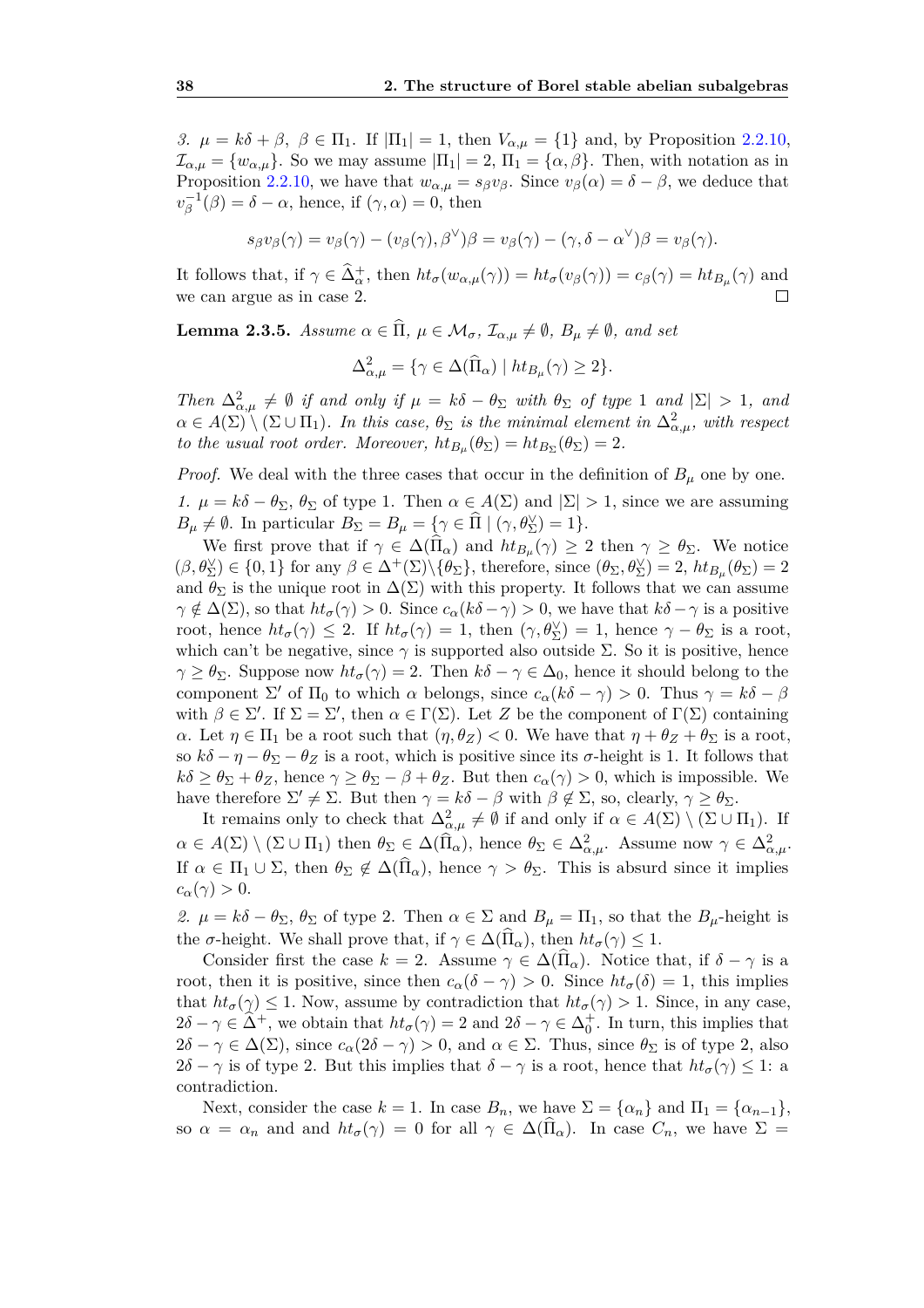*3.* $\mu = k\delta + \beta$, $\beta \in \Pi_1$. If $|\Pi_1| = 1$, then $V_{\alpha,\mu} = \{1\}$ and, by Proposition 2.2.10, $\mathcal{I}_{\alpha,\mu} = \{w_{\alpha,\mu}\}$. So we may assume $|\Pi_1| = 2$, $\Pi_1 = \{\alpha, \beta\}$. Then, with notation as in Proposition 2.2.10, we have that $w_{\alpha,\mu} = s_\beta v_\beta$. Since $v_\beta(\alpha) = \delta - \beta$, we deduce that $v_\beta^{-1}(\beta) = \delta - \alpha$, hence, if $(\gamma, \alpha) = 0$, then

$$s_\beta v_\beta(\gamma) = v_\beta(\gamma) - (v_\beta(\gamma), \beta^\vee)\beta = v_\beta(\gamma) - (\gamma, \delta - \alpha^\vee)\beta = v_\beta(\gamma).$$

It follows that, if $\gamma \in \widehat{\Delta}_\alpha^+$, then $ht_\sigma(w_{\alpha,\mu}(\gamma)) = ht_\sigma(v_\beta(\gamma)) = c_\beta(\gamma) = ht_{B_\mu}(\gamma)$ and we can argue as in case 2. $\square$

**Lemma 2.3.5.** *Assume $\alpha \in \widehat{\Pi}$, $\mu \in \mathcal{M}_\sigma$, $\mathcal{I}_{\alpha,\mu} \neq \emptyset$, $B_\mu \neq \emptyset$, and set*

$$\Delta^2_{\alpha,\mu} = \{\gamma \in \Delta(\widehat{\Pi}_\alpha) \mid ht_{B_\mu}(\gamma) \geq 2\}.$$

*Then $\Delta^2_{\alpha,\mu} \neq \emptyset$ if and only if $\mu = k\delta - \theta_\Sigma$ with $\theta_\Sigma$ of type 1 and $|\Sigma| > 1$, and $\alpha \in A(\Sigma) \setminus (\Sigma \cup \Pi_1)$. In this case, $\theta_\Sigma$ is the minimal element in $\Delta^2_{\alpha,\mu}$, with respect to the usual root order. Moreover, $ht_{B_\mu}(\theta_\Sigma) = ht_{B_\Sigma}(\theta_\Sigma) = 2$.*

*Proof.* We deal with the three cases that occur in the definition of $B_\mu$ one by one.

*1.* $\mu = k\delta - \theta_\Sigma$, $\theta_\Sigma$ of type 1. Then $\alpha \in A(\Sigma)$ and $|\Sigma| > 1$, since we are assuming $B_\mu \neq \emptyset$. In particular $B_\Sigma = B_\mu = \{\gamma \in \widehat{\Pi} \mid (\gamma, \theta_\Sigma^\vee) = 1\}$.

We first prove that if $\gamma \in \Delta(\widehat{\Pi}_\alpha)$ and $ht_{B_\mu}(\gamma) \geq 2$ then $\gamma \geq \theta_\Sigma$. We notice $(\beta, \theta_\Sigma^\vee) \in \{0, 1\}$ for any $\beta \in \Delta^+(\Sigma) \backslash \{\theta_\Sigma\}$, therefore, since $(\theta_\Sigma, \theta_\Sigma^\vee) = 2$, $ht_{B_\mu}(\theta_\Sigma) = 2$ and $\theta_\Sigma$ is the unique root in $\Delta(\Sigma)$ with this property. It follows that we can assume $\gamma \notin \Delta(\Sigma)$, so that $ht_\sigma(\gamma) > 0$. Since $c_\alpha(k\delta - \gamma) > 0$, we have that $k\delta - \gamma$ is a positive root, hence $ht_\sigma(\gamma) \leq 2$. If $ht_\sigma(\gamma) = 1$, then $(\gamma, \theta_\Sigma^\vee) = 1$, hence $\gamma - \theta_\Sigma$ is a root, which can't be negative, since $\gamma$ is supported also outside $\Sigma$. So it is positive, hence $\gamma \geq \theta_\Sigma$. Suppose now $ht_\sigma(\gamma) = 2$. Then $k\delta - \gamma \in \Delta_0$, hence it should belong to the component $\Sigma'$ of $\Pi_0$ to which $\alpha$ belongs, since $c_\alpha(k\delta - \gamma) > 0$. Thus $\gamma = k\delta - \beta$ with $\beta \in \Sigma'$. If $\Sigma = \Sigma'$, then $\alpha \in \Gamma(\Sigma)$. Let $Z$ be the component of $\Gamma(\Sigma)$ containing $\alpha$. Let $\eta \in \Pi_1$ be a root such that $(\eta, \theta_Z) < 0$. We have that $\eta + \theta_Z + \theta_\Sigma$ is a root, so $k\delta - \eta - \theta_\Sigma - \theta_Z$ is a root, which is positive since its $\sigma$-height is 1. It follows that $k\delta \geq \theta_\Sigma + \theta_Z$, hence $\gamma \geq \theta_\Sigma - \beta + \theta_Z$. But then $c_\alpha(\gamma) > 0$, which is impossible. We have therefore $\Sigma' \neq \Sigma$. But then $\gamma = k\delta - \beta$ with $\beta \notin \Sigma$, so, clearly, $\gamma \geq \theta_\Sigma$.

It remains only to check that $\Delta^2_{\alpha,\mu} \neq \emptyset$ if and only if $\alpha \in A(\Sigma) \setminus (\Sigma \cup \Pi_1)$. If $\alpha \in A(\Sigma) \setminus (\Sigma \cup \Pi_1)$ then $\theta_\Sigma \in \Delta(\widehat{\Pi}_\alpha)$, hence $\theta_\Sigma \in \Delta^2_{\alpha,\mu}$. Assume now $\gamma \in \Delta^2_{\alpha,\mu}$. If $\alpha \in \Pi_1 \cup \Sigma$, then $\theta_\Sigma \notin \Delta(\widehat{\Pi}_\alpha)$, hence $\gamma > \theta_\Sigma$. This is absurd since it implies $c_\alpha(\gamma) > 0$.

*2.* $\mu = k\delta - \theta_\Sigma$, $\theta_\Sigma$ of type 2. Then $\alpha \in \Sigma$ and $B_\mu = \Pi_1$, so that the $B_\mu$-height is the $\sigma$-height. We shall prove that, if $\gamma \in \Delta(\widehat{\Pi}_\alpha)$, then $ht_\sigma(\gamma) \leq 1$.

Consider first the case $k = 2$. Assume $\gamma \in \Delta(\widehat{\Pi}_\alpha)$. Notice that, if $\delta - \gamma$ is a root, then it is positive, since then $c_\alpha(\delta - \gamma) > 0$. Since $ht_\sigma(\delta) = 1$, this implies that $ht_\sigma(\gamma) \leq 1$. Now, assume by contradiction that $ht_\sigma(\gamma) > 1$. Since, in any case, $2\delta - \gamma \in \widehat{\Delta}^+$, we obtain that $ht_\sigma(\gamma) = 2$ and $2\delta - \gamma \in \Delta_0^+$. In turn, this implies that $2\delta - \gamma \in \Delta(\Sigma)$, since $c_\alpha(2\delta - \gamma) > 0$, and $\alpha \in \Sigma$. Thus, since $\theta_\Sigma$ is of type 2, also $2\delta - \gamma$ is of type 2. But this implies that $\delta - \gamma$ is a root, hence that $ht_\sigma(\gamma) \leq 1$: a contradiction.

Next, consider the case $k = 1$. In case $B_n$, we have $\Sigma = \{\alpha_n\}$ and $\Pi_1 = \{\alpha_{n-1}\}$, so $\alpha = \alpha_n$ and and $ht_\sigma(\gamma) = 0$ for all $\gamma \in \Delta(\widehat{\Pi}_\alpha)$. In case $C_n$, we have $\Sigma =$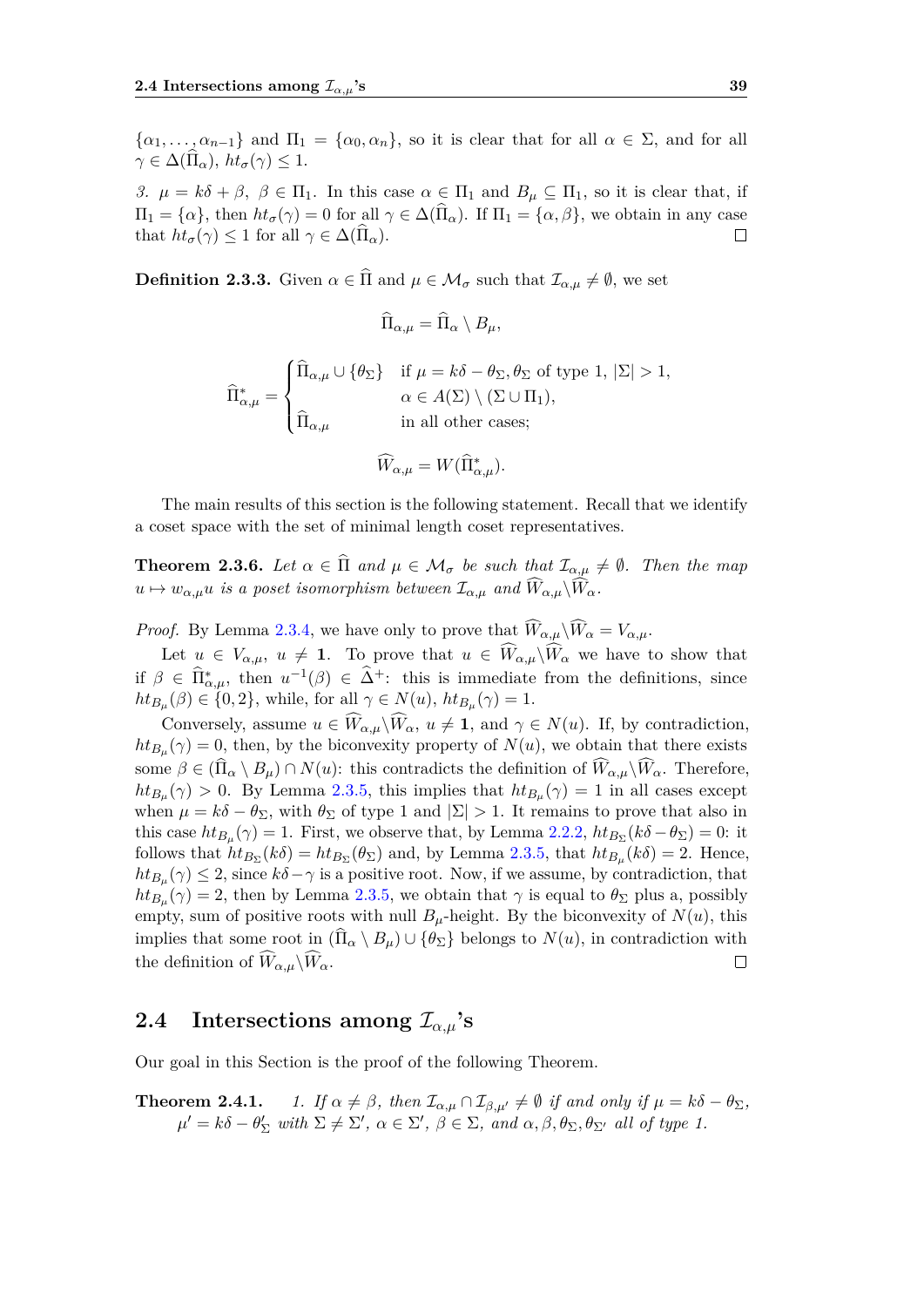$\{\alpha_1, \dots, \alpha_{n-1}\}$ and $\Pi_1 = \{\alpha_0, \alpha_n\}$, so it is clear that for all $\alpha \in \Sigma$, and for all $\gamma \in \Delta(\widehat{\Pi}_\alpha)$, $ht_\sigma(\gamma) \leq 1$.

*3.* $\mu = k\delta + \beta$, $\beta \in \Pi_1$. In this case $\alpha \in \Pi_1$ and $B_\mu \subseteq \Pi_1$, so it is clear that, if $\Pi_1 = \{\alpha\}$, then $ht_\sigma(\gamma) = 0$ for all $\gamma \in \Delta(\widehat{\Pi}_\alpha)$. If $\Pi_1 = \{\alpha, \beta\}$, we obtain in any case that $ht_\sigma(\gamma) \leq 1$ for all $\gamma \in \Delta(\widehat{\Pi}_\alpha)$. □

**Definition 2.3.3.** Given $\alpha \in \widehat{\Pi}$ and $\mu \in \mathcal{M}_\sigma$ such that $\mathcal{I}_{\alpha,\mu} \neq \emptyset$, we set

$$\widehat{\Pi}_{\alpha,\mu} = \widehat{\Pi}_\alpha \setminus B_\mu,$$

$$\widehat{\Pi}^*_{\alpha,\mu} = \begin{cases} \widehat{\Pi}_{\alpha,\mu} \cup \{\theta_\Sigma\} & \text{if } \mu = k\delta - \theta_\Sigma, \theta_\Sigma \text{ of type 1}, |\Sigma| > 1, \\ & \alpha \in A(\Sigma) \setminus (\Sigma \cup \Pi_1), \\ \widehat{\Pi}_{\alpha,\mu} & \text{in all other cases;} \end{cases}$$

$$\widehat{W}_{\alpha,\mu} = W(\widehat{\Pi}^*_{\alpha,\mu}).$$

The main results of this section is the following statement. Recall that we identify a coset space with the set of minimal length coset representatives.

**Theorem 2.3.6.** *Let $\alpha \in \widehat{\Pi}$ and $\mu \in \mathcal{M}_\sigma$ be such that $\mathcal{I}_{\alpha,\mu} \neq \emptyset$. Then the map $u \mapsto w_{\alpha,\mu} u$ is a poset isomorphism between $\mathcal{I}_{\alpha,\mu}$ and $\widehat{W}_{\alpha,\mu} \backslash \widehat{W}_\alpha$.*

*Proof.* By Lemma 2.3.4, we have only to prove that $\widehat{W}_{\alpha,\mu} \backslash \widehat{W}_\alpha = V_{\alpha,\mu}$.

Let $u \in V_{\alpha,\mu}$, $u \neq \mathbf{1}$. To prove that $u \in \widehat{W}_{\alpha,\mu} \backslash \widehat{W}_\alpha$ we have to show that if $\beta \in \widehat{\Pi}^*_{\alpha,\mu}$, then $u^{-1}(\beta) \in \widehat{\Delta}^+$: this is immediate from the definitions, since $ht_{B_\mu}(\beta) \in \{0, 2\}$, while, for all $\gamma \in N(u)$, $ht_{B_\mu}(\gamma) = 1$.

Conversely, assume $u \in \widehat{W}_{\alpha,\mu} \backslash \widehat{W}_\alpha$, $u \neq \mathbf{1}$, and $\gamma \in N(u)$. If, by contradiction, $ht_{B_\mu}(\gamma) = 0$, then, by the biconvexity property of $N(u)$, we obtain that there exists some $\beta \in (\widehat{\Pi}_\alpha \setminus B_\mu) \cap N(u)$: this contradicts the definition of $\widehat{W}_{\alpha,\mu} \backslash \widehat{W}_\alpha$. Therefore, $ht_{B_\mu}(\gamma) > 0$. By Lemma 2.3.5, this implies that $ht_{B_\mu}(\gamma) = 1$ in all cases except when $\mu = k\delta - \theta_\Sigma$, with $\theta_\Sigma$ of type 1 and $|\Sigma| > 1$. It remains to prove that also in this case $ht_{B_\mu}(\gamma) = 1$. First, we observe that, by Lemma 2.2.2, $ht_{B_\Sigma}(k\delta - \theta_\Sigma) = 0$: it follows that $ht_{B_\Sigma}(k\delta) = ht_{B_\Sigma}(\theta_\Sigma)$ and, by Lemma 2.3.5, that $ht_{B_\mu}(k\delta) = 2$. Hence, $ht_{B_\mu}(\gamma) \leq 2$, since $k\delta - \gamma$ is a positive root. Now, if we assume, by contradiction, that $ht_{B_\mu}(\gamma) = 2$, then by Lemma 2.3.5, we obtain that $\gamma$ is equal to $\theta_\Sigma$ plus a, possibly empty, sum of positive roots with null $B_\mu$-height. By the biconvexity of $N(u)$, this implies that some root in $(\widehat{\Pi}_\alpha \setminus B_\mu) \cup \{\theta_\Sigma\}$ belongs to $N(u)$, in contradiction with the definition of $\widehat{W}_{\alpha,\mu} \backslash \widehat{W}_\alpha$. □

## 2.4 Intersections among $\mathcal{I}_{\alpha,\mu}$'s

Our goal in this Section is the proof of the following Theorem.

**Theorem 2.4.1.** *1. If $\alpha \neq \beta$, then $\mathcal{I}_{\alpha,\mu} \cap \mathcal{I}_{\beta,\mu'} \neq \emptyset$ if and only if $\mu = k\delta - \theta_\Sigma$, $\mu' = k\delta - \theta'_\Sigma$ with $\Sigma \neq \Sigma'$, $\alpha \in \Sigma'$, $\beta \in \Sigma$, and $\alpha, \beta, \theta_\Sigma, \theta_{\Sigma'}$ all of type 1.*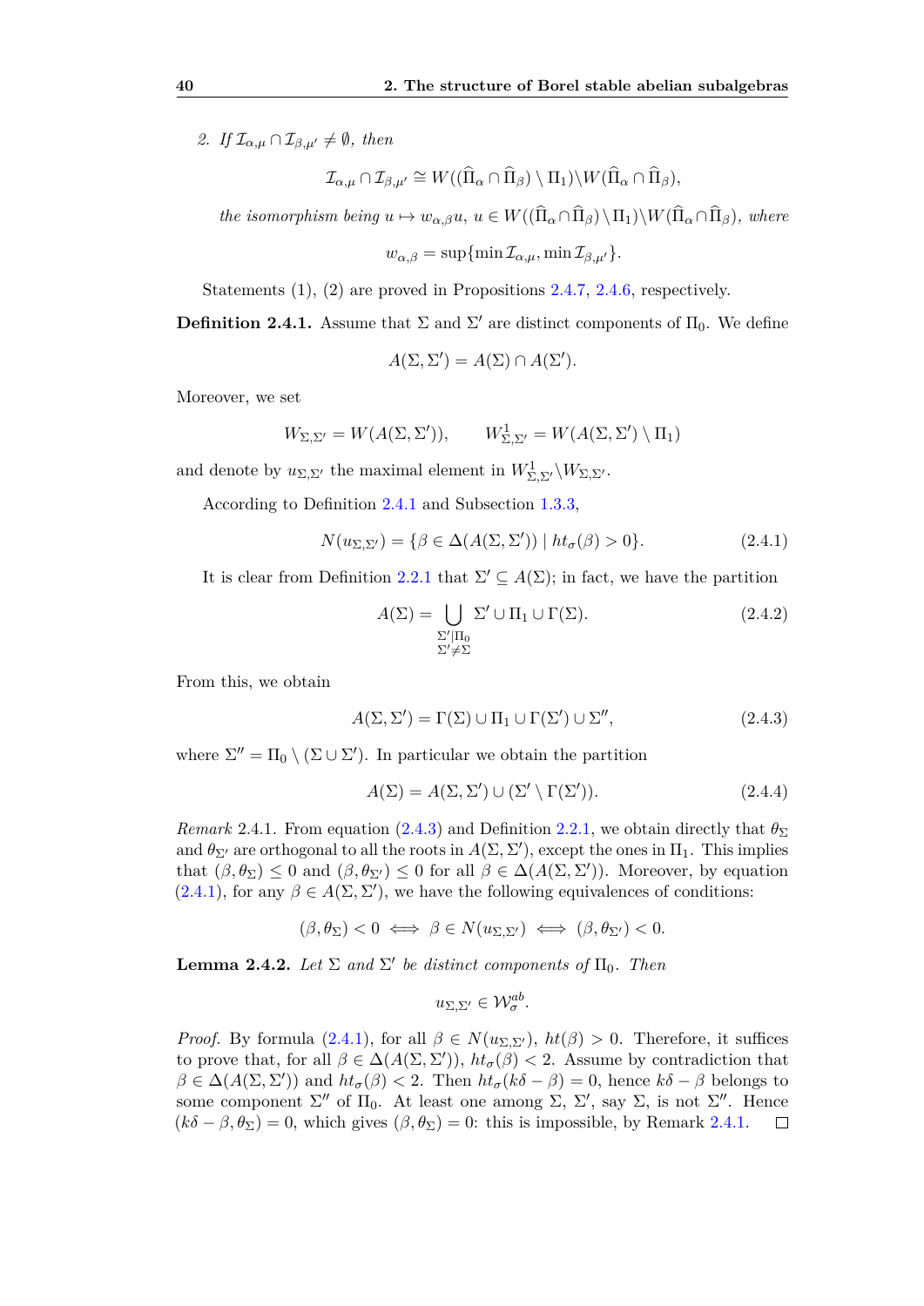2. *If $\mathcal{I}_{\alpha,\mu} \cap \mathcal{I}_{\beta,\mu'} \neq \emptyset$, then*

$$\mathcal{I}_{\alpha,\mu} \cap \mathcal{I}_{\beta,\mu'} \cong W((\widehat{\Pi}_\alpha \cap \widehat{\Pi}_\beta) \setminus \Pi_1) \backslash W(\widehat{\Pi}_\alpha \cap \widehat{\Pi}_\beta),$$

*the isomorphism being $u \mapsto w_{\alpha,\beta} u$, $u \in W((\widehat{\Pi}_\alpha \cap \widehat{\Pi}_\beta) \setminus \Pi_1) \backslash W(\widehat{\Pi}_\alpha \cap \widehat{\Pi}_\beta)$, where*

$$w_{\alpha,\beta} = \sup\{\min \mathcal{I}_{\alpha,\mu}, \min \mathcal{I}_{\beta,\mu'}\}.$$

Statements (1), (2) are proved in Propositions 2.4.7, 2.4.6, respectively.

**Definition 2.4.1.** Assume that $\Sigma$ and $\Sigma'$ are distinct components of $\Pi_0$. We define

$$A(\Sigma, \Sigma') = A(\Sigma) \cap A(\Sigma').$$

Moreover, we set

$$W_{\Sigma,\Sigma'} = W(A(\Sigma, \Sigma')), \qquad W^1_{\Sigma,\Sigma'} = W(A(\Sigma, \Sigma') \setminus \Pi_1)$$

and denote by $u_{\Sigma,\Sigma'}$ the maximal element in $W^1_{\Sigma,\Sigma'} \backslash W_{\Sigma,\Sigma'}$.

According to Definition 2.4.1 and Subsection 1.3.3,

$$N(u_{\Sigma,\Sigma'}) = \{\beta \in \Delta(A(\Sigma, \Sigma')) \mid ht_\sigma(\beta) > 0\}. \tag{2.4.1}$$

It is clear from Definition 2.2.1 that $\Sigma' \subseteq A(\Sigma)$; in fact, we have the partition

$$A(\Sigma) = \bigcup_{\substack{\Sigma' | \Pi_0 \\ \Sigma' \neq \Sigma}} \Sigma' \cup \Pi_1 \cup \Gamma(\Sigma). \tag{2.4.2}$$

From this, we obtain

$$A(\Sigma, \Sigma') = \Gamma(\Sigma) \cup \Pi_1 \cup \Gamma(\Sigma') \cup \Sigma'', \tag{2.4.3}$$

where $\Sigma'' = \Pi_0 \setminus (\Sigma \cup \Sigma')$. In particular we obtain the partition

$$A(\Sigma) = A(\Sigma, \Sigma') \cup (\Sigma' \setminus \Gamma(\Sigma')). \tag{2.4.4}$$

*Remark* 2.4.1. From equation (2.4.3) and Definition 2.2.1, we obtain directly that $\theta_\Sigma$ and $\theta_{\Sigma'}$ are orthogonal to all the roots in $A(\Sigma, \Sigma')$, except the ones in $\Pi_1$. This implies that $(\beta, \theta_\Sigma) \leq 0$ and $(\beta, \theta_{\Sigma'}) \leq 0$ for all $\beta \in \Delta(A(\Sigma, \Sigma'))$. Moreover, by equation (2.4.1), for any $\beta \in A(\Sigma, \Sigma')$, we have the following equivalences of conditions:

$$(\beta, \theta_\Sigma) < 0 \iff \beta \in N(u_{\Sigma,\Sigma'}) \iff (\beta, \theta_{\Sigma'}) < 0.$$

**Lemma 2.4.2.** *Let $\Sigma$ and $\Sigma'$ be distinct components of $\Pi_0$. Then*

$$u_{\Sigma,\Sigma'} \in \mathcal{W}^{ab}_\sigma.$$

*Proof.* By formula (2.4.1), for all $\beta \in N(u_{\Sigma,\Sigma'})$, $ht(\beta) > 0$. Therefore, it suffices to prove that, for all $\beta \in \Delta(A(\Sigma, \Sigma'))$, $ht_\sigma(\beta) < 2$. Assume by contradiction that $\beta \in \Delta(A(\Sigma, \Sigma'))$ and $ht_\sigma(\beta) < 2$. Then $ht_\sigma(k\delta - \beta) = 0$, hence $k\delta - \beta$ belongs to some component $\Sigma''$ of $\Pi_0$. At least one among $\Sigma$, $\Sigma'$, say $\Sigma$, is not $\Sigma''$. Hence $(k\delta - \beta, \theta_\Sigma) = 0$, which gives $(\beta, \theta_\Sigma) = 0$: this is impossible, by Remark 2.4.1. $\square$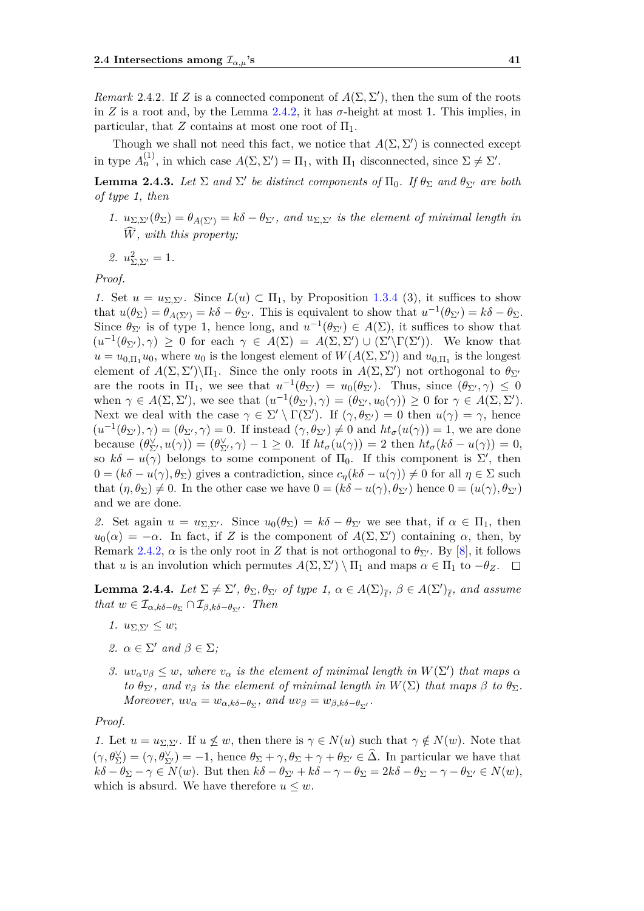*Remark* 2.4.2. If $Z$ is a connected component of $A(\Sigma, \Sigma')$, then the sum of the roots in $Z$ is a root and, by the Lemma 2.4.2, it has $\sigma$-height at most 1. This implies, in particular, that $Z$ contains at most one root of $\Pi_1$.

Though we shall not need this fact, we notice that $A(\Sigma, \Sigma')$ is connected except in type $A_n^{(1)}$, in which case $A(\Sigma, \Sigma') = \Pi_1$, with $\Pi_1$ disconnected, since $\Sigma \neq \Sigma'$.

**Lemma 2.4.3.** *Let $\Sigma$ and $\Sigma'$ be distinct components of $\Pi_0$. If $\theta_\Sigma$ and $\theta_{\Sigma'}$ are both of type 1, then*

1. *$u_{\Sigma,\Sigma'}(\theta_\Sigma) = \theta_{A(\Sigma')} = k\delta - \theta_{\Sigma'}$, and $u_{\Sigma,\Sigma'}$ is the element of minimal length in $\widehat{W}$, with this property;*
2. *$u^2_{\Sigma,\Sigma'} = 1$.*

*Proof.*

1. Set $u = u_{\Sigma,\Sigma'}$. Since $L(u) \subset \Pi_1$, by Proposition 1.3.4 (3), it suffices to show that $u(\theta_\Sigma) = \theta_{A(\Sigma')} = k\delta - \theta_{\Sigma'}$. This is equivalent to show that $u^{-1}(\theta_{\Sigma'}) = k\delta - \theta_\Sigma$. Since $\theta_{\Sigma'}$ is of type 1, hence long, and $u^{-1}(\theta_{\Sigma'}) \in A(\Sigma)$, it suffices to show that $(u^{-1}(\theta_{\Sigma'}), \gamma) \geq 0$ for each $\gamma \in A(\Sigma) = A(\Sigma, \Sigma') \cup (\Sigma' \backslash \Gamma(\Sigma'))$. We know that $u = u_{0,\Pi_1} u_0$, where $u_0$ is the longest element of $W(A(\Sigma, \Sigma'))$ and $u_{0,\Pi_1}$ is the longest element of $A(\Sigma, \Sigma') \backslash \Pi_1$. Since the only roots in $A(\Sigma, \Sigma')$ not orthogonal to $\theta_{\Sigma'}$ are the roots in $\Pi_1$, we see that $u^{-1}(\theta_{\Sigma'}) = u_0(\theta_{\Sigma'})$. Thus, since $(\theta_{\Sigma'}, \gamma) \leq 0$ when $\gamma \in A(\Sigma, \Sigma')$, we see that $(u^{-1}(\theta_{\Sigma'}), \gamma) = (\theta_{\Sigma'}, u_0(\gamma)) \geq 0$ for $\gamma \in A(\Sigma, \Sigma')$. Next we deal with the case $\gamma \in \Sigma' \setminus \Gamma(\Sigma')$. If $(\gamma, \theta_{\Sigma'}) = 0$ then $u(\gamma) = \gamma$, hence $(u^{-1}(\theta_{\Sigma'}), \gamma) = (\theta_{\Sigma'}, \gamma) = 0$. If instead $(\gamma, \theta_{\Sigma'}) \neq 0$ and $ht_\sigma(u(\gamma)) = 1$, we are done because $(\theta^\vee_{\Sigma'}, u(\gamma)) = (\theta^\vee_{\Sigma'}, \gamma) - 1 \geq 0$. If $ht_\sigma(u(\gamma)) = 2$ then $ht_\sigma(k\delta - u(\gamma)) = 0$, so $k\delta - u(\gamma)$ belongs to some component of $\Pi_0$. If this component is $\Sigma'$, then $0 = (k\delta - u(\gamma), \theta_\Sigma)$ gives a contradiction, since $c_\eta(k\delta - u(\gamma)) \neq 0$ for all $\eta \in \Sigma$ such that $(\eta, \theta_\Sigma) \neq 0$. In the other case we have $0 = (k\delta - u(\gamma), \theta_{\Sigma'})$ hence $0 = (u(\gamma), \theta_{\Sigma'})$ and we are done.

2. Set again $u = u_{\Sigma,\Sigma'}$. Since $u_0(\theta_\Sigma) = k\delta - \theta_{\Sigma'}$ we see that, if $\alpha \in \Pi_1$, then $u_0(\alpha) = -\alpha$. In fact, if $Z$ is the component of $A(\Sigma, \Sigma')$ containing $\alpha$, then, by Remark 2.4.2, $\alpha$ is the only root in $Z$ that is not orthogonal to $\theta_{\Sigma'}$. By [8], it follows that $u$ is an involution which permutes $A(\Sigma, \Sigma') \setminus \Pi_1$ and maps $\alpha \in \Pi_1$ to $-\theta_Z$. $\square$

**Lemma 2.4.4.** *Let $\Sigma \neq \Sigma'$, $\theta_\Sigma, \theta_{\Sigma'}$ of type 1, $\alpha \in A(\Sigma)_{\overline{\ell}}$, $\beta \in A(\Sigma')_{\overline{\ell}}$, and assume that $w \in \mathcal{I}_{\alpha, k\delta - \theta_\Sigma} \cap \mathcal{I}_{\beta, k\delta - \theta_{\Sigma'}}$. Then*

1. *$u_{\Sigma,\Sigma'} \leq w$;*
2. *$\alpha \in \Sigma'$ and $\beta \in \Sigma$;*
3. *$u v_\alpha v_\beta \leq w$, where $v_\alpha$ is the element of minimal length in $W(\Sigma')$ that maps $\alpha$ to $\theta_{\Sigma'}$, and $v_\beta$ is the element of minimal length in $W(\Sigma)$ that maps $\beta$ to $\theta_\Sigma$. Moreover, $u v_\alpha = w_{\alpha, k\delta - \theta_\Sigma}$, and $u v_\beta = w_{\beta, k\delta - \theta_{\Sigma'}}$.*

*Proof.*

1. Let $u = u_{\Sigma,\Sigma'}$. If $u \not\leq w$, then there is $\gamma \in N(u)$ such that $\gamma \notin N(w)$. Note that $(\gamma, \theta^\vee_\Sigma) = (\gamma, \theta^\vee_{\Sigma'}) = -1$, hence $\theta_\Sigma + \gamma, \theta_\Sigma + \gamma + \theta_{\Sigma'} \in \widehat{\Delta}$. In particular we have that $k\delta - \theta_\Sigma - \gamma \in N(w)$. But then $k\delta - \theta_{\Sigma'} + k\delta - \gamma - \theta_\Sigma = 2k\delta - \theta_\Sigma - \gamma - \theta_{\Sigma'} \in N(w)$, which is absurd. We have therefore $u \leq w$.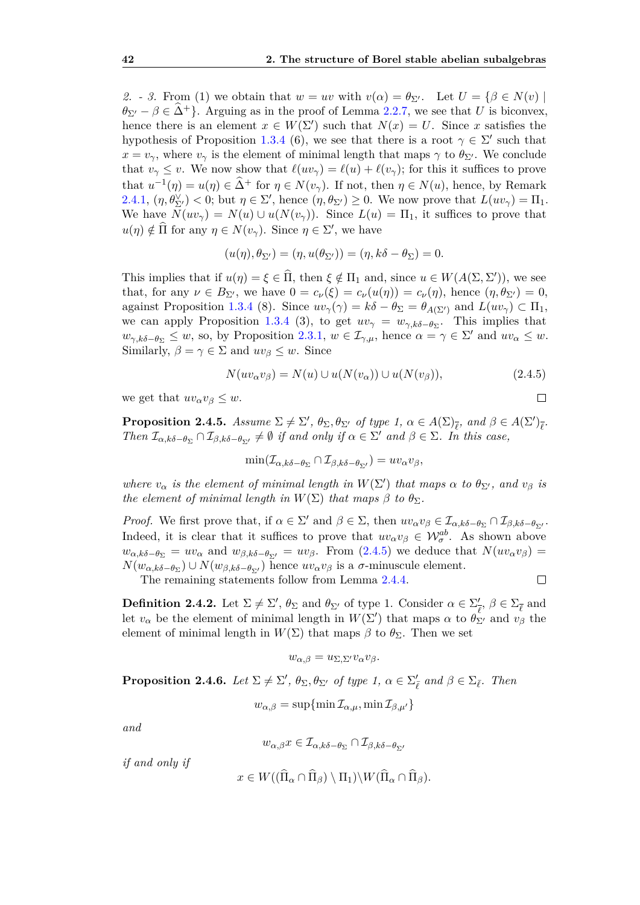*2. - 3.* From (1) we obtain that $w = uv$ with $v(\alpha) = \theta_{\Sigma'}$. Let $U = \{\beta \in N(v) \mid \theta_{\Sigma'} - \beta \in \widehat{\Delta}^+\}$. Arguing as in the proof of Lemma 2.2.7, we see that $U$ is biconvex, hence there is an element $x \in W(\Sigma')$ such that $N(x) = U$. Since $x$ satisfies the hypothesis of Proposition 1.3.4 (6), we see that there is a root $\gamma \in \Sigma'$ such that $x = v_\gamma$, where $v_\gamma$ is the element of minimal length that maps $\gamma$ to $\theta_{\Sigma'}$. We conclude that $v_\gamma \leq v$. We now show that $\ell(uv_\gamma) = \ell(u) + \ell(v_\gamma)$; for this it suffices to prove that $u^{-1}(\eta) = u(\eta) \in \widehat{\Delta}^+$ for $\eta \in N(v_\gamma)$. If not, then $\eta \in N(u)$, hence, by Remark 2.4.1, $(\eta, \theta_{\Sigma'}^\vee) < 0$; but $\eta \in \Sigma'$, hence $(\eta, \theta_{\Sigma'}) \geq 0$. We now prove that $L(uv_\gamma) = \Pi_1$. We have $N(uv_\gamma) = N(u) \cup u(N(v_\gamma))$. Since $L(u) = \Pi_1$, it suffices to prove that $u(\eta) \notin \widehat{\Pi}$ for any $\eta \in N(v_\gamma)$. Since $\eta \in \Sigma'$, we have

$$(u(\eta), \theta_{\Sigma'}) = (\eta, u(\theta_{\Sigma'})) = (\eta, k\delta - \theta_\Sigma) = 0.$$

This implies that if $u(\eta) = \xi \in \widehat{\Pi}$, then $\xi \notin \Pi_1$ and, since $u \in W(A(\Sigma, \Sigma'))$, we see that, for any $\nu \in B_{\Sigma'}$, we have $0 = c_\nu(\xi) = c_\nu(u(\eta)) = c_\nu(\eta)$, hence $(\eta, \theta_{\Sigma'}) = 0$, against Proposition 1.3.4 (8). Since $uv_\gamma(\gamma) = k\delta - \theta_\Sigma = \theta_{A(\Sigma')}$ and $L(uv_\gamma) \subset \Pi_1$, we can apply Proposition 1.3.4 (3), to get $uv_\gamma = w_{\gamma, k\delta-\theta_\Sigma}$. This implies that $w_{\gamma,k\delta-\theta_\Sigma} \leq w$, so, by Proposition 2.3.1, $w \in \mathcal{I}_{\gamma,\mu}$, hence $\alpha = \gamma \in \Sigma'$ and $uv_\alpha \leq w$. Similarly, $\beta = \gamma \in \Sigma$ and $uv_\beta \leq w$. Since

$$N(uv_\alpha v_\beta) = N(u) \cup u(N(v_\alpha)) \cup u(N(v_\beta)), \tag{2.4.5}$$

we get that $uv_\alpha v_\beta \leq w$. □

**Proposition 2.4.5.** *Assume $\Sigma \neq \Sigma'$, $\theta_\Sigma, \theta_{\Sigma'}$ of type 1, $\alpha \in A(\Sigma)_{\overline{\ell}}$, and $\beta \in A(\Sigma')_{\overline{\ell}}$. Then $\mathcal{I}_{\alpha,k\delta-\theta_\Sigma} \cap \mathcal{I}_{\beta,k\delta-\theta_{\Sigma'}} \neq \emptyset$ if and only if $\alpha \in \Sigma'$ and $\beta \in \Sigma$. In this case,*

$$\min(\mathcal{I}_{\alpha,k\delta-\theta_\Sigma} \cap \mathcal{I}_{\beta,k\delta-\theta_{\Sigma'}}) = uv_\alpha v_\beta,$$

*where $v_\alpha$ is the element of minimal length in $W(\Sigma')$ that maps $\alpha$ to $\theta_{\Sigma'}$, and $v_\beta$ is the element of minimal length in $W(\Sigma)$ that maps $\beta$ to $\theta_\Sigma$.*

*Proof.* We first prove that, if $\alpha \in \Sigma'$ and $\beta \in \Sigma$, then $uv_\alpha v_\beta \in \mathcal{I}_{\alpha,k\delta-\theta_\Sigma} \cap \mathcal{I}_{\beta,k\delta-\theta_{\Sigma'}}$. Indeed, it is clear that it suffices to prove that $uv_\alpha v_\beta \in \mathcal{W}_\sigma^{ab}$. As shown above $w_{\alpha,k\delta-\theta_\Sigma} = uv_\alpha$ and $w_{\beta,k\delta-\theta_{\Sigma'}} = uv_\beta$. From (2.4.5) we deduce that $N(uv_\alpha v_\beta) = N(w_{\alpha,k\delta-\theta_\Sigma}) \cup N(w_{\beta,k\delta-\theta_{\Sigma'}})$ hence $uv_\alpha v_\beta$ is a $\sigma$-minuscule element.

The remaining statements follow from Lemma 2.4.4. □

**Definition 2.4.2.** Let $\Sigma \neq \Sigma'$, $\theta_\Sigma$ and $\theta_{\Sigma'}$ of type 1. Consider $\alpha \in \Sigma'_{\overline{\ell}}$, $\beta \in \Sigma_{\overline{\ell}}$ and let $v_\alpha$ be the element of minimal length in $W(\Sigma')$ that maps $\alpha$ to $\theta_{\Sigma'}$ and $v_\beta$ the element of minimal length in $W(\Sigma)$ that maps $\beta$ to $\theta_\Sigma$. Then we set

$$w_{\alpha,\beta} = u_{\Sigma,\Sigma'} v_\alpha v_\beta.$$

**Proposition 2.4.6.** *Let $\Sigma \neq \Sigma'$, $\theta_\Sigma, \theta_{\Sigma'}$ of type 1, $\alpha \in \Sigma'_{\overline{\ell}}$ and $\beta \in \Sigma_{\overline{\ell}}$. Then*

$$w_{\alpha,\beta} = \sup\{\min \mathcal{I}_{\alpha,\mu}, \min \mathcal{I}_{\beta,\mu'}\}$$

*and*

$$w_{\alpha,\beta} x \in \mathcal{I}_{\alpha,k\delta-\theta_\Sigma} \cap \mathcal{I}_{\beta,k\delta-\theta_{\Sigma'}}$$

*if and only if*

$$x \in W((\widehat{\Pi}_\alpha \cap \widehat{\Pi}_\beta) \setminus \Pi_1) \backslash W(\widehat{\Pi}_\alpha \cap \widehat{\Pi}_\beta).$$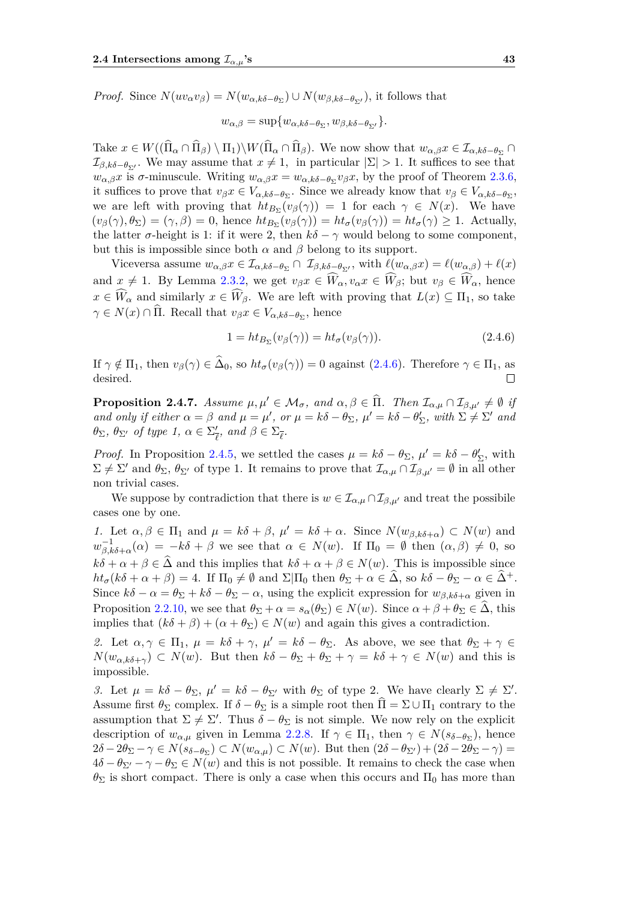*Proof.* Since $N(uv_\alpha v_\beta) = N(w_{\alpha,k\delta-\theta_\Sigma}) \cup N(w_{\beta,k\delta-\theta_{\Sigma'}})$, it follows that

$$w_{\alpha,\beta} = \sup\{w_{\alpha,k\delta-\theta_\Sigma}, w_{\beta,k\delta-\theta_{\Sigma'}}\}.$$

Take $x \in W((\widehat{\Pi}_\alpha \cap \widehat{\Pi}_\beta) \setminus \Pi_1) \setminus W(\widehat{\Pi}_\alpha \cap \widehat{\Pi}_\beta)$. We now show that $w_{\alpha,\beta}x \in \mathcal{I}_{\alpha,k\delta-\theta_\Sigma} \cap \mathcal{I}_{\beta,k\delta-\theta_{\Sigma'}}$. We may assume that $x \neq 1$, in particular $|\Sigma| > 1$. It suffices to see that $w_{\alpha,\beta}x$ is $\sigma$-minuscule. Writing $w_{\alpha,\beta}x = w_{\alpha,k\delta-\theta_\Sigma} v_\beta x$, by the proof of Theorem 2.3.6, it suffices to prove that $v_\beta x \in V_{\alpha,k\delta-\theta_\Sigma}$. Since we already know that $v_\beta \in V_{\alpha,k\delta-\theta_\Sigma}$, we are left with proving that $ht_{B_\Sigma}(v_\beta(\gamma)) = 1$ for each $\gamma \in N(x)$. We have $(v_\beta(\gamma), \theta_\Sigma) = (\gamma, \beta) = 0$, hence $ht_{B_\Sigma}(v_\beta(\gamma)) = ht_\sigma(v_\beta(\gamma)) = ht_\sigma(\gamma) \geq 1$. Actually, the latter $\sigma$-height is 1: if it were 2, then $k\delta - \gamma$ would belong to some component, but this is impossible since both $\alpha$ and $\beta$ belong to its support.

Viceversa assume $w_{\alpha,\beta}x \in \mathcal{I}_{\alpha,k\delta-\theta_\Sigma} \cap \mathcal{I}_{\beta,k\delta-\theta_{\Sigma'}}$, with $\ell(w_{\alpha,\beta}x) = \ell(w_{\alpha,\beta}) + \ell(x)$ and $x \neq 1$. By Lemma 2.3.2, we get $v_\beta x \in \widehat{W}_\alpha, v_\alpha x \in \widehat{W}_\beta$; but $v_\beta \in \widehat{W}_\alpha$, hence $x \in \widehat{W}_\alpha$ and similarly $x \in \widehat{W}_\beta$. We are left with proving that $L(x) \subseteq \Pi_1$, so take $\gamma \in N(x) \cap \widehat{\Pi}$. Recall that $v_\beta x \in V_{\alpha,k\delta-\theta_\Sigma}$, hence

$$1 = ht_{B_\Sigma}(v_\beta(\gamma)) = ht_\sigma(v_\beta(\gamma)). \tag{2.4.6}$$

If $\gamma \notin \Pi_1$, then $v_\beta(\gamma) \in \widehat{\Delta}_0$, so $ht_\sigma(v_\beta(\gamma)) = 0$ against (2.4.6). Therefore $\gamma \in \Pi_1$, as desired. $\square$

**Proposition 2.4.7.** *Assume $\mu, \mu' \in \mathcal{M}_\sigma$, and $\alpha, \beta \in \widehat{\Pi}$. Then $\mathcal{I}_{\alpha,\mu} \cap \mathcal{I}_{\beta,\mu'} \neq \emptyset$ if and only if either $\alpha = \beta$ and $\mu = \mu'$, or $\mu = k\delta - \theta_\Sigma$, $\mu' = k\delta - \theta'_\Sigma$, with $\Sigma \neq \Sigma'$ and $\theta_\Sigma$, $\theta_{\Sigma'}$ of type 1, $\alpha \in \Sigma'_{\overline{\ell}}$, and $\beta \in \Sigma_{\overline{\ell}}$.*

*Proof.* In Proposition 2.4.5, we settled the cases $\mu = k\delta - \theta_\Sigma$, $\mu' = k\delta - \theta'_\Sigma$, with $\Sigma \neq \Sigma'$ and $\theta_\Sigma$, $\theta_{\Sigma'}$ of type 1. It remains to prove that $\mathcal{I}_{\alpha,\mu} \cap \mathcal{I}_{\beta,\mu'} = \emptyset$ in all other non trivial cases.

We suppose by contradiction that there is $w \in \mathcal{I}_{\alpha,\mu} \cap \mathcal{I}_{\beta,\mu'}$ and treat the possibile cases one by one.

*1.* Let $\alpha, \beta \in \Pi_1$ and $\mu = k\delta + \beta$, $\mu' = k\delta + \alpha$. Since $N(w_{\beta,k\delta+\alpha}) \subset N(w)$ and $w^{-1}_{\beta,k\delta+\alpha}(\alpha) = -k\delta + \beta$ we see that $\alpha \in N(w)$. If $\Pi_0 = \emptyset$ then $(\alpha, \beta) \neq 0$, so $k\delta + \alpha + \beta \in \widehat{\Delta}$ and this implies that $k\delta + \alpha + \beta \in N(w)$. This is impossible since $ht_\sigma(k\delta + \alpha + \beta) = 4$. If $\Pi_0 \neq \emptyset$ and $\Sigma|\Pi_0$ then $\theta_\Sigma + \alpha \in \widehat{\Delta}$, so $k\delta - \theta_\Sigma - \alpha \in \widehat{\Delta}^+$. Since $k\delta - \alpha = \theta_\Sigma + k\delta - \theta_\Sigma - \alpha$, using the explicit expression for $w_{\beta,k\delta+\alpha}$ given in Proposition 2.2.10, we see that $\theta_\Sigma + \alpha = s_\alpha(\theta_\Sigma) \in N(w)$. Since $\alpha + \beta + \theta_\Sigma \in \widehat{\Delta}$, this implies that $(k\delta + \beta) + (\alpha + \theta_\Sigma) \in N(w)$ and again this gives a contradiction.

*2.* Let $\alpha, \gamma \in \Pi_1$, $\mu = k\delta + \gamma$, $\mu' = k\delta - \theta_\Sigma$. As above, we see that $\theta_\Sigma + \gamma \in N(w_{\alpha,k\delta+\gamma}) \subset N(w)$. But then $k\delta - \theta_\Sigma + \theta_\Sigma + \gamma = k\delta + \gamma \in N(w)$ and this is impossible.

*3.* Let $\mu = k\delta - \theta_\Sigma$, $\mu' = k\delta - \theta_{\Sigma'}$ with $\theta_\Sigma$ of type 2. We have clearly $\Sigma \neq \Sigma'$. Assume first $\theta_\Sigma$ complex. If $\delta - \theta_\Sigma$ is a simple root then $\widehat{\Pi} = \Sigma \cup \Pi_1$ contrary to the assumption that $\Sigma \neq \Sigma'$. Thus $\delta - \theta_\Sigma$ is not simple. We now rely on the explicit description of $w_{\alpha,\mu}$ given in Lemma 2.2.8. If $\gamma \in \Pi_1$, then $\gamma \in N(s_{\delta-\theta_\Sigma})$, hence $2\delta - 2\theta_\Sigma - \gamma \in N(s_{\delta-\theta_\Sigma}) \subset N(w_{\alpha,\mu}) \subset N(w)$. But then $(2\delta - \theta_{\Sigma'}) + (2\delta - 2\theta_\Sigma - \gamma) = 4\delta - \theta_{\Sigma'} - \gamma - \theta_\Sigma \in N(w)$ and this is not possible. It remains to check the case when $\theta_\Sigma$ is short compact. There is only a case when this occurs and $\Pi_0$ has more than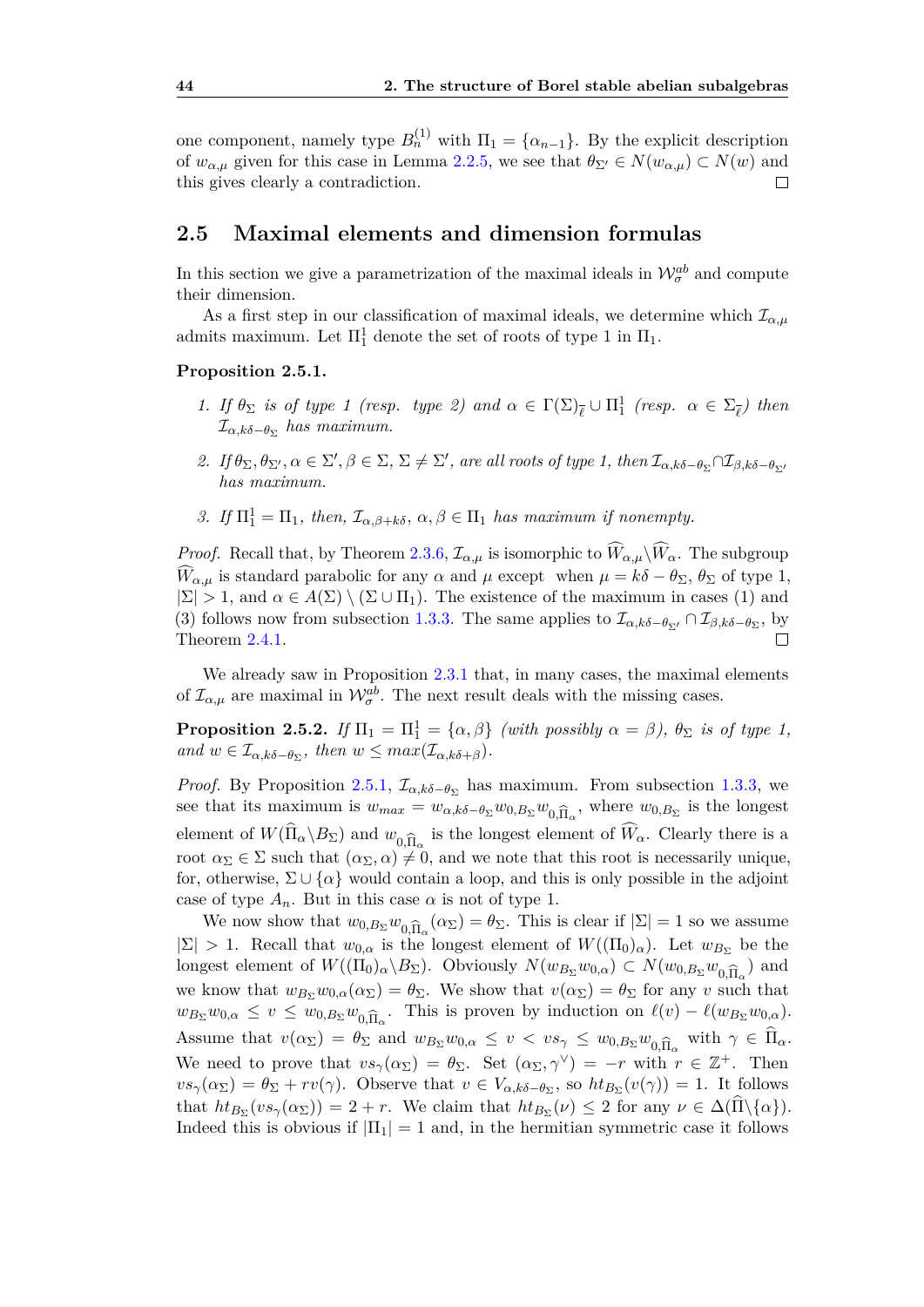one component, namely type $B_n^{(1)}$ with $\Pi_1 = \{\alpha_{n-1}\}$. By the explicit description of $w_{\alpha,\mu}$ given for this case in Lemma 2.2.5, we see that $\theta_{\Sigma'} \in N(w_{\alpha,\mu}) \subset N(w)$ and this gives clearly a contradiction. □

## 2.5 Maximal elements and dimension formulas

In this section we give a parametrization of the maximal ideals in $\mathcal{W}_\sigma^{ab}$ and compute their dimension.

As a first step in our classification of maximal ideals, we determine which $\mathcal{I}_{\alpha,\mu}$ admits maximum. Let $\Pi_1^1$ denote the set of roots of type 1 in $\Pi_1$.

**Proposition 2.5.1.**

1. *If $\theta_\Sigma$ is of type 1 (resp. type 2) and $\alpha \in \Gamma(\Sigma)_{\overline{\ell}} \cup \Pi_1^1$ (resp. $\alpha \in \Sigma_{\overline{\ell}}$) then $\mathcal{I}_{\alpha,k\delta-\theta_\Sigma}$ has maximum.*
2. *If $\theta_\Sigma, \theta_{\Sigma'}, \alpha \in \Sigma', \beta \in \Sigma$, $\Sigma \neq \Sigma'$, are all roots of type 1, then $\mathcal{I}_{\alpha,k\delta-\theta_\Sigma} \cap \mathcal{I}_{\beta,k\delta-\theta_{\Sigma'}}$ has maximum.*
3. *If $\Pi_1^1 = \Pi_1$, then, $\mathcal{I}_{\alpha,\beta+k\delta}$, $\alpha, \beta \in \Pi_1$ has maximum if nonempty.*

*Proof.* Recall that, by Theorem 2.3.6, $\mathcal{I}_{\alpha,\mu}$ is isomorphic to $\widehat{W}_{\alpha,\mu}\backslash\widehat{W}_\alpha$. The subgroup $\widehat{W}_{\alpha,\mu}$ is standard parabolic for any $\alpha$ and $\mu$ except when $\mu = k\delta - \theta_\Sigma$, $\theta_\Sigma$ of type 1, $|\Sigma| > 1$, and $\alpha \in A(\Sigma) \setminus (\Sigma \cup \Pi_1)$. The existence of the maximum in cases (1) and (3) follows now from subsection 1.3.3. The same applies to $\mathcal{I}_{\alpha,k\delta-\theta_{\Sigma'}} \cap \mathcal{I}_{\beta,k\delta-\theta_\Sigma}$, by Theorem 2.4.1. □

We already saw in Proposition 2.3.1 that, in many cases, the maximal elements of $\mathcal{I}_{\alpha,\mu}$ are maximal in $\mathcal{W}_\sigma^{ab}$. The next result deals with the missing cases.

**Proposition 2.5.2.** *If $\Pi_1 = \Pi_1^1 = \{\alpha, \beta\}$ (with possibly $\alpha = \beta$), $\theta_\Sigma$ is of type 1, and $w \in \mathcal{I}_{\alpha,k\delta-\theta_\Sigma}$, then $w \leq max(\mathcal{I}_{\alpha,k\delta+\beta})$.*

*Proof.* By Proposition 2.5.1, $\mathcal{I}_{\alpha,k\delta-\theta_\Sigma}$ has maximum. From subsection 1.3.3, we see that its maximum is $w_{max} = w_{\alpha,k\delta-\theta_\Sigma} w_{0,B_\Sigma} w_{0,\widehat{\Pi}_\alpha}$, where $w_{0,B_\Sigma}$ is the longest element of $W(\widehat{\Pi}_\alpha\backslash B_\Sigma)$ and $w_{0,\widehat{\Pi}_\alpha}$ is the longest element of $\widehat{W}_\alpha$. Clearly there is a root $\alpha_\Sigma \in \Sigma$ such that $(\alpha_\Sigma, \alpha) \neq 0$, and we note that this root is necessarily unique, for, otherwise, $\Sigma \cup \{\alpha\}$ would contain a loop, and this is only possible in the adjoint case of type $A_n$. But in this case $\alpha$ is not of type 1.

We now show that $w_{0,B_\Sigma} w_{0,\widehat{\Pi}_\alpha}(\alpha_\Sigma) = \theta_\Sigma$. This is clear if $|\Sigma| = 1$ so we assume $|\Sigma| > 1$. Recall that $w_{0,\alpha}$ is the longest element of $W((\Pi_0)_\alpha)$. Let $w_{B_\Sigma}$ be the longest element of $W((\Pi_0)_\alpha\backslash B_\Sigma)$. Obviously $N(w_{B_\Sigma} w_{0,\alpha}) \subset N(w_{0,B_\Sigma} w_{0,\widehat{\Pi}_\alpha})$ and we know that $w_{B_\Sigma} w_{0,\alpha}(\alpha_\Sigma) = \theta_\Sigma$. We show that $v(\alpha_\Sigma) = \theta_\Sigma$ for any $v$ such that $w_{B_\Sigma} w_{0,\alpha} \leq v \leq w_{0,B_\Sigma} w_{0,\widehat{\Pi}_\alpha}$. This is proven by induction on $\ell(v) - \ell(w_{B_\Sigma} w_{0,\alpha})$. Assume that $v(\alpha_\Sigma) = \theta_\Sigma$ and $w_{B_\Sigma} w_{0,\alpha} \leq v < vs_\gamma \leq w_{0,B_\Sigma} w_{0,\widehat{\Pi}_\alpha}$ with $\gamma \in \widehat{\Pi}_\alpha$. We need to prove that $vs_\gamma(\alpha_\Sigma) = \theta_\Sigma$. Set $(\alpha_\Sigma, \gamma^\vee) = -r$ with $r \in \mathbb{Z}^+$. Then $vs_\gamma(\alpha_\Sigma) = \theta_\Sigma + rv(\gamma)$. Observe that $v \in V_{\alpha,k\delta-\theta_\Sigma}$, so $ht_{B_\Sigma}(v(\gamma)) = 1$. It follows that $ht_{B_\Sigma}(vs_\gamma(\alpha_\Sigma)) = 2 + r$. We claim that $ht_{B_\Sigma}(\nu) \leq 2$ for any $\nu \in \Delta(\widehat{\Pi}\backslash\{\alpha\})$. Indeed this is obvious if $|\Pi_1| = 1$ and, in the hermitian symmetric case it follows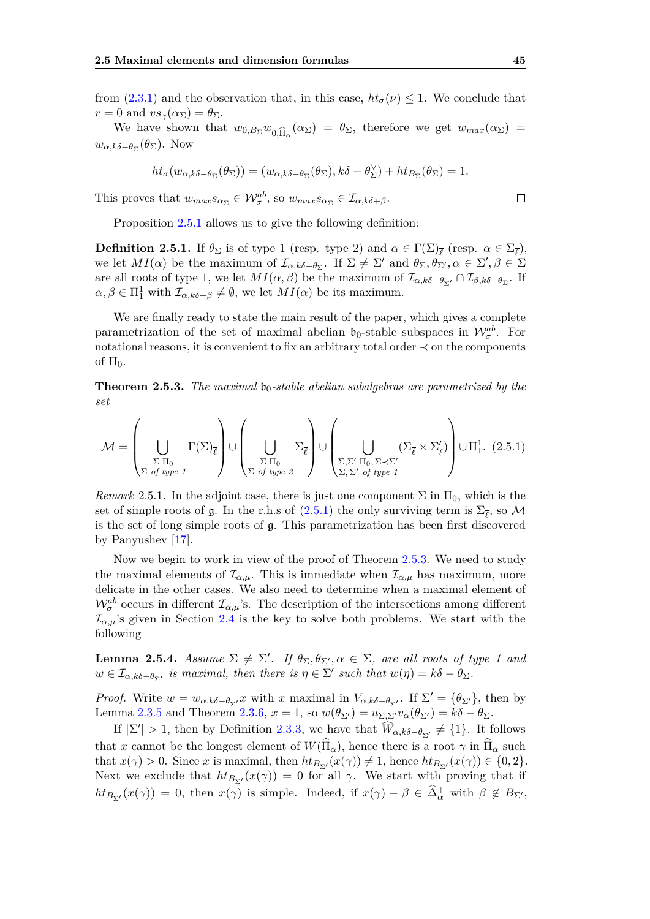from (2.3.1) and the observation that, in this case, $ht_\sigma(\nu) \le 1$. We conclude that $r = 0$ and $vs_\gamma(\alpha_\Sigma) = \theta_\Sigma$.

We have shown that $w_{0,B_\Sigma} w_{0,\widehat{\Pi}_\alpha}(\alpha_\Sigma) = \theta_\Sigma$, therefore we get $w_{max}(\alpha_\Sigma) = w_{\alpha,k\delta-\theta_\Sigma}(\theta_\Sigma)$. Now

$$ht_\sigma(w_{\alpha,k\delta-\theta_\Sigma}(\theta_\Sigma)) = (w_{\alpha,k\delta-\theta_\Sigma}(\theta_\Sigma), k\delta - \theta_\Sigma^\vee) + ht_{B_\Sigma}(\theta_\Sigma) = 1.$$

This proves that $w_{max} s_{\alpha_\Sigma} \in \mathcal{W}_\sigma^{ab}$, so $w_{max} s_{\alpha_\Sigma} \in \mathcal{I}_{\alpha,k\delta+\beta}$. $\square$

Proposition 2.5.1 allows us to give the following definition:

**Definition 2.5.1.** If $\theta_\Sigma$ is of type 1 (resp. type 2) and $\alpha \in \Gamma(\Sigma)_{\overline{\ell}}$ (resp. $\alpha \in \Sigma_{\overline{\ell}}$), we let $MI(\alpha)$ be the maximum of $\mathcal{I}_{\alpha,k\delta-\theta_\Sigma}$. If $\Sigma \neq \Sigma'$ and $\theta_\Sigma, \theta_{\Sigma'}, \alpha \in \Sigma', \beta \in \Sigma$ are all roots of type 1, we let $MI(\alpha,\beta)$ be the maximum of $\mathcal{I}_{\alpha,k\delta-\theta_{\Sigma'}} \cap \mathcal{I}_{\beta,k\delta-\theta_\Sigma}$. If $\alpha, \beta \in \Pi_1^1$ with $\mathcal{I}_{\alpha,k\delta+\beta} \neq \emptyset$, we let $MI(\alpha)$ be its maximum.

We are finally ready to state the main result of the paper, which gives a complete parametrization of the set of maximal abelian $\mathfrak{b}_0$-stable subspaces in $\mathcal{W}_\sigma^{ab}$. For notational reasons, it is convenient to fix an arbitrary total order $\prec$ on the components of $\Pi_0$.

**Theorem 2.5.3.** *The maximal $\mathfrak{b}_0$-stable abelian subalgebras are parametrized by the set*

$$\mathcal{M} = \left( \bigcup_{\substack{\Sigma|\Pi_0 \\ \Sigma \text{ of type } 1}} \Gamma(\Sigma)_{\overline{\ell}} \right) \cup \left( \bigcup_{\substack{\Sigma|\Pi_0 \\ \Sigma \text{ of type } 2}} \Sigma_{\overline{\ell}} \right) \cup \left( \bigcup_{\substack{\Sigma,\Sigma'|\Pi_0,\, \Sigma \prec \Sigma' \\ \Sigma,\,\Sigma' \text{ of type } 1}} (\Sigma_{\overline{\ell}} \times \Sigma'_{\overline{\ell}}) \right) \cup \Pi_1^1. \quad (2.5.1)$$

*Remark* 2.5.1. In the adjoint case, there is just one component $\Sigma$ in $\Pi_0$, which is the set of simple roots of $\mathfrak{g}$. In the r.h.s of (2.5.1) the only surviving term is $\Sigma_{\overline{\ell}}$, so $\mathcal{M}$ is the set of long simple roots of $\mathfrak{g}$. This parametrization has been first discovered by Panyushev [17].

Now we begin to work in view of the proof of Theorem 2.5.3. We need to study the maximal elements of $\mathcal{I}_{\alpha,\mu}$. This is immediate when $\mathcal{I}_{\alpha,\mu}$ has maximum, more delicate in the other cases. We also need to determine when a maximal element of $\mathcal{W}_\sigma^{ab}$ occurs in different $\mathcal{I}_{\alpha,\mu}$'s. The description of the intersections among different $\mathcal{I}_{\alpha,\mu}$'s given in Section 2.4 is the key to solve both problems. We start with the following

**Lemma 2.5.4.** *Assume $\Sigma \neq \Sigma'$. If $\theta_\Sigma, \theta_{\Sigma'}, \alpha \in \Sigma$, are all roots of type 1 and $w \in \mathcal{I}_{\alpha,k\delta-\theta_{\Sigma'}}$ is maximal, then there is $\eta \in \Sigma'$ such that $w(\eta) = k\delta - \theta_\Sigma$.*

*Proof.* Write $w = w_{\alpha,k\delta-\theta_{\Sigma'}} x$ with $x$ maximal in $V_{\alpha,k\delta-\theta_{\Sigma'}}$. If $\Sigma' = \{\theta_{\Sigma'}\}$, then by Lemma 2.3.5 and Theorem 2.3.6, $x = 1$, so $w(\theta_{\Sigma'}) = u_{\Sigma,\Sigma'} v_\alpha(\theta_{\Sigma'}) = k\delta - \theta_\Sigma$.

If $|\Sigma'| > 1$, then by Definition 2.3.3, we have that $\widehat{W}_{\alpha,k\delta-\theta_{\Sigma'}} \neq \{1\}$. It follows that $x$ cannot be the longest element of $W(\widehat{\Pi}_\alpha)$, hence there is a root $\gamma$ in $\widehat{\Pi}_\alpha$ such that $x(\gamma) > 0$. Since $x$ is maximal, then $ht_{B_{\Sigma'}}(x(\gamma)) \neq 1$, hence $ht_{B_{\Sigma'}}(x(\gamma)) \in \{0, 2\}$. Next we exclude that $ht_{B_{\Sigma'}}(x(\gamma)) = 0$ for all $\gamma$. We start with proving that if $ht_{B_{\Sigma'}}(x(\gamma)) = 0$, then $x(\gamma)$ is simple. Indeed, if $x(\gamma) - \beta \in \widehat{\Delta}_\alpha^+$ with $\beta \notin B_{\Sigma'}$,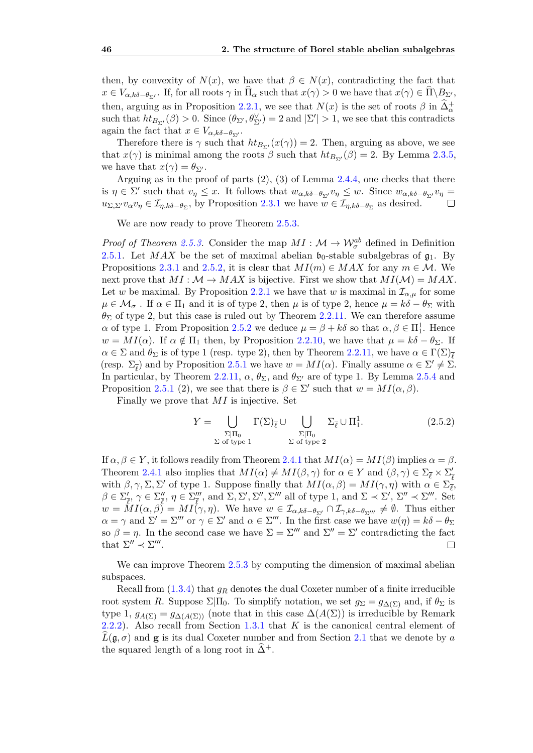then, by convexity of $N(x)$, we have that $\beta \in N(x)$, contradicting the fact that $x \in V_{\alpha,k\delta-\theta_{\Sigma'}}$. If, for all roots $\gamma$ in $\widehat{\Pi}_\alpha$ such that $x(\gamma) > 0$ we have that $x(\gamma) \in \widehat{\Pi}\backslash B_{\Sigma'}$, then, arguing as in Proposition 2.2.1, we see that $N(x)$ is the set of roots $\beta$ in $\widehat{\Delta}^+_\alpha$ such that $ht_{B_{\Sigma'}}(\beta) > 0$. Since $(\theta_{\Sigma'}, \theta^\vee_{\Sigma'}) = 2$ and $|\Sigma'| > 1$, we see that this contradicts again the fact that $x \in V_{\alpha,k\delta-\theta_{\Sigma'}}$.

Therefore there is $\gamma$ such that $ht_{B_{\Sigma'}}(x(\gamma)) = 2$. Then, arguing as above, we see that $x(\gamma)$ is minimal among the roots $\beta$ such that $ht_{B_{\Sigma'}}(\beta) = 2$. By Lemma 2.3.5, we have that $x(\gamma) = \theta_{\Sigma'}$.

Arguing as in the proof of parts (2), (3) of Lemma 2.4.4, one checks that there is $\eta \in \Sigma'$ such that $v_\eta \leq x$. It follows that $w_{\alpha,k\delta-\theta_{\Sigma'}} v_\eta \leq w$. Since $w_{\alpha,k\delta-\theta_{\Sigma'}} v_\eta = u_{\Sigma,\Sigma'} v_\alpha v_\eta \in \mathcal{I}_{\eta,k\delta-\theta_\Sigma}$, by Proposition 2.3.1 we have $w \in \mathcal{I}_{\eta,k\delta-\theta_\Sigma}$ as desired. □

We are now ready to prove Theorem 2.5.3.

*Proof of Theorem 2.5.3.* Consider the map $MI : \mathcal{M} \to \mathcal{W}^{ab}_\sigma$ defined in Definition 2.5.1. Let $MAX$ be the set of maximal abelian $\mathfrak{b}_0$-stable subalgebras of $\mathfrak{g}_1$. By Propositions 2.3.1 and 2.5.2, it is clear that $MI(m) \in MAX$ for any $m \in \mathcal{M}$. We next prove that $MI : \mathcal{M} \to MAX$ is bijective. First we show that $MI(\mathcal{M}) = MAX$. Let $w$ be maximal. By Proposition 2.2.1 we have that $w$ is maximal in $\mathcal{I}_{\alpha,\mu}$ for some $\mu \in \mathcal{M}_\sigma$ . If $\alpha \in \Pi_1$ and it is of type 2, then $\mu$ is of type 2, hence $\mu = k\delta - \theta_\Sigma$ with $\theta_\Sigma$ of type 2, but this case is ruled out by Theorem 2.2.11. We can therefore assume $\alpha$ of type 1. From Proposition 2.5.2 we deduce $\mu = \beta + k\delta$ so that $\alpha, \beta \in \Pi^1_1$. Hence $w = MI(\alpha)$. If $\alpha \notin \Pi_1$ then, by Proposition 2.2.10, we have that $\mu = k\delta - \theta_\Sigma$. If $\alpha \in \Sigma$ and $\theta_\Sigma$ is of type 1 (resp. type 2), then by Theorem 2.2.11, we have $\alpha \in \Gamma(\Sigma)_{\overline{\ell}}$ (resp. $\Sigma_{\overline{\ell}}$) and by Proposition 2.5.1 we have $w = MI(\alpha)$. Finally assume $\alpha \in \Sigma' \neq \Sigma$. In particular, by Theorem 2.2.11, $\alpha$, $\theta_\Sigma$, and $\theta_{\Sigma'}$ are of type 1. By Lemma 2.5.4 and Proposition 2.5.1 (2), we see that there is $\beta \in \Sigma'$ such that $w = MI(\alpha, \beta)$.

Finally we prove that $MI$ is injective. Set

$$Y = \bigcup_{\substack{\Sigma|\Pi_0 \\ \Sigma \text{ of type } 1}} \Gamma(\Sigma)_{\overline{\ell}} \cup \bigcup_{\substack{\Sigma|\Pi_0 \\ \Sigma \text{ of type } 2}} \Sigma_{\overline{\ell}} \cup \Pi^1_1. \tag{2.5.2}$$

If $\alpha, \beta \in Y$, it follows readily from Theorem 2.4.1 that $MI(\alpha) = MI(\beta)$ implies $\alpha = \beta$. Theorem 2.4.1 also implies that $MI(\alpha) \neq MI(\beta, \gamma)$ for $\alpha \in Y$ and $(\beta, \gamma) \in \Sigma_{\overline{\ell}} \times \Sigma'_{\overline{\ell}}$ with $\beta, \gamma, \Sigma, \Sigma'$ of type 1. Suppose finally that $MI(\alpha, \beta) = MI(\gamma, \eta)$ with $\alpha \in \Sigma_{\overline{\ell}}$, $\beta \in \Sigma'_{\overline{\ell}}$, $\gamma \in \Sigma''_{\overline{\ell}}$, $\eta \in \Sigma'''_{\overline{\ell}}$, and $\Sigma, \Sigma', \Sigma'', \Sigma'''$ all of type 1, and $\Sigma \prec \Sigma'$, $\Sigma'' \prec \Sigma'''$. Set $w = MI(\alpha, \beta) = MI(\gamma, \eta)$. We have $w \in \mathcal{I}_{\alpha,k\delta-\theta_{\Sigma'}} \cap \mathcal{I}_{\gamma,k\delta-\theta_{\Sigma'''}} \neq \emptyset$. Thus either $\alpha = \gamma$ and $\Sigma' = \Sigma'''$ or $\gamma \in \Sigma'$ and $\alpha \in \Sigma'''$. In the first case we have $w(\eta) = k\delta - \theta_\Sigma$ so $\beta = \eta$. In the second case we have $\Sigma = \Sigma'''$ and $\Sigma'' = \Sigma'$ contradicting the fact that $\Sigma'' \prec \Sigma'''$. □

We can improve Theorem 2.5.3 by computing the dimension of maximal abelian subspaces.

Recall from (1.3.4) that $g_R$ denotes the dual Coxeter number of a finite irreducible root system $R$. Suppose $\Sigma|\Pi_0$. To simplify notation, we set $g_\Sigma = g_{\Delta(\Sigma)}$ and, if $\theta_\Sigma$ is type 1, $g_{A(\Sigma)} = g_{\Delta(A(\Sigma))}$ (note that in this case $\Delta(A(\Sigma))$ is irreducible by Remark 2.2.2). Also recall from Section 1.3.1 that $K$ is the canonical central element of $\widehat{L}(\mathfrak{g}, \sigma)$ and $\mathbf{g}$ is its dual Coxeter number and from Section 2.1 that we denote by $a$ the squared length of a long root in $\widehat{\Delta}^+$.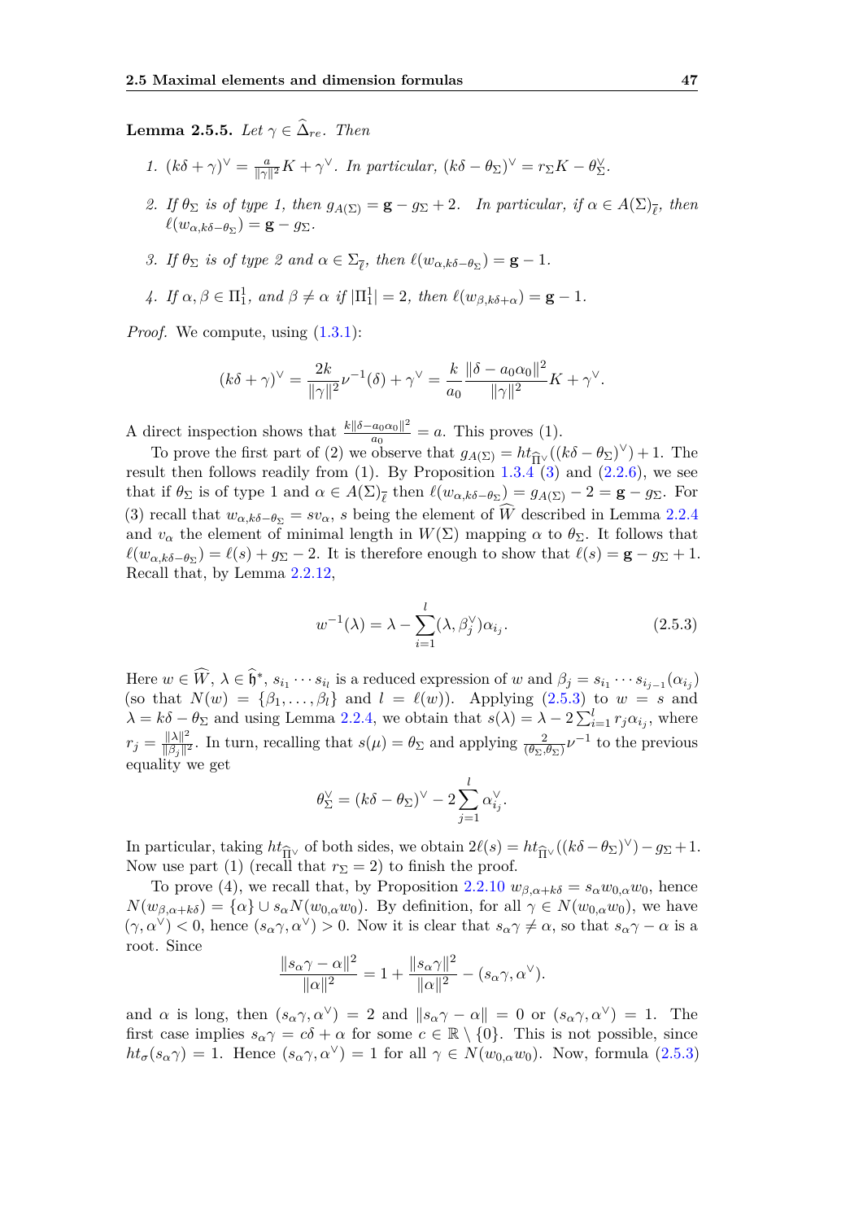**Lemma 2.5.5.** *Let $\gamma \in \widehat{\Delta}_{re}$. Then*

1. $(k\delta+\gamma)^\vee = \frac{a}{\|\gamma\|^2}K + \gamma^\vee$. *In particular,* $(k\delta - \theta_\Sigma)^\vee = r_\Sigma K - \theta_\Sigma^\vee$.
2. *If $\theta_\Sigma$ is of type 1, then $g_{A(\Sigma)} = \mathbf{g} - g_\Sigma + 2$. In particular, if $\alpha \in A(\Sigma)_{\overline{\ell}}$, then $\ell(w_{\alpha,k\delta-\theta_\Sigma}) = \mathbf{g} - g_\Sigma$.*
3. *If $\theta_\Sigma$ is of type 2 and $\alpha \in \Sigma_{\overline{\ell}}$, then $\ell(w_{\alpha,k\delta-\theta_\Sigma}) = \mathbf{g} - 1$.*
4. *If $\alpha, \beta \in \Pi_1^1$, and $\beta \neq \alpha$ if $|\Pi_1^1| = 2$, then $\ell(w_{\beta,k\delta+\alpha}) = \mathbf{g} - 1$.*

*Proof.* We compute, using (1.3.1):

$$(k\delta+\gamma)^\vee = \frac{2k}{\|\gamma\|^2}\nu^{-1}(\delta) + \gamma^\vee = \frac{k}{a_0}\frac{\|\delta - a_0\alpha_0\|^2}{\|\gamma\|^2}K + \gamma^\vee.$$

A direct inspection shows that $\frac{k\|\delta - a_0\alpha_0\|^2}{a_0} = a$. This proves (1).

To prove the first part of (2) we observe that $g_{A(\Sigma)} = ht_{\widehat{\Pi}^\vee}((k\delta-\theta_\Sigma)^\vee) + 1$. The result then follows readily from (1). By Proposition 1.3.4 (3) and (2.2.6), we see that if $\theta_\Sigma$ is of type 1 and $\alpha \in A(\Sigma)_{\overline{\ell}}$ then $\ell(w_{\alpha,k\delta-\theta_\Sigma}) = g_{A(\Sigma)} - 2 = \mathbf{g} - g_\Sigma$. For (3) recall that $w_{\alpha,k\delta-\theta_\Sigma} = sv_\alpha$, $s$ being the element of $\widehat{W}$ described in Lemma 2.2.4 and $v_\alpha$ the element of minimal length in $W(\Sigma)$ mapping $\alpha$ to $\theta_\Sigma$. It follows that $\ell(w_{\alpha,k\delta-\theta_\Sigma}) = \ell(s) + g_\Sigma - 2$. It is therefore enough to show that $\ell(s) = \mathbf{g} - g_\Sigma + 1$. Recall that, by Lemma 2.2.12,

$$w^{-1}(\lambda) = \lambda - \sum_{i=1}^{l}(\lambda, \beta_j^\vee)\alpha_{i_j}. \tag{2.5.3}$$

Here $w \in \widehat{W}$, $\lambda \in \widehat{\mathfrak{h}}^*$, $s_{i_1}\cdots s_{i_l}$ is a reduced expression of $w$ and $\beta_j = s_{i_1}\cdots s_{i_{j-1}}(\alpha_{i_j})$ (so that $N(w) = \{\beta_1, \ldots, \beta_l\}$ and $l = \ell(w)$). Applying (2.5.3) to $w = s$ and $\lambda = k\delta - \theta_\Sigma$ and using Lemma 2.2.4, we obtain that $s(\lambda) = \lambda - 2\sum_{i=1}^{l} r_j\alpha_{i_j}$, where $r_j = \frac{\|\lambda\|^2}{\|\beta_j\|^2}$. In turn, recalling that $s(\mu) = \theta_\Sigma$ and applying $\frac{2}{(\theta_\Sigma,\theta_\Sigma)}\nu^{-1}$ to the previous equality we get

$$\theta_\Sigma^\vee = (k\delta - \theta_\Sigma)^\vee - 2\sum_{j=1}^{l}\alpha_{i_j}^\vee.$$

In particular, taking $ht_{\widehat{\Pi}^\vee}$ of both sides, we obtain $2\ell(s) = ht_{\widehat{\Pi}^\vee}((k\delta-\theta_\Sigma)^\vee) - g_\Sigma + 1$. Now use part (1) (recall that $r_\Sigma = 2$) to finish the proof.

To prove (4), we recall that, by Proposition 2.2.10 $w_{\beta,\alpha+k\delta} = s_\alpha w_{0,\alpha} w_0$, hence $N(w_{\beta,\alpha+k\delta}) = \{\alpha\} \cup s_\alpha N(w_{0,\alpha}w_0)$. By definition, for all $\gamma \in N(w_{0,\alpha}w_0)$, we have $(\gamma, \alpha^\vee) < 0$, hence $(s_\alpha\gamma, \alpha^\vee) > 0$. Now it is clear that $s_\alpha\gamma \neq \alpha$, so that $s_\alpha\gamma - \alpha$ is a root. Since

$$\frac{\|s_\alpha\gamma - \alpha\|^2}{\|\alpha\|^2} = 1 + \frac{\|s_\alpha\gamma\|^2}{\|\alpha\|^2} - (s_\alpha\gamma, \alpha^\vee).$$

and $\alpha$ is long, then $(s_\alpha\gamma, \alpha^\vee) = 2$ and $\|s_\alpha\gamma - \alpha\| = 0$ or $(s_\alpha\gamma, \alpha^\vee) = 1$. The first case implies $s_\alpha\gamma = c\delta + \alpha$ for some $c \in \mathbb{R} \setminus \{0\}$. This is not possible, since $ht_\sigma(s_\alpha\gamma) = 1$. Hence $(s_\alpha\gamma, \alpha^\vee) = 1$ for all $\gamma \in N(w_{0,\alpha}w_0)$. Now, formula (2.5.3)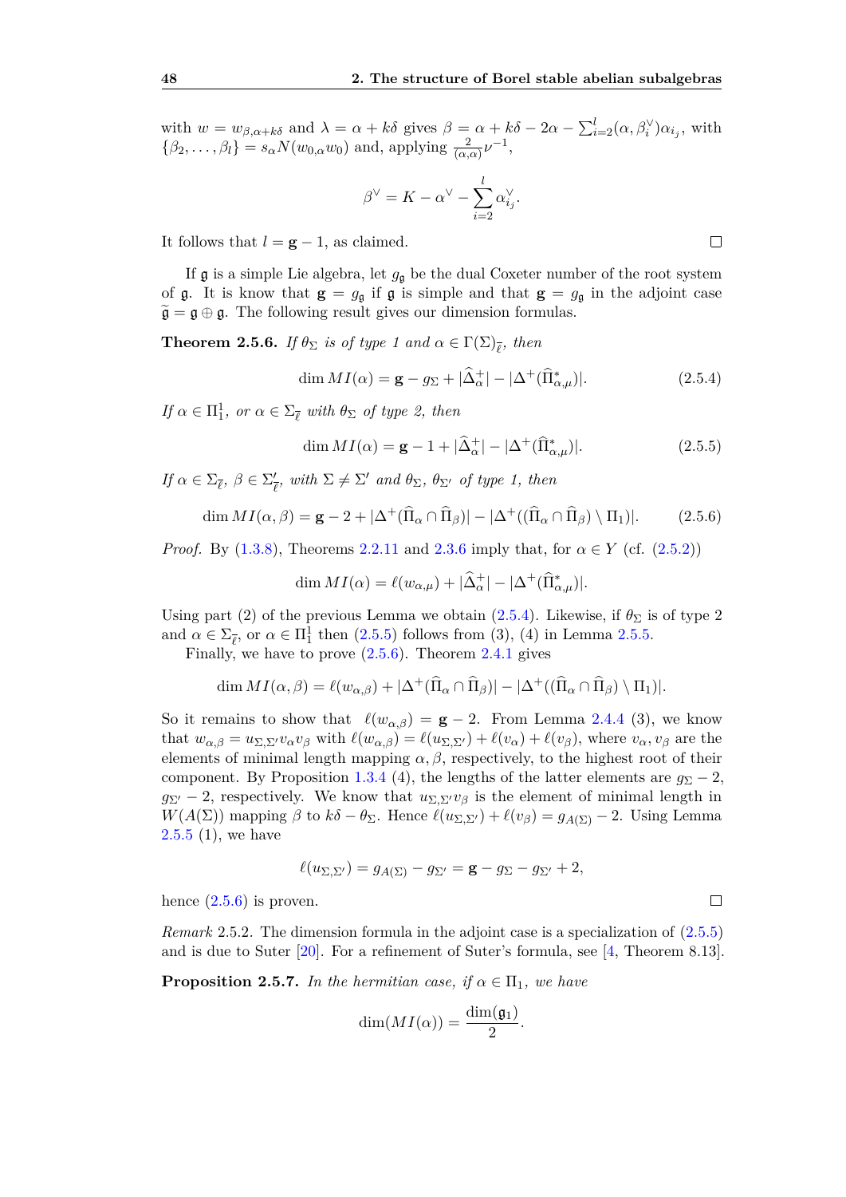with $w = w_{\beta,\alpha+k\delta}$ and $\lambda = \alpha + k\delta$ gives $\beta = \alpha + k\delta - 2\alpha - \sum_{i=2}^{l}(\alpha, \beta_i^\vee)\alpha_{i_j}$, with $\{\beta_2, \dots, \beta_l\} = s_\alpha N(w_{0,\alpha}w_0)$ and, applying $\frac{2}{(\alpha,\alpha)}\nu^{-1}$,

$$\beta^\vee = K - \alpha^\vee - \sum_{i=2}^{l} \alpha_{i_j}^\vee.$$

It follows that $l = \mathbf{g} - 1$, as claimed. ☐

If $\mathfrak{g}$ is a simple Lie algebra, let $g_\mathfrak{g}$ be the dual Coxeter number of the root system of $\mathfrak{g}$. It is know that $\mathbf{g} = g_\mathfrak{g}$ if $\mathfrak{g}$ is simple and that $\mathbf{g} = g_\mathfrak{g}$ in the adjoint case $\widetilde{\mathfrak{g}} = \mathfrak{g} \oplus \mathfrak{g}$. The following result gives our dimension formulas.

**Theorem 2.5.6.** *If $\theta_\Sigma$ is of type 1 and $\alpha \in \Gamma(\Sigma)_{\overline{\ell}}$, then*

$$\dim MI(\alpha) = \mathbf{g} - g_\Sigma + |\widehat{\Delta}_\alpha^+| - |\Delta^+(\widehat{\Pi}_{\alpha,\mu}^*)|. \tag{2.5.4}$$

*If $\alpha \in \Pi_1^1$, or $\alpha \in \Sigma_{\overline{\ell}}$ with $\theta_\Sigma$ of type 2, then*

$$\dim MI(\alpha) = \mathbf{g} - 1 + |\widehat{\Delta}_\alpha^+| - |\Delta^+(\widehat{\Pi}_{\alpha,\mu}^*)|. \tag{2.5.5}$$

*If $\alpha \in \Sigma_{\overline{\ell}}$, $\beta \in \Sigma'_{\overline{\ell}}$, with $\Sigma \neq \Sigma'$ and $\theta_\Sigma$, $\theta_{\Sigma'}$ of type 1, then*

$$\dim MI(\alpha, \beta) = \mathbf{g} - 2 + |\Delta^+(\widehat{\Pi}_\alpha \cap \widehat{\Pi}_\beta)| - |\Delta^+((\widehat{\Pi}_\alpha \cap \widehat{\Pi}_\beta) \setminus \Pi_1)|. \tag{2.5.6}$$

*Proof.* By (1.3.8), Theorems 2.2.11 and 2.3.6 imply that, for $\alpha \in Y$ (cf. (2.5.2))

$$\dim MI(\alpha) = \ell(w_{\alpha,\mu}) + |\widehat{\Delta}_\alpha^+| - |\Delta^+(\widehat{\Pi}_{\alpha,\mu}^*)|.$$

Using part (2) of the previous Lemma we obtain (2.5.4). Likewise, if $\theta_\Sigma$ is of type 2 and $\alpha \in \Sigma_{\overline{\ell}}$, or $\alpha \in \Pi_1^1$ then (2.5.5) follows from (3), (4) in Lemma 2.5.5.

Finally, we have to prove (2.5.6). Theorem 2.4.1 gives

$$\dim MI(\alpha, \beta) = \ell(w_{\alpha,\beta}) + |\Delta^+(\widehat{\Pi}_\alpha \cap \widehat{\Pi}_\beta)| - |\Delta^+((\widehat{\Pi}_\alpha \cap \widehat{\Pi}_\beta) \setminus \Pi_1)|.$$

So it remains to show that $\ell(w_{\alpha,\beta}) = \mathbf{g} - 2$. From Lemma 2.4.4 (3), we know that $w_{\alpha,\beta} = u_{\Sigma,\Sigma'}v_\alpha v_\beta$ with $\ell(w_{\alpha,\beta}) = \ell(u_{\Sigma,\Sigma'}) + \ell(v_\alpha) + \ell(v_\beta)$, where $v_\alpha, v_\beta$ are the elements of minimal length mapping $\alpha, \beta$, respectively, to the highest root of their component. By Proposition 1.3.4 (4), the lengths of the latter elements are $g_\Sigma - 2$, $g_{\Sigma'} - 2$, respectively. We know that $u_{\Sigma,\Sigma'}v_\beta$ is the element of minimal length in $W(A(\Sigma))$ mapping $\beta$ to $k\delta - \theta_\Sigma$. Hence $\ell(u_{\Sigma,\Sigma'}) + \ell(v_\beta) = g_{A(\Sigma)} - 2$. Using Lemma 2.5.5 (1), we have

$$\ell(u_{\Sigma,\Sigma'}) = g_{A(\Sigma)} - g_{\Sigma'} = \mathbf{g} - g_\Sigma - g_{\Sigma'} + 2,$$

hence (2.5.6) is proven. ☐

*Remark* 2.5.2. The dimension formula in the adjoint case is a specialization of (2.5.5) and is due to Suter [20]. For a refinement of Suter's formula, see [4, Theorem 8.13].

**Proposition 2.5.7.** *In the hermitian case, if $\alpha \in \Pi_1$, we have*

$$\dim(MI(\alpha)) = \frac{\dim(\mathfrak{g}_1)}{2}.$$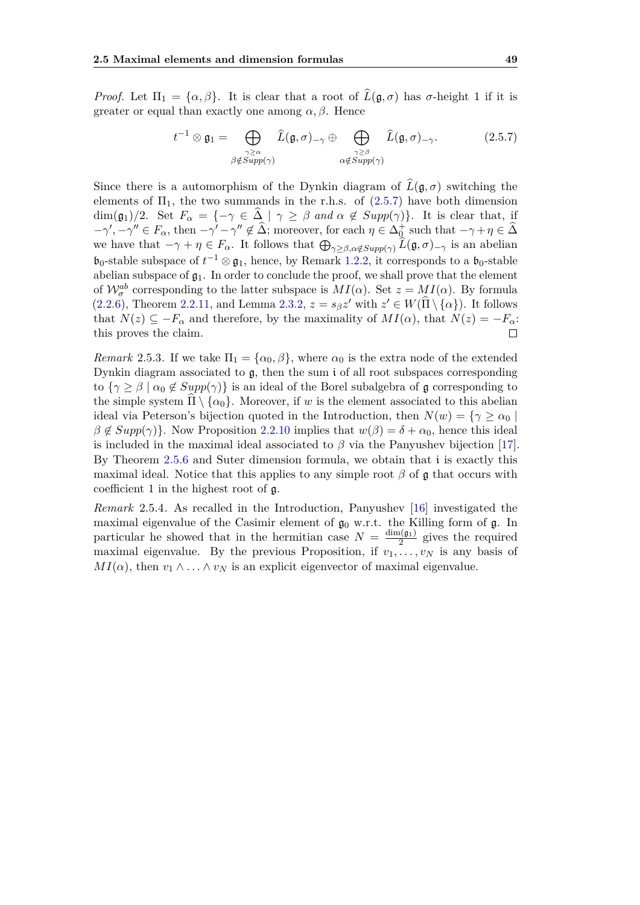*Proof.* Let $\Pi_1 = \{\alpha, \beta\}$. It is clear that a root of $\widehat{L}(\mathfrak{g}, \sigma)$ has $\sigma$-height 1 if it is greater or equal than exactly one among $\alpha, \beta$. Hence

$$t^{-1} \otimes \mathfrak{g}_1 = \bigoplus_{\substack{\gamma \geq \alpha \\ \beta \notin Supp(\gamma)}} \widehat{L}(\mathfrak{g}, \sigma)_{-\gamma} \oplus \bigoplus_{\substack{\gamma \geq \beta \\ \alpha \notin Supp(\gamma)}} \widehat{L}(\mathfrak{g}, \sigma)_{-\gamma}. \tag{2.5.7}$$

Since there is a automorphism of the Dynkin diagram of $\widehat{L}(\mathfrak{g}, \sigma)$ switching the elements of $\Pi_1$, the two summands in the r.h.s. of (2.5.7) have both dimension $\dim(\mathfrak{g}_1)/2$. Set $F_\alpha = \{-\gamma \in \widehat{\Delta} \mid \gamma \geq \beta \text{ and } \alpha \notin Supp(\gamma)\}$. It is clear that, if $-\gamma', -\gamma'' \in F_\alpha$, then $-\gamma' - \gamma'' \notin \widehat{\Delta}$; moreover, for each $\eta \in \Delta_0^+$ such that $-\gamma + \eta \in \widehat{\Delta}$ we have that $-\gamma + \eta \in F_\alpha$. It follows that $\bigoplus_{\gamma \geq \beta, \alpha \notin Supp(\gamma)} \widehat{L}(\mathfrak{g}, \sigma)_{-\gamma}$ is an abelian $\mathfrak{b}_0$-stable subspace of $t^{-1} \otimes \mathfrak{g}_1$, hence, by Remark 1.2.2, it corresponds to a $\mathfrak{b}_0$-stable abelian subspace of $\mathfrak{g}_1$. In order to conclude the proof, we shall prove that the element of $\mathcal{W}_\sigma^{ab}$ corresponding to the latter subspace is $MI(\alpha)$. Set $z = MI(\alpha)$. By formula (2.2.6), Theorem 2.2.11, and Lemma 2.3.2, $z = s_\beta z'$ with $z' \in W(\widehat{\Pi} \setminus \{\alpha\})$. It follows that $N(z) \subseteq -F_\alpha$ and therefore, by the maximality of $MI(\alpha)$, that $N(z) = -F_\alpha$: this proves the claim. $\square$

*Remark* 2.5.3. If we take $\Pi_1 = \{\alpha_0, \beta\}$, where $\alpha_0$ is the extra node of the extended Dynkin diagram associated to $\mathfrak{g}$, then the sum $\mathfrak{i}$ of all root subspaces corresponding to $\{\gamma \geq \beta \mid \alpha_0 \notin Supp(\gamma)\}$ is an ideal of the Borel subalgebra of $\mathfrak{g}$ corresponding to the simple system $\widehat{\Pi} \setminus \{\alpha_0\}$. Moreover, if $w$ is the element associated to this abelian ideal via Peterson's bijection quoted in the Introduction, then $N(w) = \{\gamma \geq \alpha_0 \mid \beta \notin Supp(\gamma)\}$. Now Proposition 2.2.10 implies that $w(\beta) = \delta + \alpha_0$, hence this ideal is included in the maximal ideal associated to $\beta$ via the Panyushev bijection [17]. By Theorem 2.5.6 and Suter dimension formula, we obtain that $\mathfrak{i}$ is exactly this maximal ideal. Notice that this applies to any simple root $\beta$ of $\mathfrak{g}$ that occurs with coefficient 1 in the highest root of $\mathfrak{g}$.

*Remark* 2.5.4. As recalled in the Introduction, Panyushev [16] investigated the maximal eigenvalue of the Casimir element of $\mathfrak{g}_0$ w.r.t. the Killing form of $\mathfrak{g}$. In particular he showed that in the hermitian case $N = \frac{\dim(\mathfrak{g}_1)}{2}$ gives the required maximal eigenvalue. By the previous Proposition, if $v_1, \ldots, v_N$ is any basis of $MI(\alpha)$, then $v_1 \wedge \ldots \wedge v_N$ is an explicit eigenvector of maximal eigenvalue.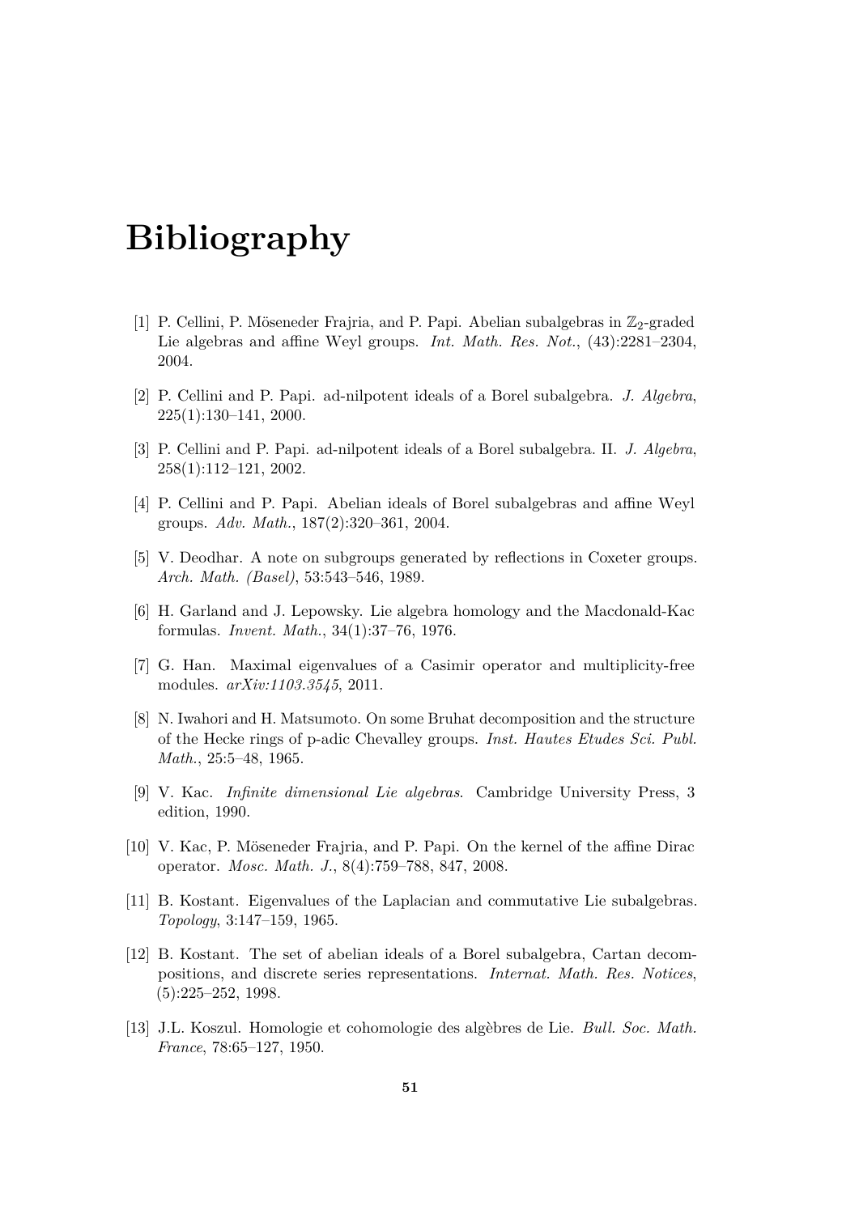# Bibliography

[1] P. Cellini, P. Möseneder Frajria, and P. Papi. Abelian subalgebras in $\mathbb{Z}_2$-graded Lie algebras and affine Weyl groups. *Int. Math. Res. Not.*, (43):2281–2304, 2004.

[2] P. Cellini and P. Papi. ad-nilpotent ideals of a Borel subalgebra. *J. Algebra*, 225(1):130–141, 2000.

[3] P. Cellini and P. Papi. ad-nilpotent ideals of a Borel subalgebra. II. *J. Algebra*, 258(1):112–121, 2002.

[4] P. Cellini and P. Papi. Abelian ideals of Borel subalgebras and affine Weyl groups. *Adv. Math.*, 187(2):320–361, 2004.

[5] V. Deodhar. A note on subgroups generated by reflections in Coxeter groups. *Arch. Math. (Basel)*, 53:543–546, 1989.

[6] H. Garland and J. Lepowsky. Lie algebra homology and the Macdonald-Kac formulas. *Invent. Math.*, 34(1):37–76, 1976.

[7] G. Han. Maximal eigenvalues of a Casimir operator and multiplicity-free modules. *arXiv:1103.3545*, 2011.

[8] N. Iwahori and H. Matsumoto. On some Bruhat decomposition and the structure of the Hecke rings of p-adic Chevalley groups. *Inst. Hautes Etudes Sci. Publ. Math.*, 25:5–48, 1965.

[9] V. Kac. *Infinite dimensional Lie algebras*. Cambridge University Press, 3 edition, 1990.

[10] V. Kac, P. Möseneder Frajria, and P. Papi. On the kernel of the affine Dirac operator. *Mosc. Math. J.*, 8(4):759–788, 847, 2008.

[11] B. Kostant. Eigenvalues of the Laplacian and commutative Lie subalgebras. *Topology*, 3:147–159, 1965.

[12] B. Kostant. The set of abelian ideals of a Borel subalgebra, Cartan decompositions, and discrete series representations. *Internat. Math. Res. Notices*, (5):225–252, 1998.

[13] J.L. Koszul. Homologie et cohomologie des algèbres de Lie. *Bull. Soc. Math. France*, 78:65–127, 1950.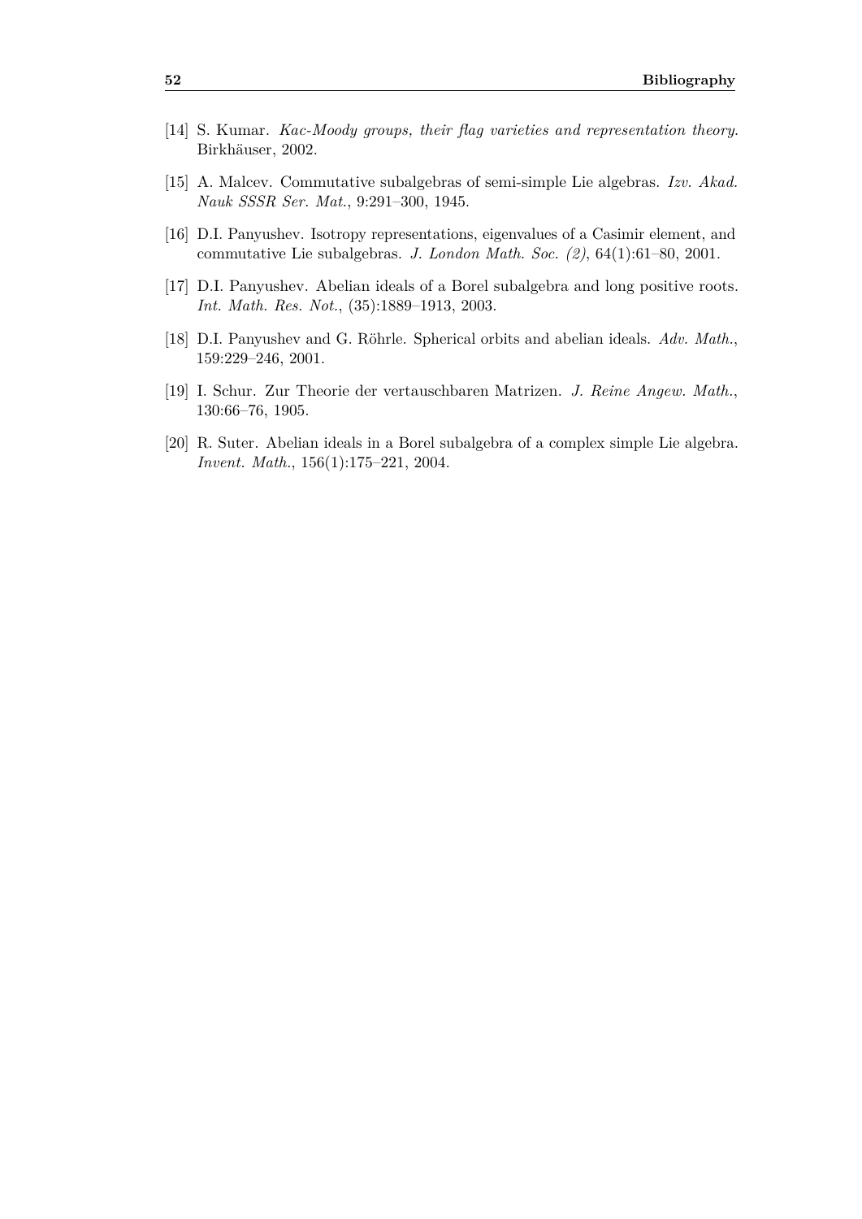[14] S. Kumar. *Kac-Moody groups, their flag varieties and representation theory.* Birkhäuser, 2002.

[15] A. Malcev. Commutative subalgebras of semi-simple Lie algebras. *Izv. Akad. Nauk SSSR Ser. Mat.*, 9:291–300, 1945.

[16] D.I. Panyushev. Isotropy representations, eigenvalues of a Casimir element, and commutative Lie subalgebras. *J. London Math. Soc. (2)*, 64(1):61–80, 2001.

[17] D.I. Panyushev. Abelian ideals of a Borel subalgebra and long positive roots. *Int. Math. Res. Not.*, (35):1889–1913, 2003.

[18] D.I. Panyushev and G. Röhrle. Spherical orbits and abelian ideals. *Adv. Math.*, 159:229–246, 2001.

[19] I. Schur. Zur Theorie der vertauschbaren Matrizen. *J. Reine Angew. Math.*, 130:66–76, 1905.

[20] R. Suter. Abelian ideals in a Borel subalgebra of a complex simple Lie algebra. *Invent. Math.*, 156(1):175–221, 2004.